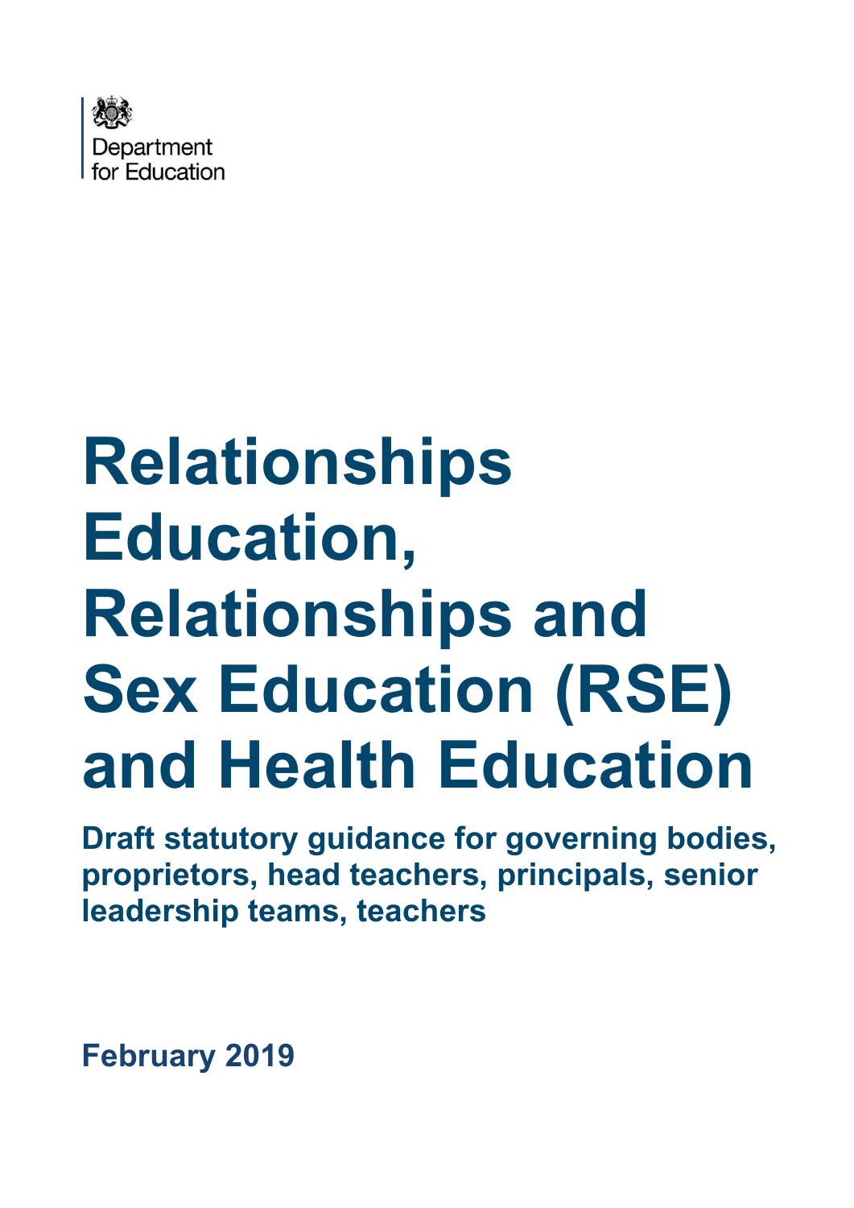Department for Education

# Relationships Education, Relationships and Sex Education (RSE) and Health Education

**Draft statutory guidance for governing bodies, proprietors, head teachers, principals, senior leadership teams, teachers**

**February 2019**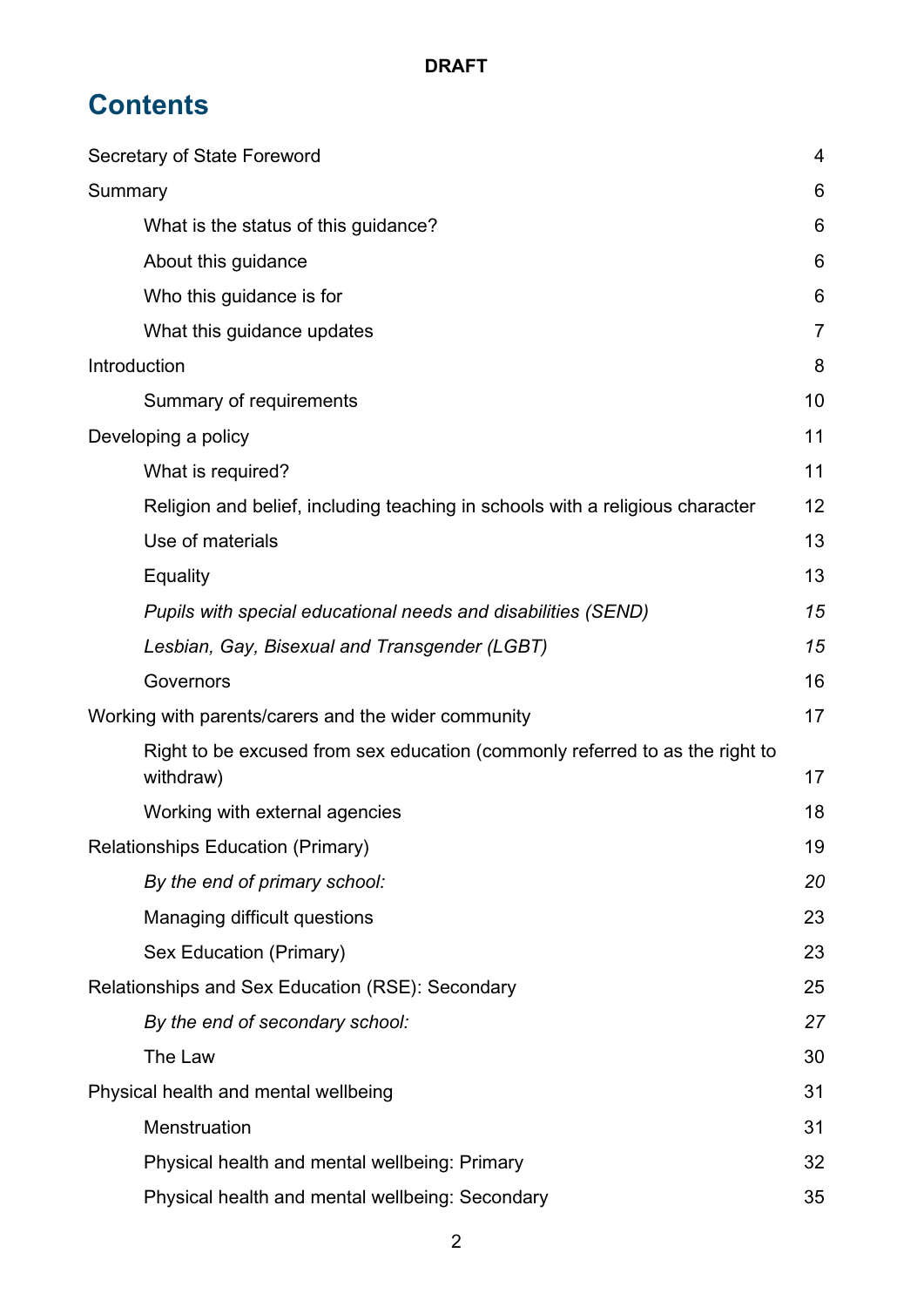**DRAFT**

# Contents

| | |
|---|---|
| Secretary of State Foreword | 4 |
| Summary | 6 |
| What is the status of this guidance? | 6 |
| About this guidance | 6 |
| Who this guidance is for | 6 |
| What this guidance updates | 7 |
| Introduction | 8 |
| Summary of requirements | 10 |
| Developing a policy | 11 |
| What is required? | 11 |
| Religion and belief, including teaching in schools with a religious character | 12 |
| Use of materials | 13 |
| Equality | 13 |
| *Pupils with special educational needs and disabilities (SEND)* | *15* |
| *Lesbian, Gay, Bisexual and Transgender (LGBT)* | *15* |
| Governors | 16 |
| Working with parents/carers and the wider community | 17 |
| Right to be excused from sex education (commonly referred to as the right to withdraw) | 17 |
| Working with external agencies | 18 |
| Relationships Education (Primary) | 19 |
| *By the end of primary school:* | *20* |
| Managing difficult questions | 23 |
| Sex Education (Primary) | 23 |
| Relationships and Sex Education (RSE): Secondary | 25 |
| *By the end of secondary school:* | *27* |
| The Law | 30 |
| Physical health and mental wellbeing | 31 |
| Menstruation | 31 |
| Physical health and mental wellbeing: Primary | 32 |
| Physical health and mental wellbeing: Secondary | 35 |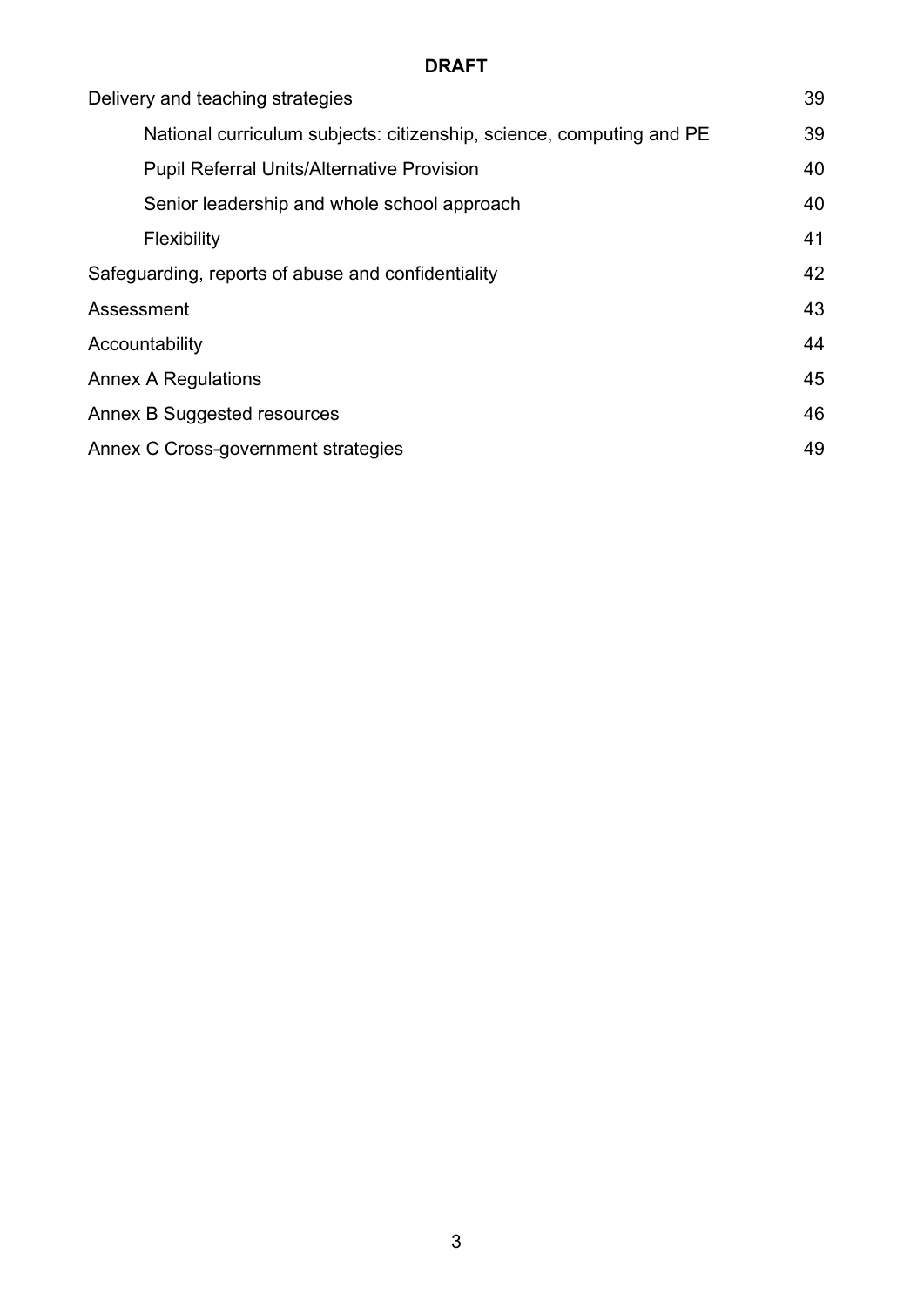**DRAFT**

Delivery and teaching strategies 39

- National curriculum subjects: citizenship, science, computing and PE 39
- Pupil Referral Units/Alternative Provision 40
- Senior leadership and whole school approach 40
- Flexibility 41

Safeguarding, reports of abuse and confidentiality 42

Assessment 43

Accountability 44

Annex A Regulations 45

Annex B Suggested resources 46

Annex C Cross-government strategies 49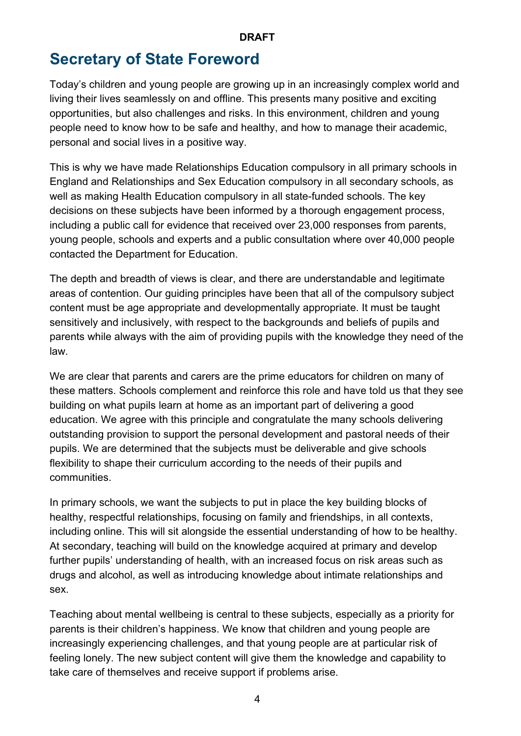# Secretary of State Foreword

Today's children and young people are growing up in an increasingly complex world and living their lives seamlessly on and offline. This presents many positive and exciting opportunities, but also challenges and risks. In this environment, children and young people need to know how to be safe and healthy, and how to manage their academic, personal and social lives in a positive way.

This is why we have made Relationships Education compulsory in all primary schools in England and Relationships and Sex Education compulsory in all secondary schools, as well as making Health Education compulsory in all state-funded schools. The key decisions on these subjects have been informed by a thorough engagement process, including a public call for evidence that received over 23,000 responses from parents, young people, schools and experts and a public consultation where over 40,000 people contacted the Department for Education.

The depth and breadth of views is clear, and there are understandable and legitimate areas of contention. Our guiding principles have been that all of the compulsory subject content must be age appropriate and developmentally appropriate. It must be taught sensitively and inclusively, with respect to the backgrounds and beliefs of pupils and parents while always with the aim of providing pupils with the knowledge they need of the law.

We are clear that parents and carers are the prime educators for children on many of these matters. Schools complement and reinforce this role and have told us that they see building on what pupils learn at home as an important part of delivering a good education. We agree with this principle and congratulate the many schools delivering outstanding provision to support the personal development and pastoral needs of their pupils. We are determined that the subjects must be deliverable and give schools flexibility to shape their curriculum according to the needs of their pupils and communities.

In primary schools, we want the subjects to put in place the key building blocks of healthy, respectful relationships, focusing on family and friendships, in all contexts, including online. This will sit alongside the essential understanding of how to be healthy. At secondary, teaching will build on the knowledge acquired at primary and develop further pupils' understanding of health, with an increased focus on risk areas such as drugs and alcohol, as well as introducing knowledge about intimate relationships and sex.

Teaching about mental wellbeing is central to these subjects, especially as a priority for parents is their children's happiness. We know that children and young people are increasingly experiencing challenges, and that young people are at particular risk of feeling lonely. The new subject content will give them the knowledge and capability to take care of themselves and receive support if problems arise.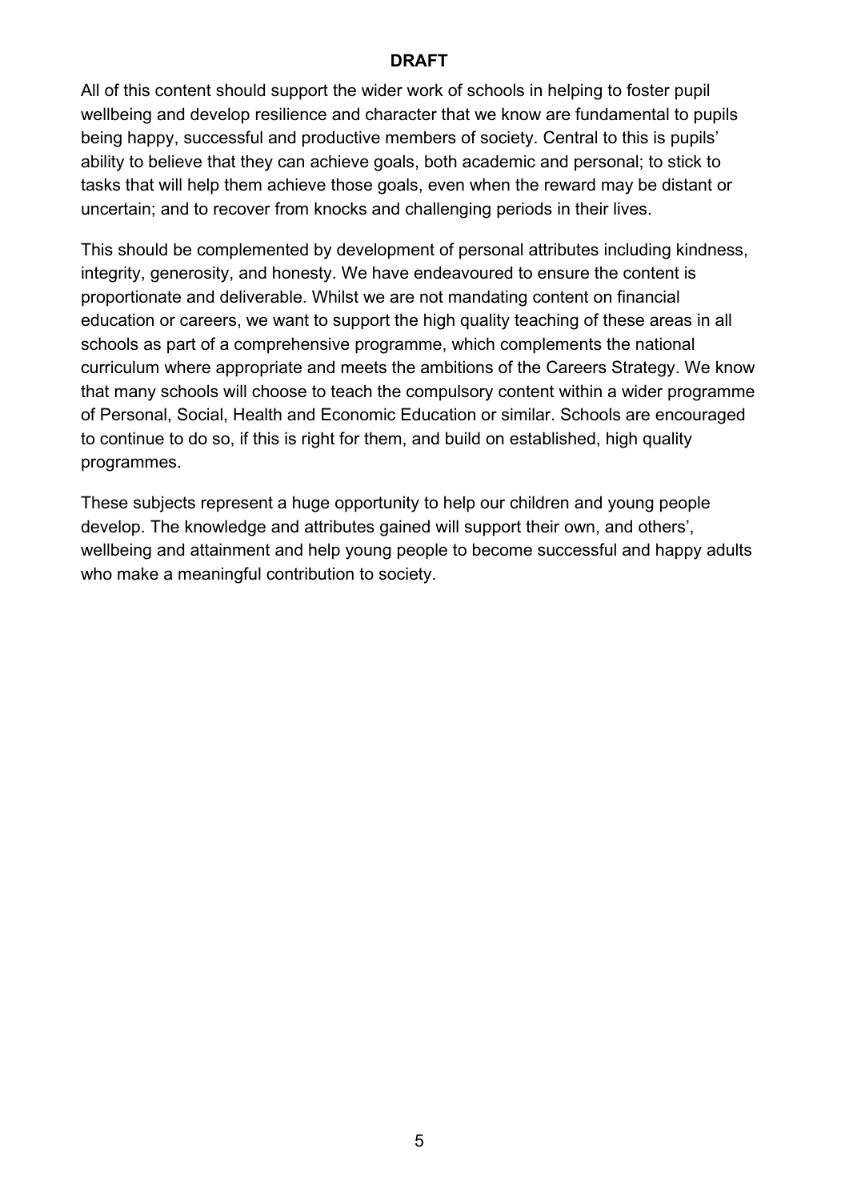All of this content should support the wider work of schools in helping to foster pupil wellbeing and develop resilience and character that we know are fundamental to pupils being happy, successful and productive members of society. Central to this is pupils' ability to believe that they can achieve goals, both academic and personal; to stick to tasks that will help them achieve those goals, even when the reward may be distant or uncertain; and to recover from knocks and challenging periods in their lives.

This should be complemented by development of personal attributes including kindness, integrity, generosity, and honesty. We have endeavoured to ensure the content is proportionate and deliverable. Whilst we are not mandating content on financial education or careers, we want to support the high quality teaching of these areas in all schools as part of a comprehensive programme, which complements the national curriculum where appropriate and meets the ambitions of the Careers Strategy. We know that many schools will choose to teach the compulsory content within a wider programme of Personal, Social, Health and Economic Education or similar. Schools are encouraged to continue to do so, if this is right for them, and build on established, high quality programmes.

These subjects represent a huge opportunity to help our children and young people develop. The knowledge and attributes gained will support their own, and others', wellbeing and attainment and help young people to become successful and happy adults who make a meaningful contribution to society.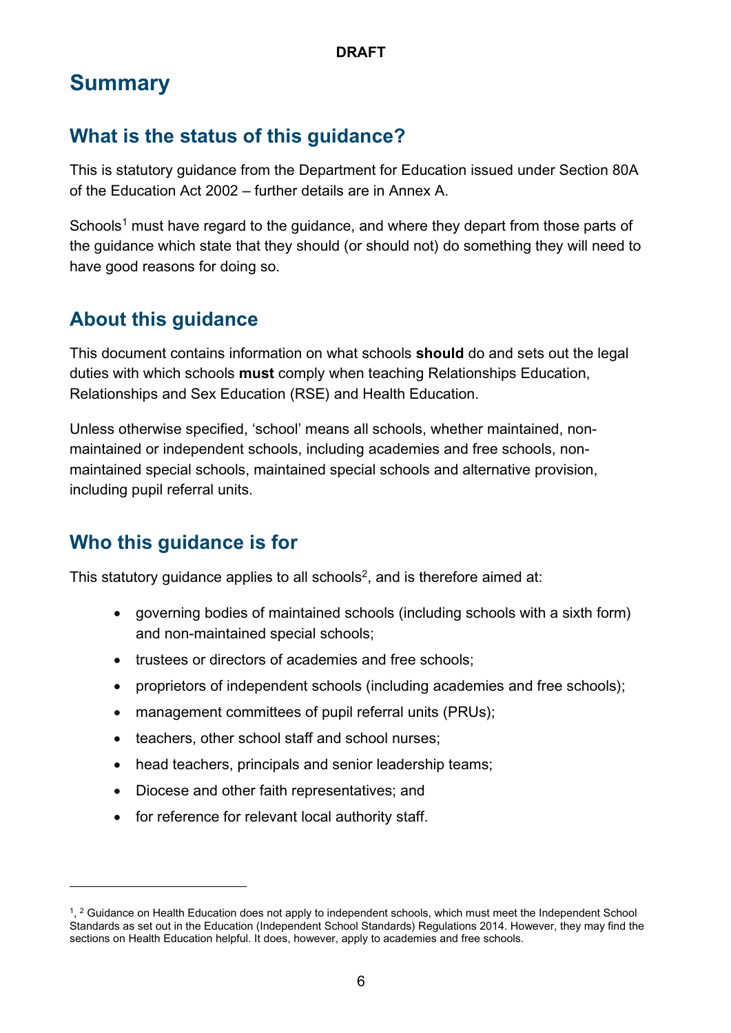# Summary

## What is the status of this guidance?

This is statutory guidance from the Department for Education issued under Section 80A of the Education Act 2002 – further details are in Annex A.

Schools[1] must have regard to the guidance, and where they depart from those parts of the guidance which state that they should (or should not) do something they will need to have good reasons for doing so.

## About this guidance

This document contains information on what schools **should** do and sets out the legal duties with which schools **must** comply when teaching Relationships Education, Relationships and Sex Education (RSE) and Health Education.

Unless otherwise specified, 'school' means all schools, whether maintained, non-maintained or independent schools, including academies and free schools, non-maintained special schools, maintained special schools and alternative provision, including pupil referral units.

## Who this guidance is for

This statutory guidance applies to all schools[2], and is therefore aimed at:

- governing bodies of maintained schools (including schools with a sixth form) and non-maintained special schools;
- trustees or directors of academies and free schools;
- proprietors of independent schools (including academies and free schools);
- management committees of pupil referral units (PRUs);
- teachers, other school staff and school nurses;
- head teachers, principals and senior leadership teams;
- Diocese and other faith representatives; and
- for reference for relevant local authority staff.

---

[1], [2] Guidance on Health Education does not apply to independent schools, which must meet the Independent School Standards as set out in the Education (Independent School Standards) Regulations 2014. However, they may find the sections on Health Education helpful. It does, however, apply to academies and free schools.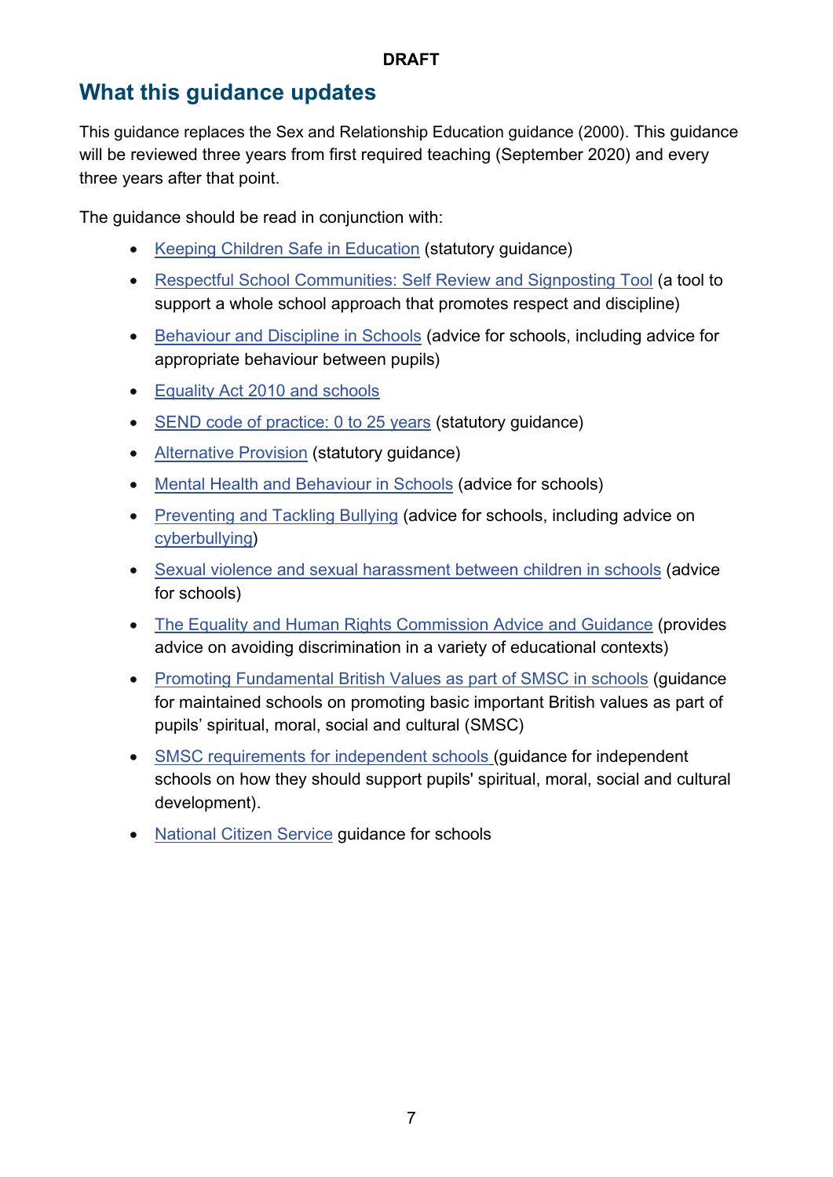DRAFT

## What this guidance updates

This guidance replaces the Sex and Relationship Education guidance (2000). This guidance will be reviewed three years from first required teaching (September 2020) and every three years after that point.

The guidance should be read in conjunction with:

- Keeping Children Safe in Education (statutory guidance)
- Respectful School Communities: Self Review and Signposting Tool (a tool to support a whole school approach that promotes respect and discipline)
- Behaviour and Discipline in Schools (advice for schools, including advice for appropriate behaviour between pupils)
- Equality Act 2010 and schools
- SEND code of practice: 0 to 25 years (statutory guidance)
- Alternative Provision (statutory guidance)
- Mental Health and Behaviour in Schools (advice for schools)
- Preventing and Tackling Bullying (advice for schools, including advice on cyberbullying)
- Sexual violence and sexual harassment between children in schools (advice for schools)
- The Equality and Human Rights Commission Advice and Guidance (provides advice on avoiding discrimination in a variety of educational contexts)
- Promoting Fundamental British Values as part of SMSC in schools (guidance for maintained schools on promoting basic important British values as part of pupils' spiritual, moral, social and cultural (SMSC)
- SMSC requirements for independent schools (guidance for independent schools on how they should support pupils' spiritual, moral, social and cultural development).
- National Citizen Service guidance for schools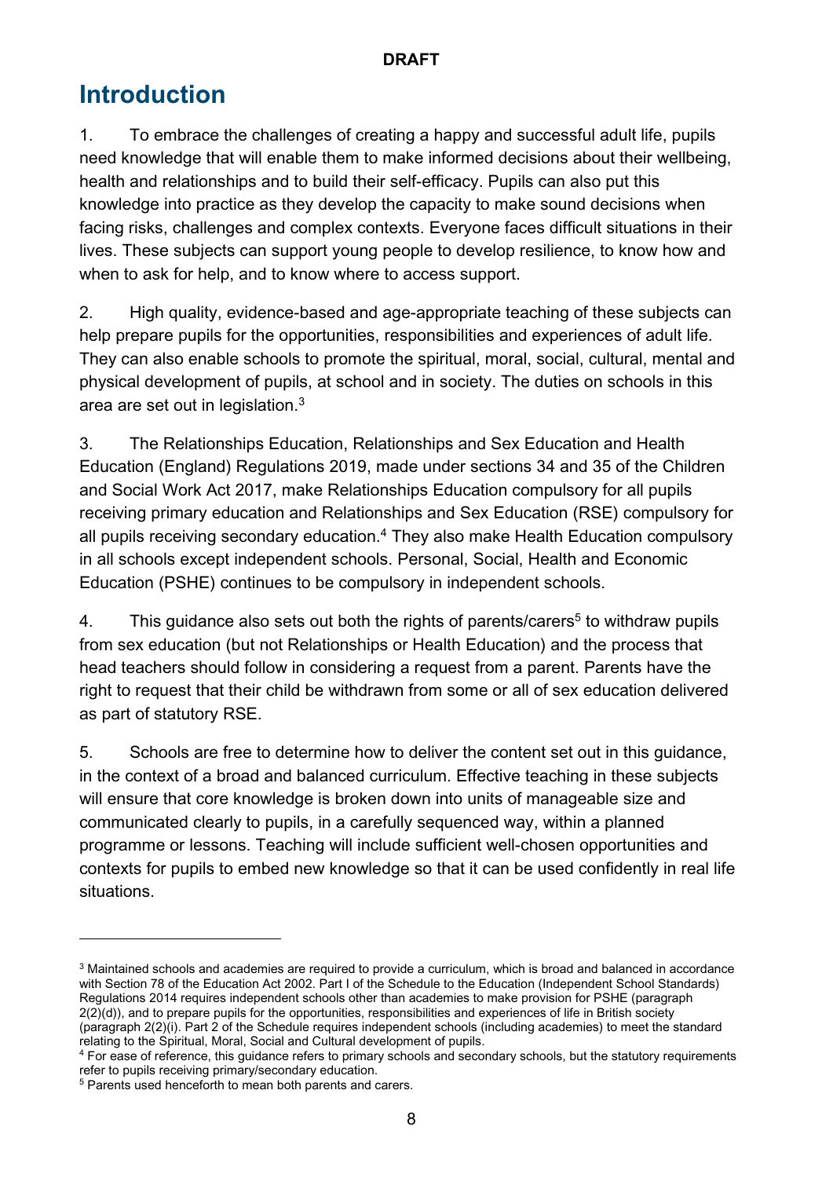# Introduction

1. To embrace the challenges of creating a happy and successful adult life, pupils need knowledge that will enable them to make informed decisions about their wellbeing, health and relationships and to build their self-efficacy. Pupils can also put this knowledge into practice as they develop the capacity to make sound decisions when facing risks, challenges and complex contexts. Everyone faces difficult situations in their lives. These subjects can support young people to develop resilience, to know how and when to ask for help, and to know where to access support.

2. High quality, evidence-based and age-appropriate teaching of these subjects can help prepare pupils for the opportunities, responsibilities and experiences of adult life. They can also enable schools to promote the spiritual, moral, social, cultural, mental and physical development of pupils, at school and in society. The duties on schools in this area are set out in legislation.[3]

3. The Relationships Education, Relationships and Sex Education and Health Education (England) Regulations 2019, made under sections 34 and 35 of the Children and Social Work Act 2017, make Relationships Education compulsory for all pupils receiving primary education and Relationships and Sex Education (RSE) compulsory for all pupils receiving secondary education.[4] They also make Health Education compulsory in all schools except independent schools. Personal, Social, Health and Economic Education (PSHE) continues to be compulsory in independent schools.

4. This guidance also sets out both the rights of parents/carers[5] to withdraw pupils from sex education (but not Relationships or Health Education) and the process that head teachers should follow in considering a request from a parent. Parents have the right to request that their child be withdrawn from some or all of sex education delivered as part of statutory RSE.

5. Schools are free to determine how to deliver the content set out in this guidance, in the context of a broad and balanced curriculum. Effective teaching in these subjects will ensure that core knowledge is broken down into units of manageable size and communicated clearly to pupils, in a carefully sequenced way, within a planned programme or lessons. Teaching will include sufficient well-chosen opportunities and contexts for pupils to embed new knowledge so that it can be used confidently in real life situations.

---

[3] Maintained schools and academies are required to provide a curriculum, which is broad and balanced in accordance with Section 78 of the Education Act 2002. Part I of the Schedule to the Education (Independent School Standards) Regulations 2014 requires independent schools other than academies to make provision for PSHE (paragraph 2(2)(d)), and to prepare pupils for the opportunities, responsibilities and experiences of life in British society (paragraph 2(2)(i). Part 2 of the Schedule requires independent schools (including academies) to meet the standard relating to the Spiritual, Moral, Social and Cultural development of pupils.

[4] For ease of reference, this guidance refers to primary schools and secondary schools, but the statutory requirements refer to pupils receiving primary/secondary education.

[5] Parents used henceforth to mean both parents and carers.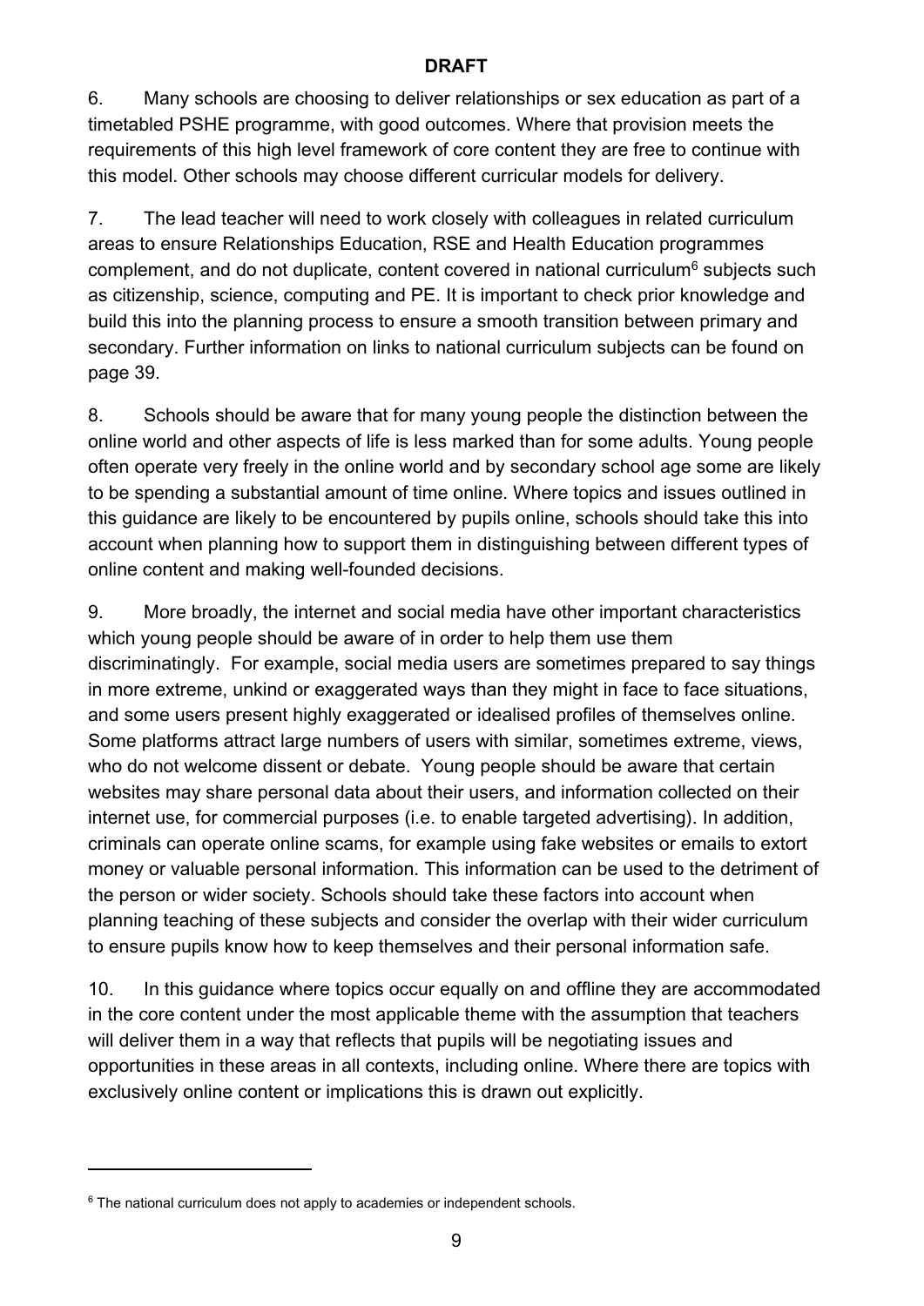6. Many schools are choosing to deliver relationships or sex education as part of a timetabled PSHE programme, with good outcomes. Where that provision meets the requirements of this high level framework of core content they are free to continue with this model. Other schools may choose different curricular models for delivery.

7. The lead teacher will need to work closely with colleagues in related curriculum areas to ensure Relationships Education, RSE and Health Education programmes complement, and do not duplicate, content covered in national curriculum[6] subjects such as citizenship, science, computing and PE. It is important to check prior knowledge and build this into the planning process to ensure a smooth transition between primary and secondary. Further information on links to national curriculum subjects can be found on page 39.

8. Schools should be aware that for many young people the distinction between the online world and other aspects of life is less marked than for some adults. Young people often operate very freely in the online world and by secondary school age some are likely to be spending a substantial amount of time online. Where topics and issues outlined in this guidance are likely to be encountered by pupils online, schools should take this into account when planning how to support them in distinguishing between different types of online content and making well-founded decisions.

9. More broadly, the internet and social media have other important characteristics which young people should be aware of in order to help them use them discriminatingly. For example, social media users are sometimes prepared to say things in more extreme, unkind or exaggerated ways than they might in face to face situations, and some users present highly exaggerated or idealised profiles of themselves online. Some platforms attract large numbers of users with similar, sometimes extreme, views, who do not welcome dissent or debate. Young people should be aware that certain websites may share personal data about their users, and information collected on their internet use, for commercial purposes (i.e. to enable targeted advertising). In addition, criminals can operate online scams, for example using fake websites or emails to extort money or valuable personal information. This information can be used to the detriment of the person or wider society. Schools should take these factors into account when planning teaching of these subjects and consider the overlap with their wider curriculum to ensure pupils know how to keep themselves and their personal information safe.

10. In this guidance where topics occur equally on and offline they are accommodated in the core content under the most applicable theme with the assumption that teachers will deliver them in a way that reflects that pupils will be negotiating issues and opportunities in these areas in all contexts, including online. Where there are topics with exclusively online content or implications this is drawn out explicitly.

---

[6] The national curriculum does not apply to academies or independent schools.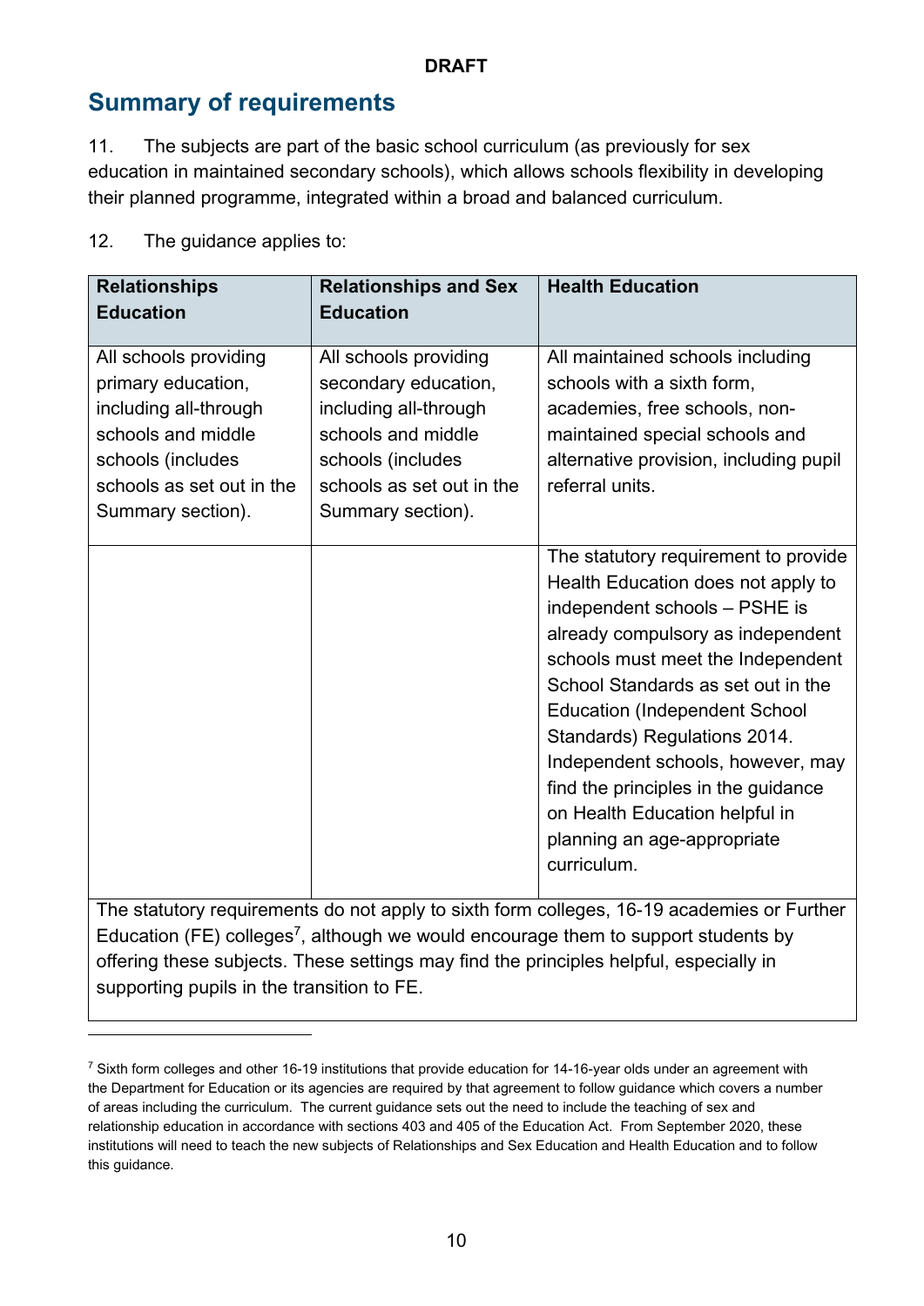## Summary of requirements

11. The subjects are part of the basic school curriculum (as previously for sex education in maintained secondary schools), which allows schools flexibility in developing their planned programme, integrated within a broad and balanced curriculum.

12. The guidance applies to:

| Relationships Education | Relationships and Sex Education | Health Education |
|---|---|---|
| All schools providing primary education, including all-through schools and middle schools (includes schools as set out in the Summary section). | All schools providing secondary education, including all-through schools and middle schools (includes schools as set out in the Summary section). | All maintained schools including schools with a sixth form, academies, free schools, non-maintained special schools and alternative provision, including pupil referral units. |
| | | The statutory requirement to provide Health Education does not apply to independent schools – PSHE is already compulsory as independent schools must meet the Independent School Standards as set out in the Education (Independent School Standards) Regulations 2014. Independent schools, however, may find the principles in the guidance on Health Education helpful in planning an age-appropriate curriculum. |
| The statutory requirements do not apply to sixth form colleges, 16-19 academies or Further Education (FE) colleges[7], although we would encourage them to support students by offering these subjects. These settings may find the principles helpful, especially in supporting pupils in the transition to FE. | | |

[7] Sixth form colleges and other 16-19 institutions that provide education for 14-16-year olds under an agreement with the Department for Education or its agencies are required by that agreement to follow guidance which covers a number of areas including the curriculum. The current guidance sets out the need to include the teaching of sex and relationship education in accordance with sections 403 and 405 of the Education Act. From September 2020, these institutions will need to teach the new subjects of Relationships and Sex Education and Health Education and to follow this guidance.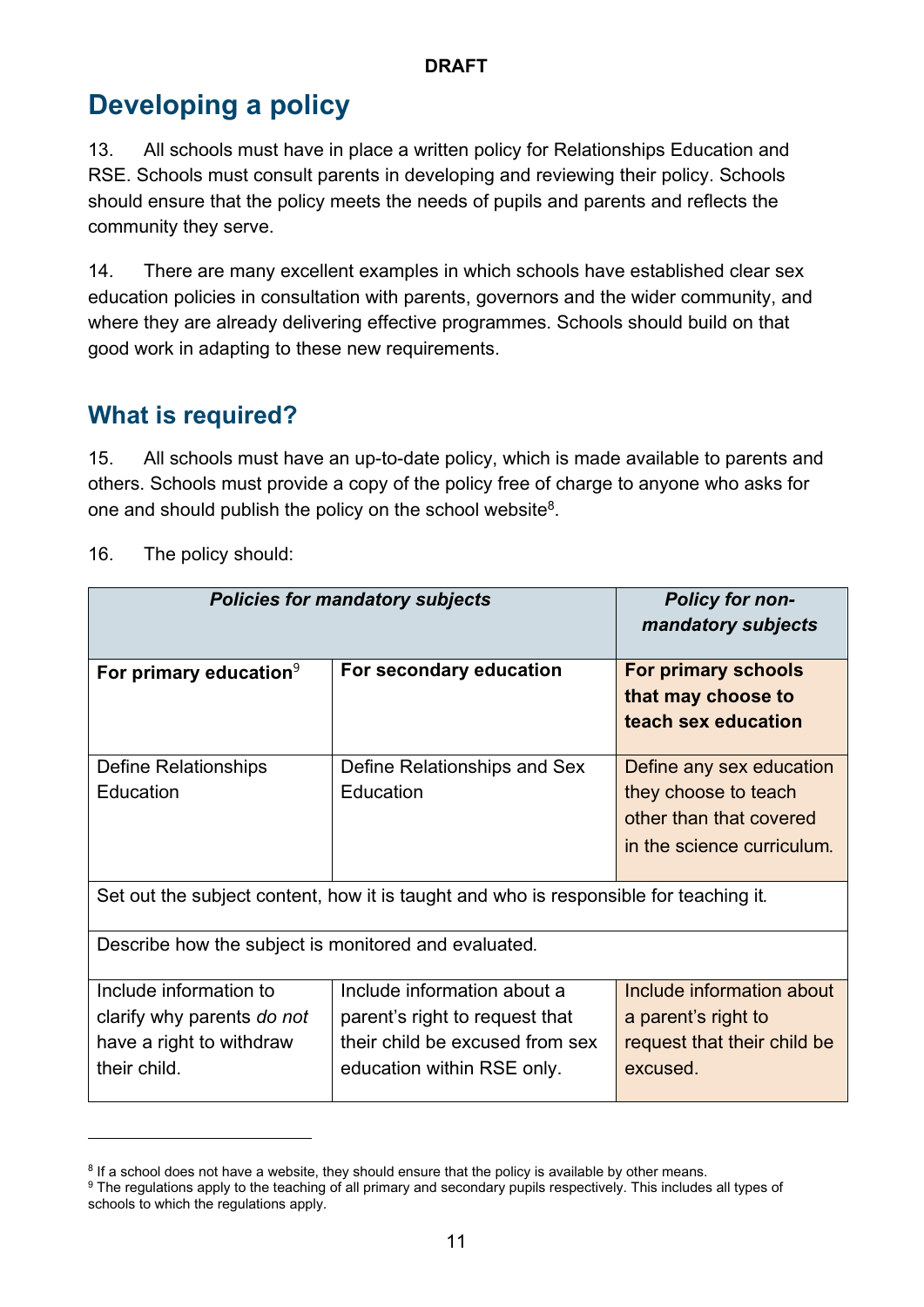DRAFT

# Developing a policy

13. All schools must have in place a written policy for Relationships Education and RSE. Schools must consult parents in developing and reviewing their policy. Schools should ensure that the policy meets the needs of pupils and parents and reflects the community they serve.

14. There are many excellent examples in which schools have established clear sex education policies in consultation with parents, governors and the wider community, and where they are already delivering effective programmes. Schools should build on that good work in adapting to these new requirements.

## What is required?

15. All schools must have an up-to-date policy, which is made available to parents and others. Schools must provide a copy of the policy free of charge to anyone who asks for one and should publish the policy on the school website[8].

16. The policy should:

| ***Policies for mandatory subjects*** | | ***Policy for non-mandatory subjects*** |
|---|---|---|
| **For primary education**[9] | **For secondary education** | **For primary schools that may choose to teach sex education** |
| Define Relationships Education | Define Relationships and Sex Education | Define any sex education they choose to teach other than that covered in the science curriculum. |
| Set out the subject content, how it is taught and who is responsible for teaching it. | | |
| Describe how the subject is monitored and evaluated. | | |
| Include information to clarify why parents *do not* have a right to withdraw their child. | Include information about a parent's right to request that their child be excused from sex education within RSE only. | Include information about a parent's right to request that their child be excused. |

[8] If a school does not have a website, they should ensure that the policy is available by other means.

[9] The regulations apply to the teaching of all primary and secondary pupils respectively. This includes all types of schools to which the regulations apply.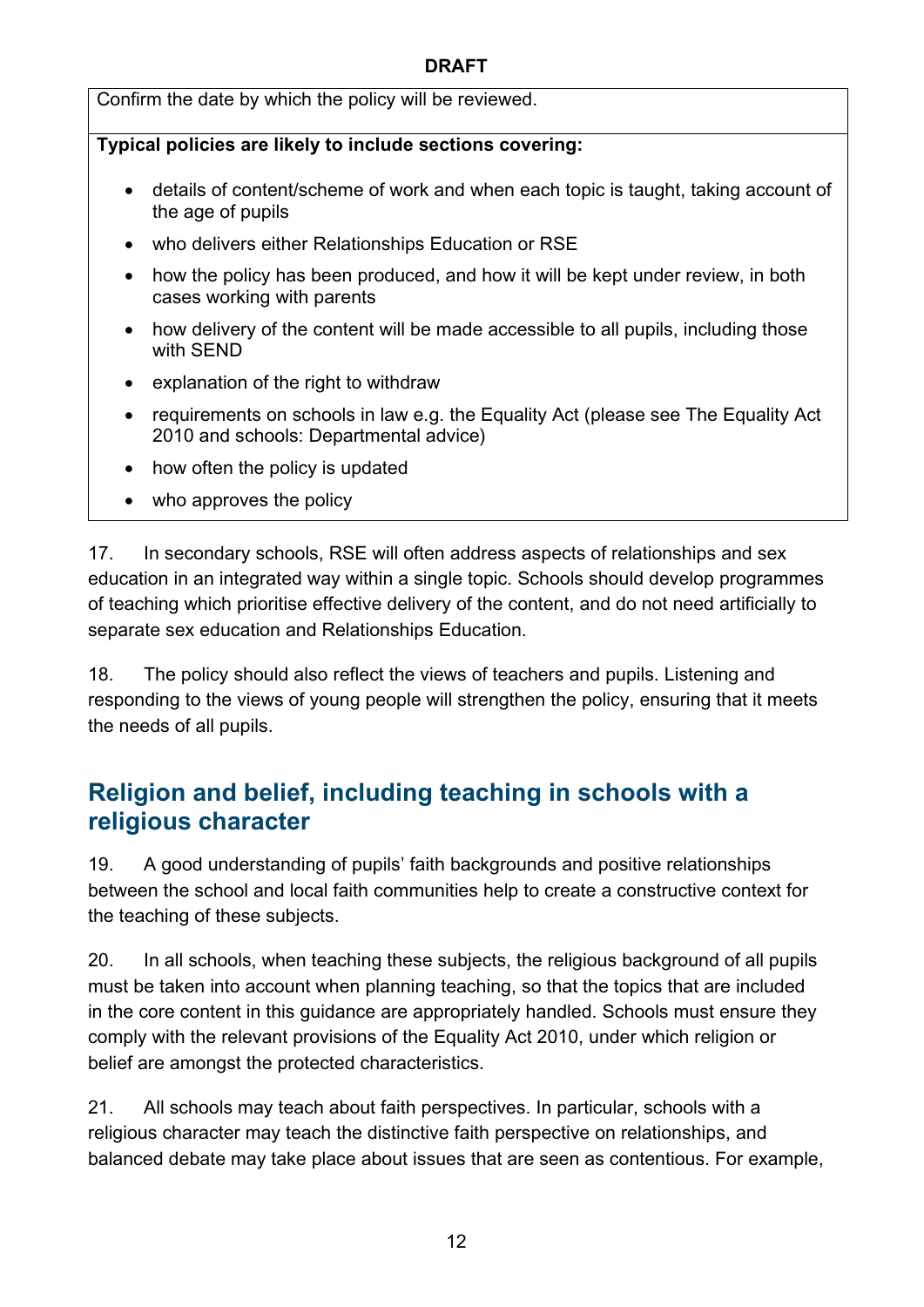Confirm the date by which the policy will be reviewed.

**Typical policies are likely to include sections covering:**

- details of content/scheme of work and when each topic is taught, taking account of the age of pupils
- who delivers either Relationships Education or RSE
- how the policy has been produced, and how it will be kept under review, in both cases working with parents
- how delivery of the content will be made accessible to all pupils, including those with SEND
- explanation of the right to withdraw
- requirements on schools in law e.g. the Equality Act (please see The Equality Act 2010 and schools: Departmental advice)
- how often the policy is updated
- who approves the policy

17. In secondary schools, RSE will often address aspects of relationships and sex education in an integrated way within a single topic. Schools should develop programmes of teaching which prioritise effective delivery of the content, and do not need artificially to separate sex education and Relationships Education.

18. The policy should also reflect the views of teachers and pupils. Listening and responding to the views of young people will strengthen the policy, ensuring that it meets the needs of all pupils.

## Religion and belief, including teaching in schools with a religious character

19. A good understanding of pupils' faith backgrounds and positive relationships between the school and local faith communities help to create a constructive context for the teaching of these subjects.

20. In all schools, when teaching these subjects, the religious background of all pupils must be taken into account when planning teaching, so that the topics that are included in the core content in this guidance are appropriately handled. Schools must ensure they comply with the relevant provisions of the Equality Act 2010, under which religion or belief are amongst the protected characteristics.

21. All schools may teach about faith perspectives. In particular, schools with a religious character may teach the distinctive faith perspective on relationships, and balanced debate may take place about issues that are seen as contentious. For example,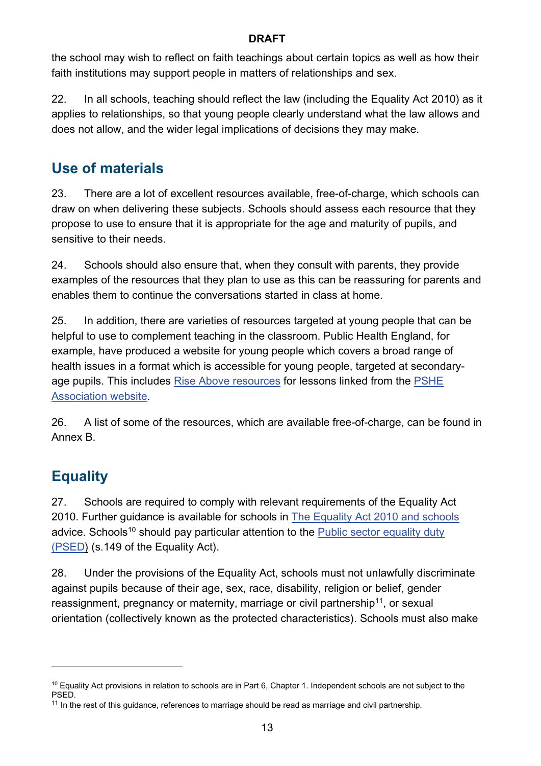the school may wish to reflect on faith teachings about certain topics as well as how their faith institutions may support people in matters of relationships and sex.

22. In all schools, teaching should reflect the law (including the Equality Act 2010) as it applies to relationships, so that young people clearly understand what the law allows and does not allow, and the wider legal implications of decisions they may make.

## Use of materials

23. There are a lot of excellent resources available, free-of-charge, which schools can draw on when delivering these subjects. Schools should assess each resource that they propose to use to ensure that it is appropriate for the age and maturity of pupils, and sensitive to their needs.

24. Schools should also ensure that, when they consult with parents, they provide examples of the resources that they plan to use as this can be reassuring for parents and enables them to continue the conversations started in class at home.

25. In addition, there are varieties of resources targeted at young people that can be helpful to use to complement teaching in the classroom. Public Health England, for example, have produced a website for young people which covers a broad range of health issues in a format which is accessible for young people, targeted at secondary-age pupils. This includes Rise Above resources for lessons linked from the PSHE Association website.

26. A list of some of the resources, which are available free-of-charge, can be found in Annex B.

## Equality

27. Schools are required to comply with relevant requirements of the Equality Act 2010. Further guidance is available for schools in The Equality Act 2010 and schools advice. Schools[10] should pay particular attention to the Public sector equality duty (PSED) (s.149 of the Equality Act).

28. Under the provisions of the Equality Act, schools must not unlawfully discriminate against pupils because of their age, sex, race, disability, religion or belief, gender reassignment, pregnancy or maternity, marriage or civil partnership[11], or sexual orientation (collectively known as the protected characteristics). Schools must also make

---

[10] Equality Act provisions in relation to schools are in Part 6, Chapter 1. Independent schools are not subject to the PSED.

[11] In the rest of this guidance, references to marriage should be read as marriage and civil partnership.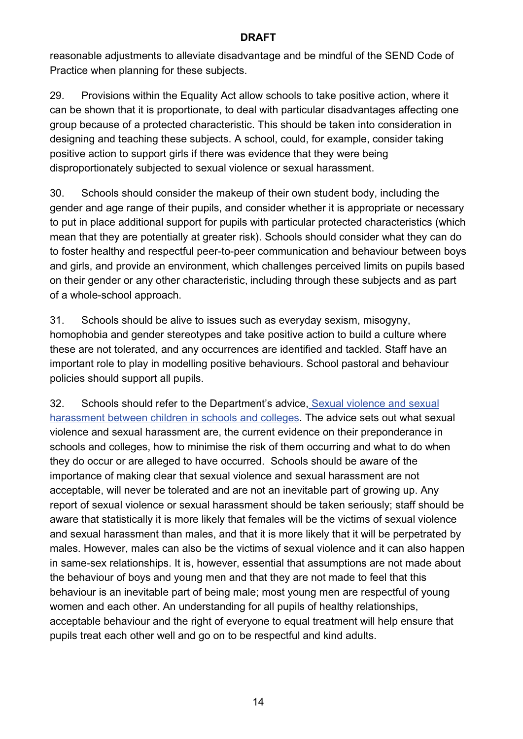reasonable adjustments to alleviate disadvantage and be mindful of the SEND Code of Practice when planning for these subjects.

29. Provisions within the Equality Act allow schools to take positive action, where it can be shown that it is proportionate, to deal with particular disadvantages affecting one group because of a protected characteristic. This should be taken into consideration in designing and teaching these subjects. A school, could, for example, consider taking positive action to support girls if there was evidence that they were being disproportionately subjected to sexual violence or sexual harassment.

30. Schools should consider the makeup of their own student body, including the gender and age range of their pupils, and consider whether it is appropriate or necessary to put in place additional support for pupils with particular protected characteristics (which mean that they are potentially at greater risk). Schools should consider what they can do to foster healthy and respectful peer-to-peer communication and behaviour between boys and girls, and provide an environment, which challenges perceived limits on pupils based on their gender or any other characteristic, including through these subjects and as part of a whole-school approach.

31. Schools should be alive to issues such as everyday sexism, misogyny, homophobia and gender stereotypes and take positive action to build a culture where these are not tolerated, and any occurrences are identified and tackled. Staff have an important role to play in modelling positive behaviours. School pastoral and behaviour policies should support all pupils.

32. Schools should refer to the Department's advice, Sexual violence and sexual harassment between children in schools and colleges. The advice sets out what sexual violence and sexual harassment are, the current evidence on their preponderance in schools and colleges, how to minimise the risk of them occurring and what to do when they do occur or are alleged to have occurred. Schools should be aware of the importance of making clear that sexual violence and sexual harassment are not acceptable, will never be tolerated and are not an inevitable part of growing up. Any report of sexual violence or sexual harassment should be taken seriously; staff should be aware that statistically it is more likely that females will be the victims of sexual violence and sexual harassment than males, and that it is more likely that it will be perpetrated by males. However, males can also be the victims of sexual violence and it can also happen in same-sex relationships. It is, however, essential that assumptions are not made about the behaviour of boys and young men and that they are not made to feel that this behaviour is an inevitable part of being male; most young men are respectful of young women and each other. An understanding for all pupils of healthy relationships, acceptable behaviour and the right of everyone to equal treatment will help ensure that pupils treat each other well and go on to be respectful and kind adults.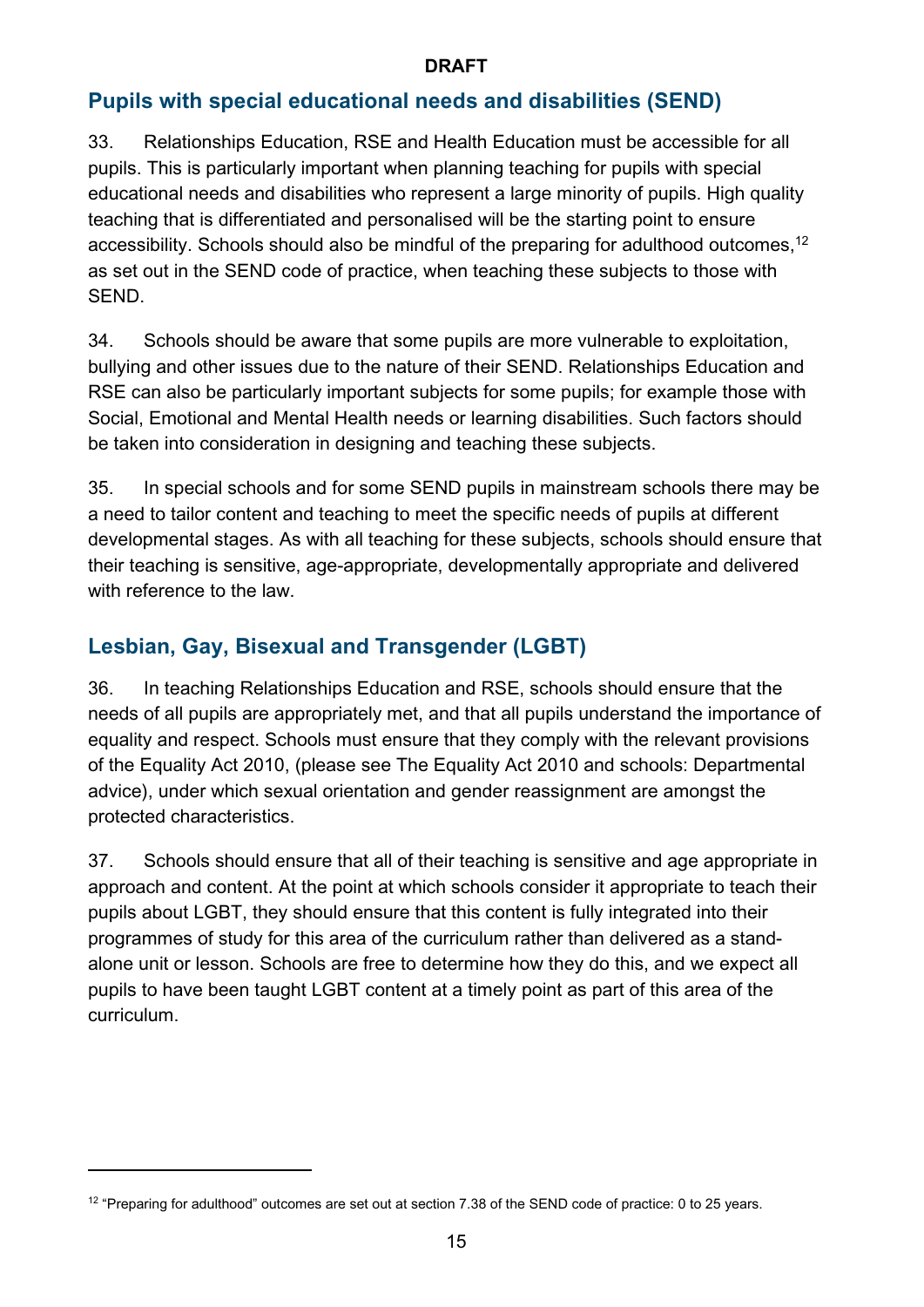## Pupils with special educational needs and disabilities (SEND)

33. Relationships Education, RSE and Health Education must be accessible for all pupils. This is particularly important when planning teaching for pupils with special educational needs and disabilities who represent a large minority of pupils. High quality teaching that is differentiated and personalised will be the starting point to ensure accessibility. Schools should also be mindful of the preparing for adulthood outcomes,[12] as set out in the SEND code of practice, when teaching these subjects to those with SEND.

34. Schools should be aware that some pupils are more vulnerable to exploitation, bullying and other issues due to the nature of their SEND. Relationships Education and RSE can also be particularly important subjects for some pupils; for example those with Social, Emotional and Mental Health needs or learning disabilities. Such factors should be taken into consideration in designing and teaching these subjects.

35. In special schools and for some SEND pupils in mainstream schools there may be a need to tailor content and teaching to meet the specific needs of pupils at different developmental stages. As with all teaching for these subjects, schools should ensure that their teaching is sensitive, age-appropriate, developmentally appropriate and delivered with reference to the law.

## Lesbian, Gay, Bisexual and Transgender (LGBT)

36. In teaching Relationships Education and RSE, schools should ensure that the needs of all pupils are appropriately met, and that all pupils understand the importance of equality and respect. Schools must ensure that they comply with the relevant provisions of the Equality Act 2010, (please see The Equality Act 2010 and schools: Departmental advice), under which sexual orientation and gender reassignment are amongst the protected characteristics.

37. Schools should ensure that all of their teaching is sensitive and age appropriate in approach and content. At the point at which schools consider it appropriate to teach their pupils about LGBT, they should ensure that this content is fully integrated into their programmes of study for this area of the curriculum rather than delivered as a stand-alone unit or lesson. Schools are free to determine how they do this, and we expect all pupils to have been taught LGBT content at a timely point as part of this area of the curriculum.

---

[12] "Preparing for adulthood" outcomes are set out at section 7.38 of the SEND code of practice: 0 to 25 years.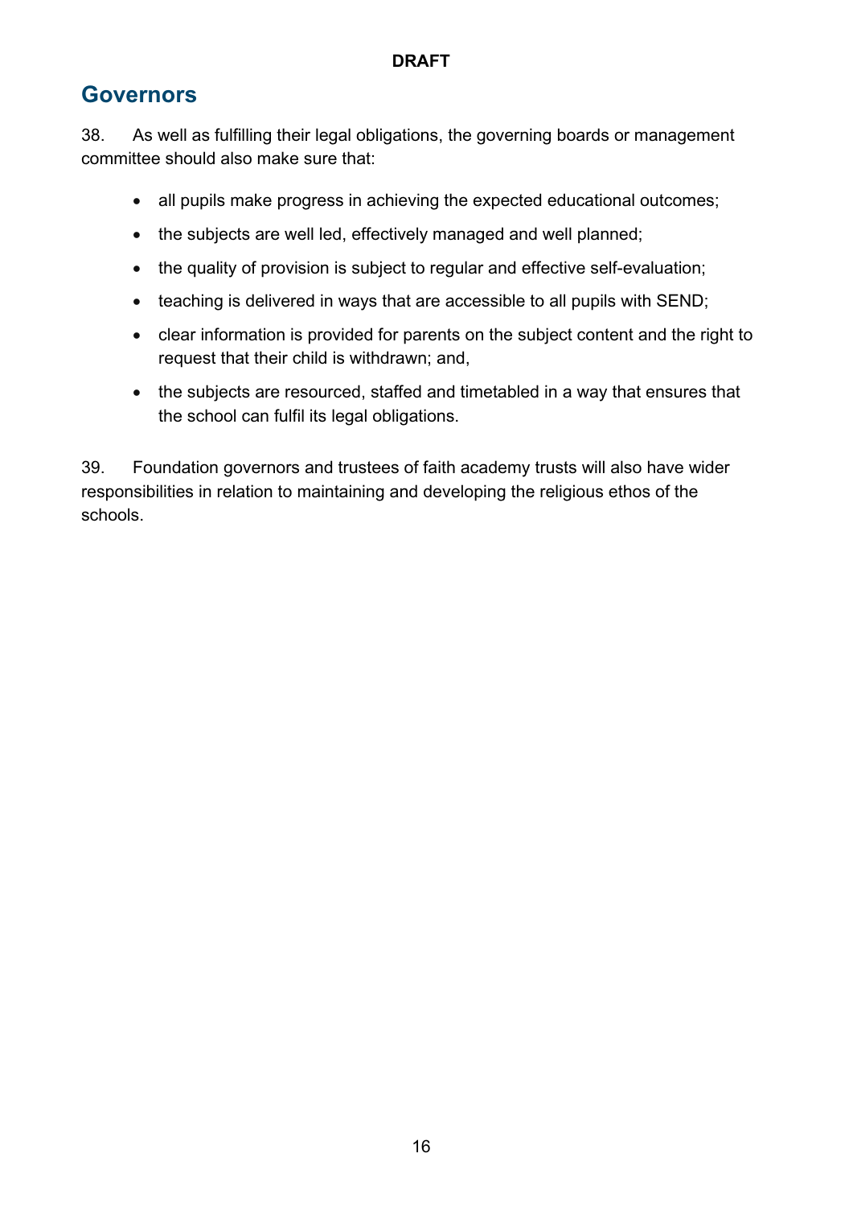## Governors

38. As well as fulfilling their legal obligations, the governing boards or management committee should also make sure that:

- all pupils make progress in achieving the expected educational outcomes;
- the subjects are well led, effectively managed and well planned;
- the quality of provision is subject to regular and effective self-evaluation;
- teaching is delivered in ways that are accessible to all pupils with SEND;
- clear information is provided for parents on the subject content and the right to request that their child is withdrawn; and,
- the subjects are resourced, staffed and timetabled in a way that ensures that the school can fulfil its legal obligations.

39. Foundation governors and trustees of faith academy trusts will also have wider responsibilities in relation to maintaining and developing the religious ethos of the schools.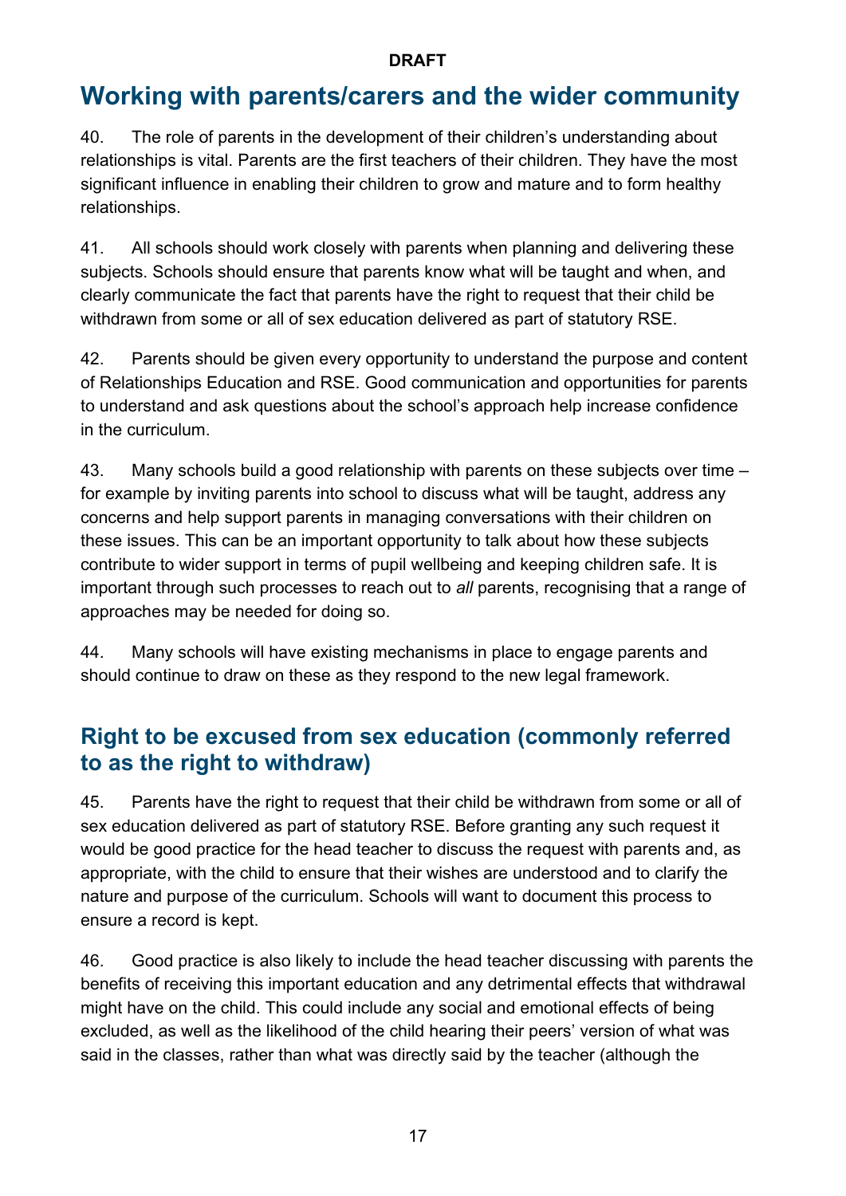## Working with parents/carers and the wider community

40. The role of parents in the development of their children's understanding about relationships is vital. Parents are the first teachers of their children. They have the most significant influence in enabling their children to grow and mature and to form healthy relationships.

41. All schools should work closely with parents when planning and delivering these subjects. Schools should ensure that parents know what will be taught and when, and clearly communicate the fact that parents have the right to request that their child be withdrawn from some or all of sex education delivered as part of statutory RSE.

42. Parents should be given every opportunity to understand the purpose and content of Relationships Education and RSE. Good communication and opportunities for parents to understand and ask questions about the school's approach help increase confidence in the curriculum.

43. Many schools build a good relationship with parents on these subjects over time – for example by inviting parents into school to discuss what will be taught, address any concerns and help support parents in managing conversations with their children on these issues. This can be an important opportunity to talk about how these subjects contribute to wider support in terms of pupil wellbeing and keeping children safe. It is important through such processes to reach out to *all* parents, recognising that a range of approaches may be needed for doing so.

44. Many schools will have existing mechanisms in place to engage parents and should continue to draw on these as they respond to the new legal framework.

## Right to be excused from sex education (commonly referred to as the right to withdraw)

45. Parents have the right to request that their child be withdrawn from some or all of sex education delivered as part of statutory RSE. Before granting any such request it would be good practice for the head teacher to discuss the request with parents and, as appropriate, with the child to ensure that their wishes are understood and to clarify the nature and purpose of the curriculum. Schools will want to document this process to ensure a record is kept.

46. Good practice is also likely to include the head teacher discussing with parents the benefits of receiving this important education and any detrimental effects that withdrawal might have on the child. This could include any social and emotional effects of being excluded, as well as the likelihood of the child hearing their peers' version of what was said in the classes, rather than what was directly said by the teacher (although the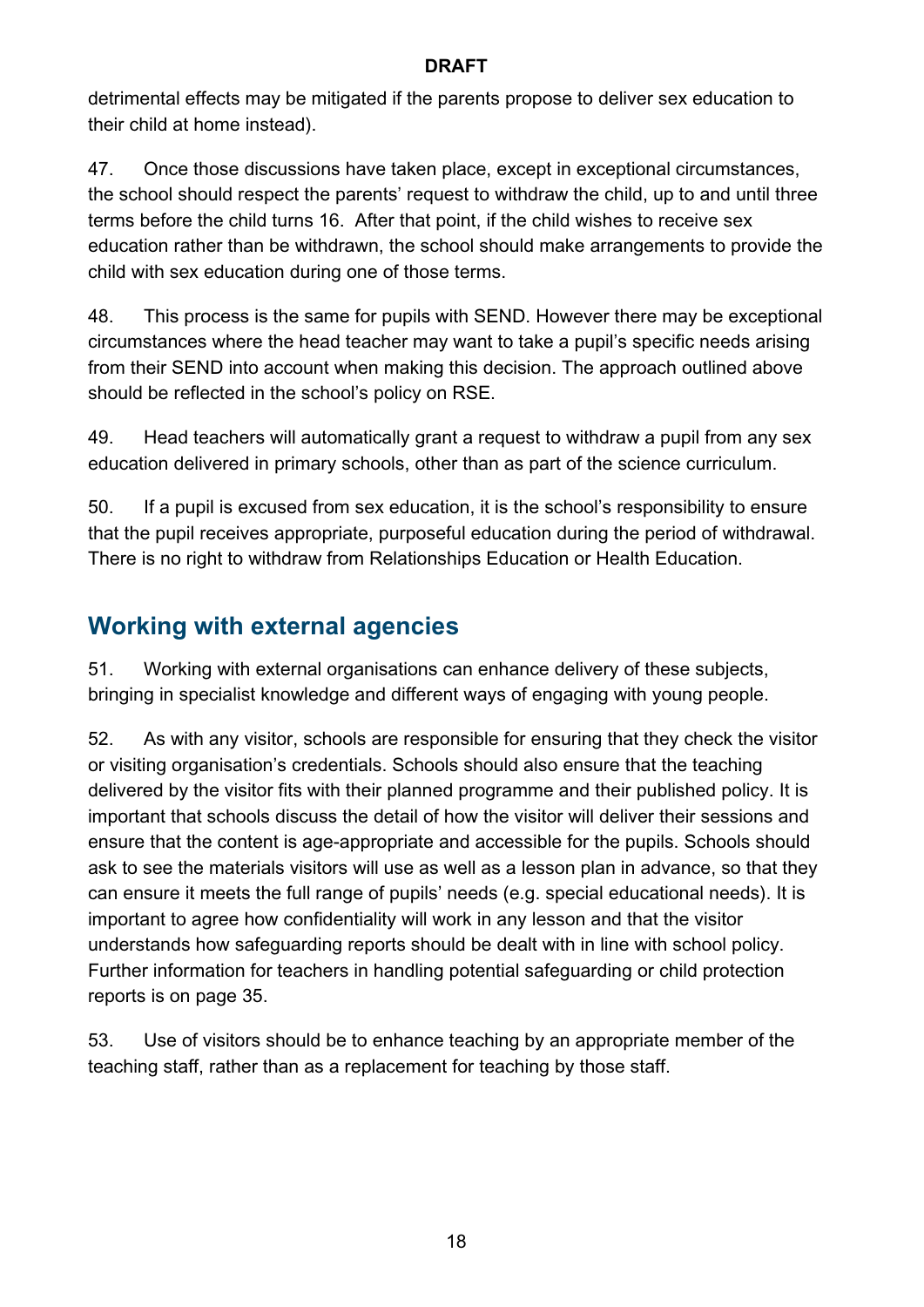detrimental effects may be mitigated if the parents propose to deliver sex education to their child at home instead).

47. Once those discussions have taken place, except in exceptional circumstances, the school should respect the parents' request to withdraw the child, up to and until three terms before the child turns 16. After that point, if the child wishes to receive sex education rather than be withdrawn, the school should make arrangements to provide the child with sex education during one of those terms.

48. This process is the same for pupils with SEND. However there may be exceptional circumstances where the head teacher may want to take a pupil's specific needs arising from their SEND into account when making this decision. The approach outlined above should be reflected in the school's policy on RSE.

49. Head teachers will automatically grant a request to withdraw a pupil from any sex education delivered in primary schools, other than as part of the science curriculum.

50. If a pupil is excused from sex education, it is the school's responsibility to ensure that the pupil receives appropriate, purposeful education during the period of withdrawal. There is no right to withdraw from Relationships Education or Health Education.

## Working with external agencies

51. Working with external organisations can enhance delivery of these subjects, bringing in specialist knowledge and different ways of engaging with young people.

52. As with any visitor, schools are responsible for ensuring that they check the visitor or visiting organisation's credentials. Schools should also ensure that the teaching delivered by the visitor fits with their planned programme and their published policy. It is important that schools discuss the detail of how the visitor will deliver their sessions and ensure that the content is age-appropriate and accessible for the pupils. Schools should ask to see the materials visitors will use as well as a lesson plan in advance, so that they can ensure it meets the full range of pupils' needs (e.g. special educational needs). It is important to agree how confidentiality will work in any lesson and that the visitor understands how safeguarding reports should be dealt with in line with school policy. Further information for teachers in handling potential safeguarding or child protection reports is on page 35.

53. Use of visitors should be to enhance teaching by an appropriate member of the teaching staff, rather than as a replacement for teaching by those staff.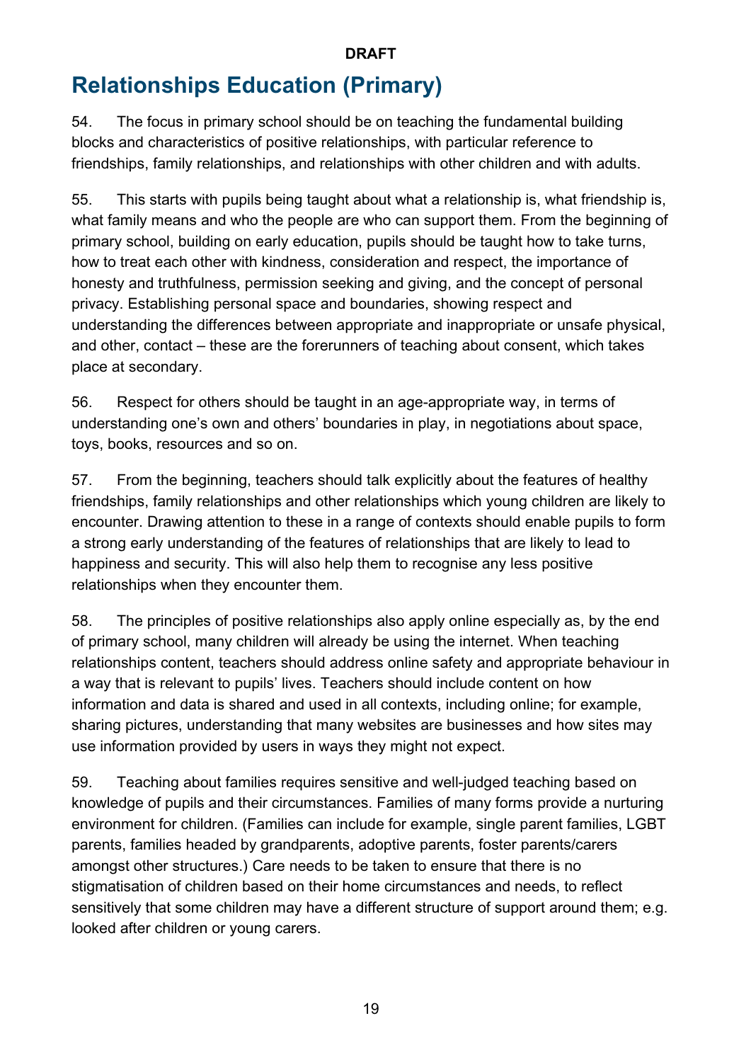# Relationships Education (Primary)

54. The focus in primary school should be on teaching the fundamental building blocks and characteristics of positive relationships, with particular reference to friendships, family relationships, and relationships with other children and with adults.

55. This starts with pupils being taught about what a relationship is, what friendship is, what family means and who the people are who can support them. From the beginning of primary school, building on early education, pupils should be taught how to take turns, how to treat each other with kindness, consideration and respect, the importance of honesty and truthfulness, permission seeking and giving, and the concept of personal privacy. Establishing personal space and boundaries, showing respect and understanding the differences between appropriate and inappropriate or unsafe physical, and other, contact – these are the forerunners of teaching about consent, which takes place at secondary.

56. Respect for others should be taught in an age-appropriate way, in terms of understanding one's own and others' boundaries in play, in negotiations about space, toys, books, resources and so on.

57. From the beginning, teachers should talk explicitly about the features of healthy friendships, family relationships and other relationships which young children are likely to encounter. Drawing attention to these in a range of contexts should enable pupils to form a strong early understanding of the features of relationships that are likely to lead to happiness and security. This will also help them to recognise any less positive relationships when they encounter them.

58. The principles of positive relationships also apply online especially as, by the end of primary school, many children will already be using the internet. When teaching relationships content, teachers should address online safety and appropriate behaviour in a way that is relevant to pupils' lives. Teachers should include content on how information and data is shared and used in all contexts, including online; for example, sharing pictures, understanding that many websites are businesses and how sites may use information provided by users in ways they might not expect.

59. Teaching about families requires sensitive and well-judged teaching based on knowledge of pupils and their circumstances. Families of many forms provide a nurturing environment for children. (Families can include for example, single parent families, LGBT parents, families headed by grandparents, adoptive parents, foster parents/carers amongst other structures.) Care needs to be taken to ensure that there is no stigmatisation of children based on their home circumstances and needs, to reflect sensitively that some children may have a different structure of support around them; e.g. looked after children or young carers.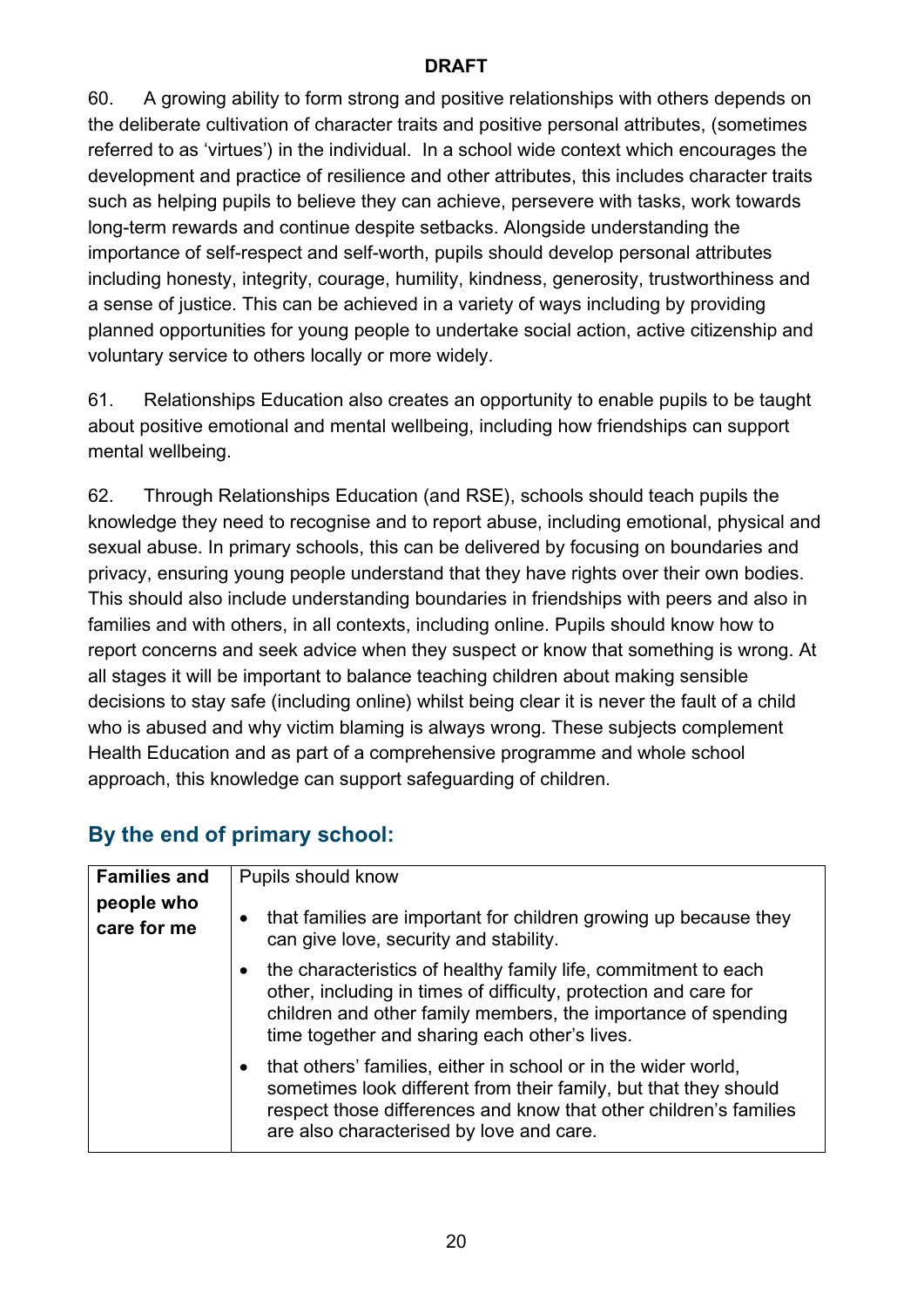60. A growing ability to form strong and positive relationships with others depends on the deliberate cultivation of character traits and positive personal attributes, (sometimes referred to as 'virtues') in the individual. In a school wide context which encourages the development and practice of resilience and other attributes, this includes character traits such as helping pupils to believe they can achieve, persevere with tasks, work towards long-term rewards and continue despite setbacks. Alongside understanding the importance of self-respect and self-worth, pupils should develop personal attributes including honesty, integrity, courage, humility, kindness, generosity, trustworthiness and a sense of justice. This can be achieved in a variety of ways including by providing planned opportunities for young people to undertake social action, active citizenship and voluntary service to others locally or more widely.

61. Relationships Education also creates an opportunity to enable pupils to be taught about positive emotional and mental wellbeing, including how friendships can support mental wellbeing.

62. Through Relationships Education (and RSE), schools should teach pupils the knowledge they need to recognise and to report abuse, including emotional, physical and sexual abuse. In primary schools, this can be delivered by focusing on boundaries and privacy, ensuring young people understand that they have rights over their own bodies. This should also include understanding boundaries in friendships with peers and also in families and with others, in all contexts, including online. Pupils should know how to report concerns and seek advice when they suspect or know that something is wrong. At all stages it will be important to balance teaching children about making sensible decisions to stay safe (including online) whilst being clear it is never the fault of a child who is abused and why victim blaming is always wrong. These subjects complement Health Education and as part of a comprehensive programme and whole school approach, this knowledge can support safeguarding of children.

## By the end of primary school:

| **Families and people who care for me** | Pupils should know<br>• that families are important for children growing up because they can give love, security and stability.<br>• the characteristics of healthy family life, commitment to each other, including in times of difficulty, protection and care for children and other family members, the importance of spending time together and sharing each other's lives.<br>• that others' families, either in school or in the wider world, sometimes look different from their family, but that they should respect those differences and know that other children's families are also characterised by love and care. |
|---|---|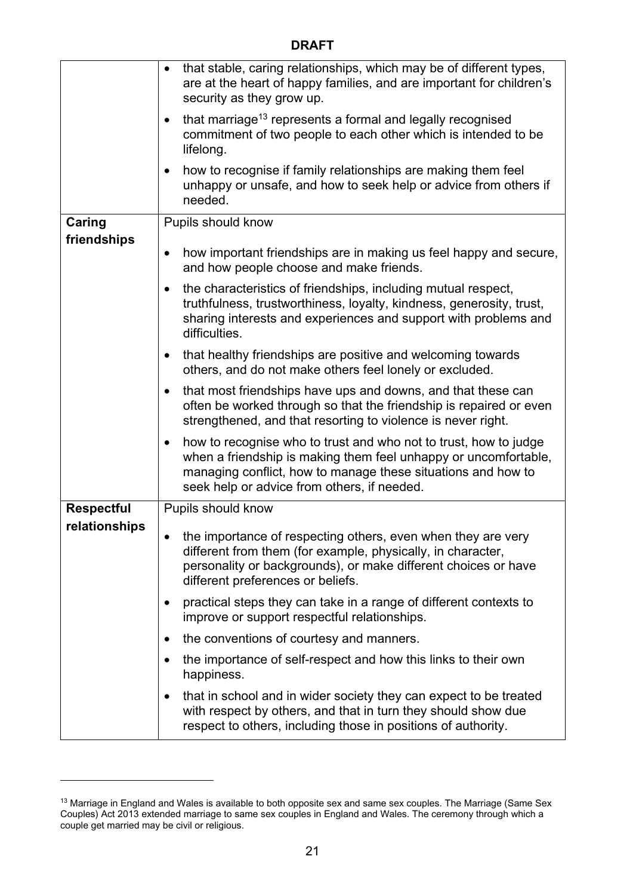| | |
|---|---|
| | • that stable, caring relationships, which may be of different types, are at the heart of happy families, and are important for children's security as they grow up.<br>• that marriage[13] represents a formal and legally recognised commitment of two people to each other which is intended to be lifelong.<br>• how to recognise if family relationships are making them feel unhappy or unsafe, and how to seek help or advice from others if needed. |
| **Caring friendships** | Pupils should know<br>• how important friendships are in making us feel happy and secure, and how people choose and make friends.<br>• the characteristics of friendships, including mutual respect, truthfulness, trustworthiness, loyalty, kindness, generosity, trust, sharing interests and experiences and support with problems and difficulties.<br>• that healthy friendships are positive and welcoming towards others, and do not make others feel lonely or excluded.<br>• that most friendships have ups and downs, and that these can often be worked through so that the friendship is repaired or even strengthened, and that resorting to violence is never right.<br>• how to recognise who to trust and who not to trust, how to judge when a friendship is making them feel unhappy or uncomfortable, managing conflict, how to manage these situations and how to seek help or advice from others, if needed. |
| **Respectful relationships** | Pupils should know<br>• the importance of respecting others, even when they are very different from them (for example, physically, in character, personality or backgrounds), or make different choices or have different preferences or beliefs.<br>• practical steps they can take in a range of different contexts to improve or support respectful relationships.<br>• the conventions of courtesy and manners.<br>• the importance of self-respect and how this links to their own happiness.<br>• that in school and in wider society they can expect to be treated with respect by others, and that in turn they should show due respect to others, including those in positions of authority. |

[13] Marriage in England and Wales is available to both opposite sex and same sex couples. The Marriage (Same Sex Couples) Act 2013 extended marriage to same sex couples in England and Wales. The ceremony through which a couple get married may be civil or religious.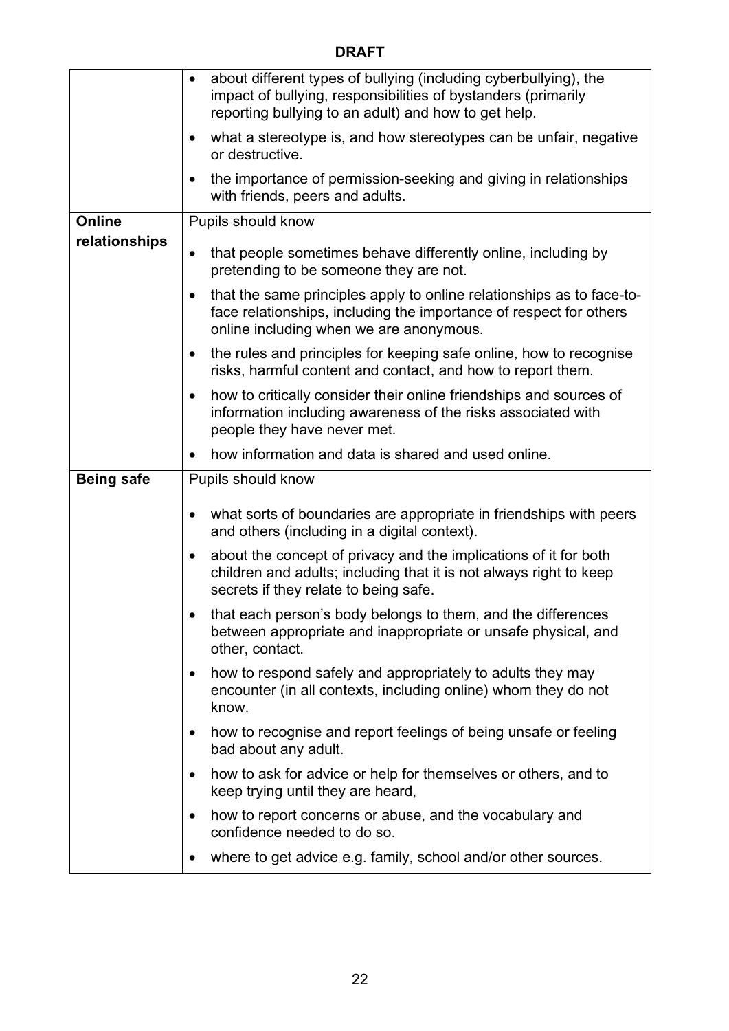**DRAFT**

| | |
|---|---|
| | • about different types of bullying (including cyberbullying), the impact of bullying, responsibilities of bystanders (primarily reporting bullying to an adult) and how to get help.<br>• what a stereotype is, and how stereotypes can be unfair, negative or destructive.<br>• the importance of permission-seeking and giving in relationships with friends, peers and adults. |
| **Online relationships** | Pupils should know<br>• that people sometimes behave differently online, including by pretending to be someone they are not.<br>• that the same principles apply to online relationships as to face-to-face relationships, including the importance of respect for others online including when we are anonymous.<br>• the rules and principles for keeping safe online, how to recognise risks, harmful content and contact, and how to report them.<br>• how to critically consider their online friendships and sources of information including awareness of the risks associated with people they have never met.<br>• how information and data is shared and used online. |
| **Being safe** | Pupils should know<br>• what sorts of boundaries are appropriate in friendships with peers and others (including in a digital context).<br>• about the concept of privacy and the implications of it for both children and adults; including that it is not always right to keep secrets if they relate to being safe.<br>• that each person's body belongs to them, and the differences between appropriate and inappropriate or unsafe physical, and other, contact.<br>• how to respond safely and appropriately to adults they may encounter (in all contexts, including online) whom they do not know.<br>• how to recognise and report feelings of being unsafe or feeling bad about any adult.<br>• how to ask for advice or help for themselves or others, and to keep trying until they are heard,<br>• how to report concerns or abuse, and the vocabulary and confidence needed to do so.<br>• where to get advice e.g. family, school and/or other sources. |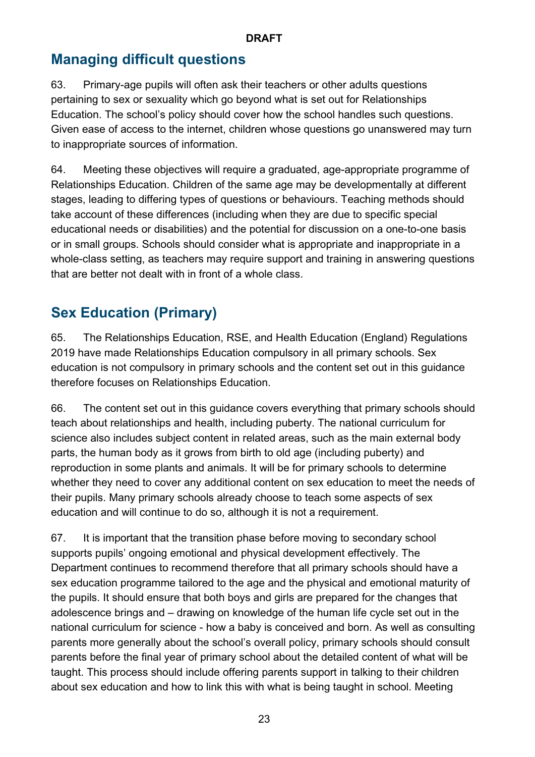## Managing difficult questions

63. Primary-age pupils will often ask their teachers or other adults questions pertaining to sex or sexuality which go beyond what is set out for Relationships Education. The school's policy should cover how the school handles such questions. Given ease of access to the internet, children whose questions go unanswered may turn to inappropriate sources of information.

64. Meeting these objectives will require a graduated, age-appropriate programme of Relationships Education. Children of the same age may be developmentally at different stages, leading to differing types of questions or behaviours. Teaching methods should take account of these differences (including when they are due to specific special educational needs or disabilities) and the potential for discussion on a one-to-one basis or in small groups. Schools should consider what is appropriate and inappropriate in a whole-class setting, as teachers may require support and training in answering questions that are better not dealt with in front of a whole class.

## Sex Education (Primary)

65. The Relationships Education, RSE, and Health Education (England) Regulations 2019 have made Relationships Education compulsory in all primary schools. Sex education is not compulsory in primary schools and the content set out in this guidance therefore focuses on Relationships Education.

66. The content set out in this guidance covers everything that primary schools should teach about relationships and health, including puberty. The national curriculum for science also includes subject content in related areas, such as the main external body parts, the human body as it grows from birth to old age (including puberty) and reproduction in some plants and animals. It will be for primary schools to determine whether they need to cover any additional content on sex education to meet the needs of their pupils. Many primary schools already choose to teach some aspects of sex education and will continue to do so, although it is not a requirement.

67. It is important that the transition phase before moving to secondary school supports pupils' ongoing emotional and physical development effectively. The Department continues to recommend therefore that all primary schools should have a sex education programme tailored to the age and the physical and emotional maturity of the pupils. It should ensure that both boys and girls are prepared for the changes that adolescence brings and – drawing on knowledge of the human life cycle set out in the national curriculum for science - how a baby is conceived and born. As well as consulting parents more generally about the school's overall policy, primary schools should consult parents before the final year of primary school about the detailed content of what will be taught. This process should include offering parents support in talking to their children about sex education and how to link this with what is being taught in school. Meeting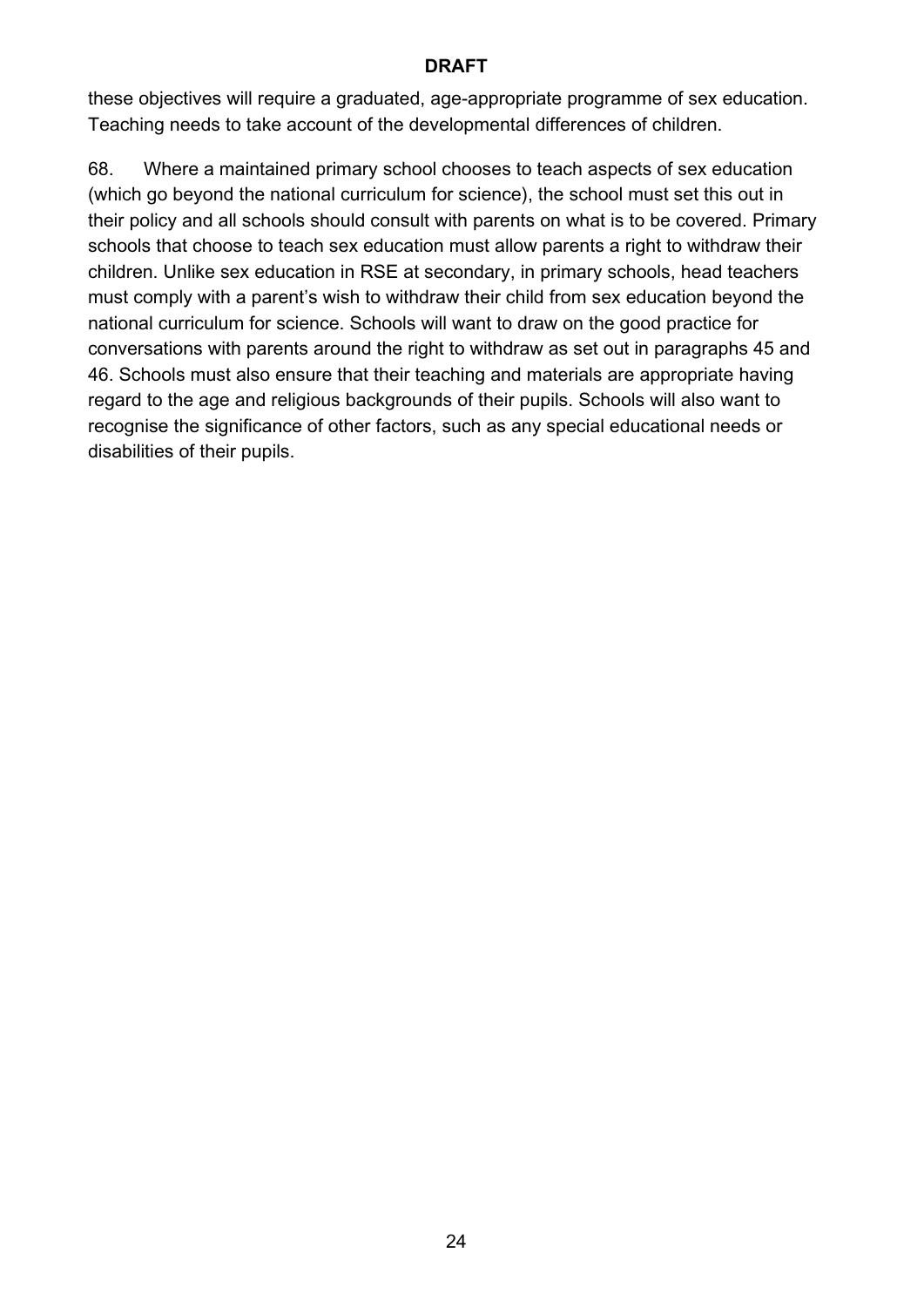these objectives will require a graduated, age-appropriate programme of sex education. Teaching needs to take account of the developmental differences of children.

68. Where a maintained primary school chooses to teach aspects of sex education (which go beyond the national curriculum for science), the school must set this out in their policy and all schools should consult with parents on what is to be covered. Primary schools that choose to teach sex education must allow parents a right to withdraw their children. Unlike sex education in RSE at secondary, in primary schools, head teachers must comply with a parent's wish to withdraw their child from sex education beyond the national curriculum for science. Schools will want to draw on the good practice for conversations with parents around the right to withdraw as set out in paragraphs 45 and 46. Schools must also ensure that their teaching and materials are appropriate having regard to the age and religious backgrounds of their pupils. Schools will also want to recognise the significance of other factors, such as any special educational needs or disabilities of their pupils.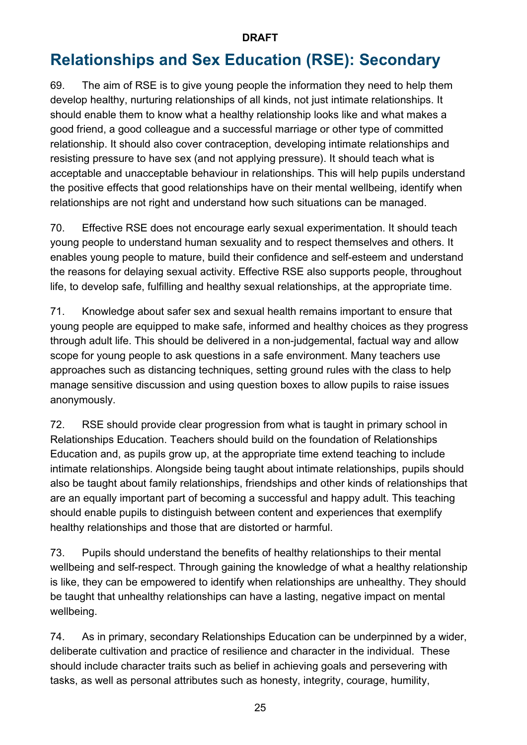# Relationships and Sex Education (RSE): Secondary

69. The aim of RSE is to give young people the information they need to help them develop healthy, nurturing relationships of all kinds, not just intimate relationships. It should enable them to know what a healthy relationship looks like and what makes a good friend, a good colleague and a successful marriage or other type of committed relationship. It should also cover contraception, developing intimate relationships and resisting pressure to have sex (and not applying pressure). It should teach what is acceptable and unacceptable behaviour in relationships. This will help pupils understand the positive effects that good relationships have on their mental wellbeing, identify when relationships are not right and understand how such situations can be managed.

70. Effective RSE does not encourage early sexual experimentation. It should teach young people to understand human sexuality and to respect themselves and others. It enables young people to mature, build their confidence and self-esteem and understand the reasons for delaying sexual activity. Effective RSE also supports people, throughout life, to develop safe, fulfilling and healthy sexual relationships, at the appropriate time.

71. Knowledge about safer sex and sexual health remains important to ensure that young people are equipped to make safe, informed and healthy choices as they progress through adult life. This should be delivered in a non-judgemental, factual way and allow scope for young people to ask questions in a safe environment. Many teachers use approaches such as distancing techniques, setting ground rules with the class to help manage sensitive discussion and using question boxes to allow pupils to raise issues anonymously.

72. RSE should provide clear progression from what is taught in primary school in Relationships Education. Teachers should build on the foundation of Relationships Education and, as pupils grow up, at the appropriate time extend teaching to include intimate relationships. Alongside being taught about intimate relationships, pupils should also be taught about family relationships, friendships and other kinds of relationships that are an equally important part of becoming a successful and happy adult. This teaching should enable pupils to distinguish between content and experiences that exemplify healthy relationships and those that are distorted or harmful.

73. Pupils should understand the benefits of healthy relationships to their mental wellbeing and self-respect. Through gaining the knowledge of what a healthy relationship is like, they can be empowered to identify when relationships are unhealthy. They should be taught that unhealthy relationships can have a lasting, negative impact on mental wellbeing.

74. As in primary, secondary Relationships Education can be underpinned by a wider, deliberate cultivation and practice of resilience and character in the individual. These should include character traits such as belief in achieving goals and persevering with tasks, as well as personal attributes such as honesty, integrity, courage, humility,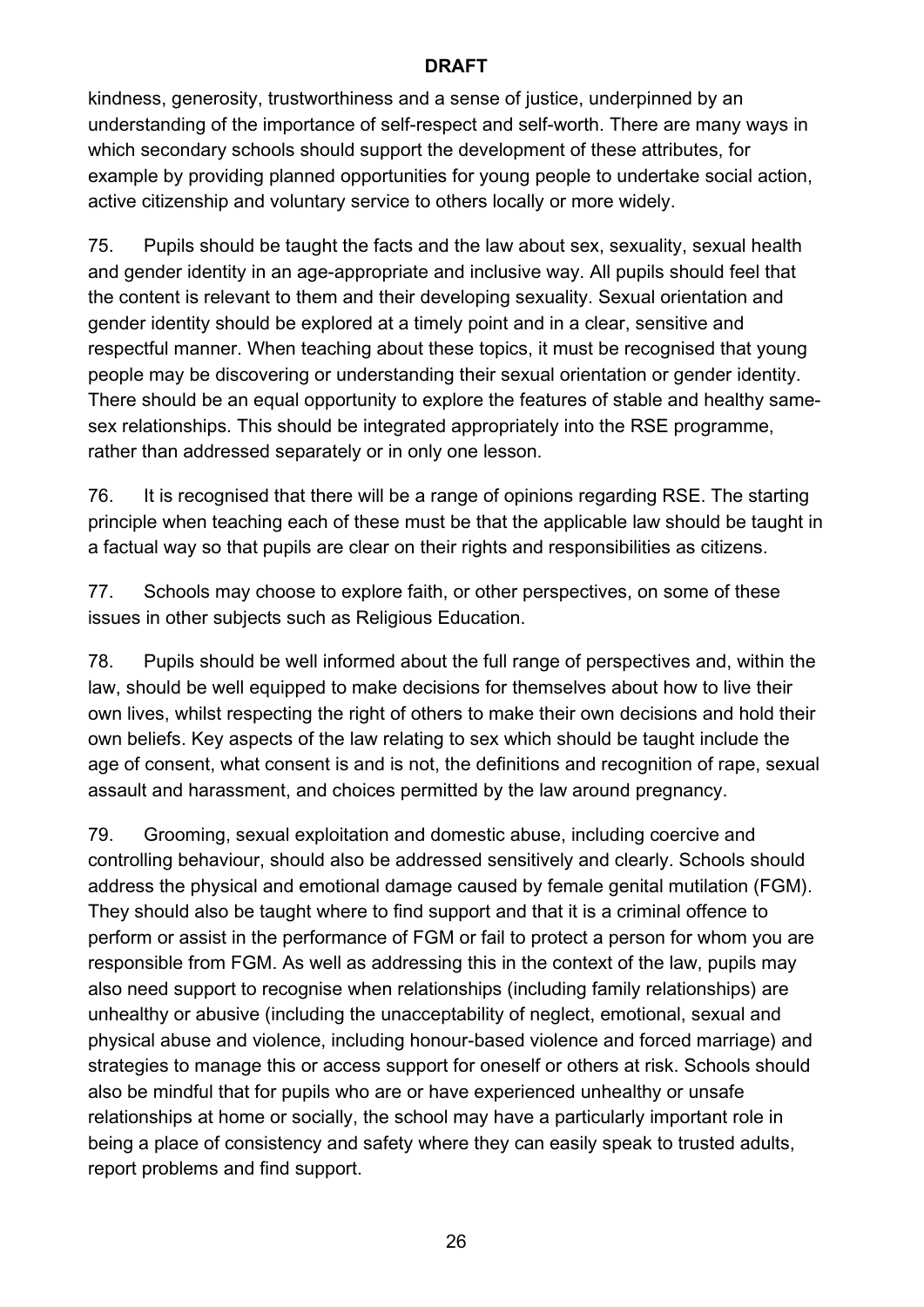kindness, generosity, trustworthiness and a sense of justice, underpinned by an understanding of the importance of self-respect and self-worth. There are many ways in which secondary schools should support the development of these attributes, for example by providing planned opportunities for young people to undertake social action, active citizenship and voluntary service to others locally or more widely.

75. Pupils should be taught the facts and the law about sex, sexuality, sexual health and gender identity in an age-appropriate and inclusive way. All pupils should feel that the content is relevant to them and their developing sexuality. Sexual orientation and gender identity should be explored at a timely point and in a clear, sensitive and respectful manner. When teaching about these topics, it must be recognised that young people may be discovering or understanding their sexual orientation or gender identity. There should be an equal opportunity to explore the features of stable and healthy same-sex relationships. This should be integrated appropriately into the RSE programme, rather than addressed separately or in only one lesson.

76. It is recognised that there will be a range of opinions regarding RSE. The starting principle when teaching each of these must be that the applicable law should be taught in a factual way so that pupils are clear on their rights and responsibilities as citizens.

77. Schools may choose to explore faith, or other perspectives, on some of these issues in other subjects such as Religious Education.

78. Pupils should be well informed about the full range of perspectives and, within the law, should be well equipped to make decisions for themselves about how to live their own lives, whilst respecting the right of others to make their own decisions and hold their own beliefs. Key aspects of the law relating to sex which should be taught include the age of consent, what consent is and is not, the definitions and recognition of rape, sexual assault and harassment, and choices permitted by the law around pregnancy.

79. Grooming, sexual exploitation and domestic abuse, including coercive and controlling behaviour, should also be addressed sensitively and clearly. Schools should address the physical and emotional damage caused by female genital mutilation (FGM). They should also be taught where to find support and that it is a criminal offence to perform or assist in the performance of FGM or fail to protect a person for whom you are responsible from FGM. As well as addressing this in the context of the law, pupils may also need support to recognise when relationships (including family relationships) are unhealthy or abusive (including the unacceptability of neglect, emotional, sexual and physical abuse and violence, including honour-based violence and forced marriage) and strategies to manage this or access support for oneself or others at risk. Schools should also be mindful that for pupils who are or have experienced unhealthy or unsafe relationships at home or socially, the school may have a particularly important role in being a place of consistency and safety where they can easily speak to trusted adults, report problems and find support.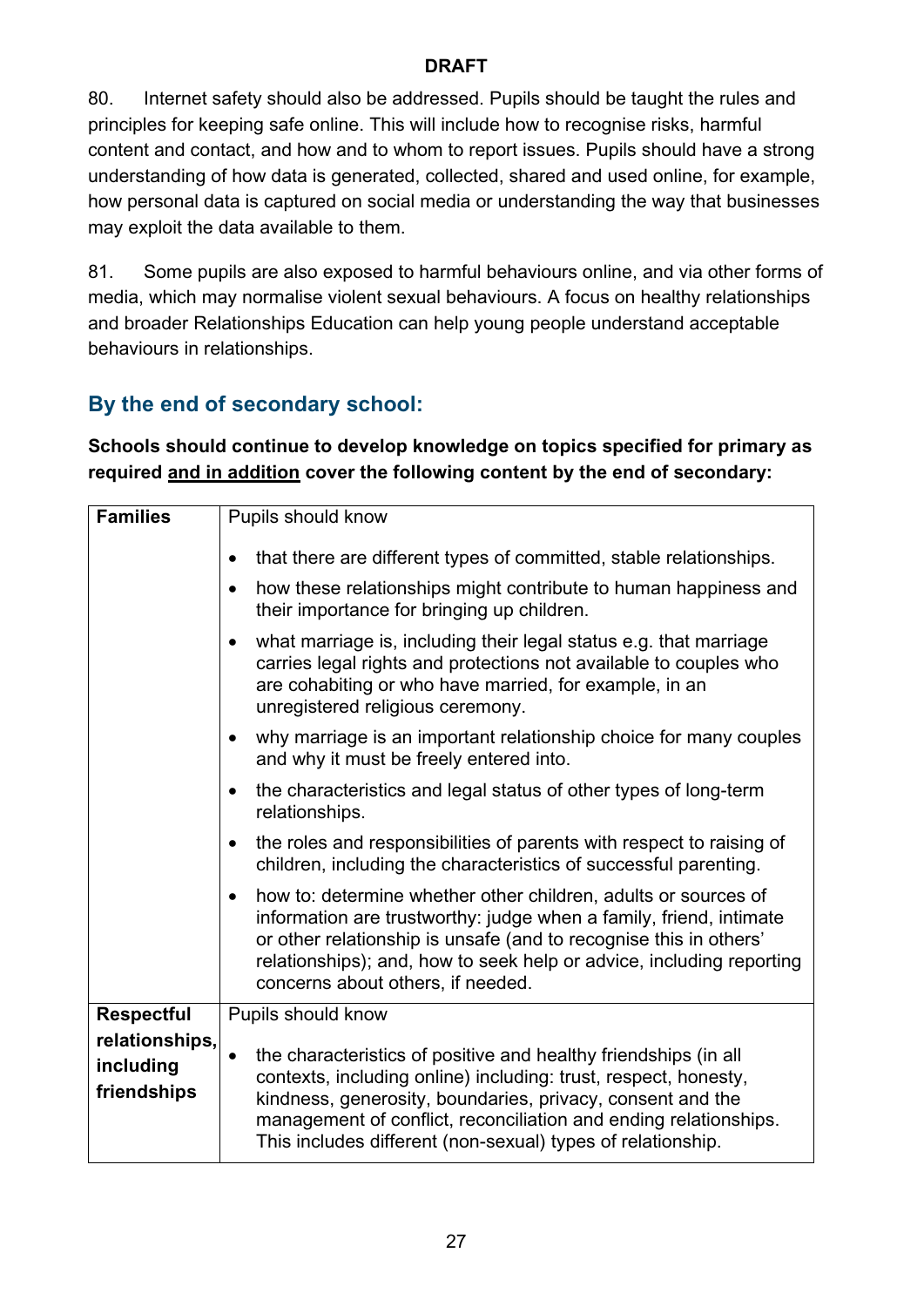80. Internet safety should also be addressed. Pupils should be taught the rules and principles for keeping safe online. This will include how to recognise risks, harmful content and contact, and how and to whom to report issues. Pupils should have a strong understanding of how data is generated, collected, shared and used online, for example, how personal data is captured on social media or understanding the way that businesses may exploit the data available to them.

81. Some pupils are also exposed to harmful behaviours online, and via other forms of media, which may normalise violent sexual behaviours. A focus on healthy relationships and broader Relationships Education can help young people understand acceptable behaviours in relationships.

## By the end of secondary school:

**Schools should continue to develop knowledge on topics specified for primary as required <u>and in addition</u> cover the following content by the end of secondary:**

| **Families** | Pupils should know<br><br>• that there are different types of committed, stable relationships.<br>• how these relationships might contribute to human happiness and their importance for bringing up children.<br>• what marriage is, including their legal status e.g. that marriage carries legal rights and protections not available to couples who are cohabiting or who have married, for example, in an unregistered religious ceremony.<br>• why marriage is an important relationship choice for many couples and why it must be freely entered into.<br>• the characteristics and legal status of other types of long-term relationships.<br>• the roles and responsibilities of parents with respect to raising of children, including the characteristics of successful parenting.<br>• how to: determine whether other children, adults or sources of information are trustworthy: judge when a family, friend, intimate or other relationship is unsafe (and to recognise this in others' relationships); and, how to seek help or advice, including reporting concerns about others, if needed. |
|---|---|
| **Respectful relationships, including friendships** | Pupils should know<br><br>• the characteristics of positive and healthy friendships (in all contexts, including online) including: trust, respect, honesty, kindness, generosity, boundaries, privacy, consent and the management of conflict, reconciliation and ending relationships. This includes different (non-sexual) types of relationship. |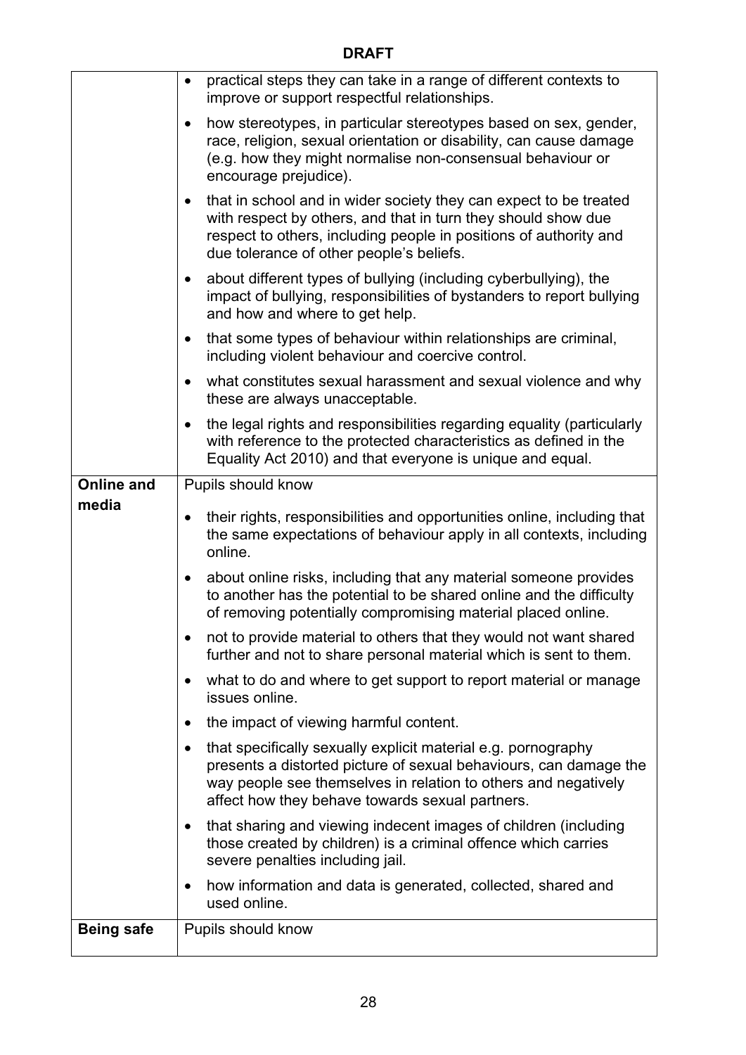**DRAFT**

| | |
|---|---|
| | • practical steps they can take in a range of different contexts to improve or support respectful relationships.<br>• how stereotypes, in particular stereotypes based on sex, gender, race, religion, sexual orientation or disability, can cause damage (e.g. how they might normalise non-consensual behaviour or encourage prejudice).<br>• that in school and in wider society they can expect to be treated with respect by others, and that in turn they should show due respect to others, including people in positions of authority and due tolerance of other people's beliefs.<br>• about different types of bullying (including cyberbullying), the impact of bullying, responsibilities of bystanders to report bullying and how and where to get help.<br>• that some types of behaviour within relationships are criminal, including violent behaviour and coercive control.<br>• what constitutes sexual harassment and sexual violence and why these are always unacceptable.<br>• the legal rights and responsibilities regarding equality (particularly with reference to the protected characteristics as defined in the Equality Act 2010) and that everyone is unique and equal. |
| **Online and media** | Pupils should know<br>• their rights, responsibilities and opportunities online, including that the same expectations of behaviour apply in all contexts, including online.<br>• about online risks, including that any material someone provides to another has the potential to be shared online and the difficulty of removing potentially compromising material placed online.<br>• not to provide material to others that they would not want shared further and not to share personal material which is sent to them.<br>• what to do and where to get support to report material or manage issues online.<br>• the impact of viewing harmful content.<br>• that specifically sexually explicit material e.g. pornography presents a distorted picture of sexual behaviours, can damage the way people see themselves in relation to others and negatively affect how they behave towards sexual partners.<br>• that sharing and viewing indecent images of children (including those created by children) is a criminal offence which carries severe penalties including jail.<br>• how information and data is generated, collected, shared and used online. |
| **Being safe** | Pupils should know |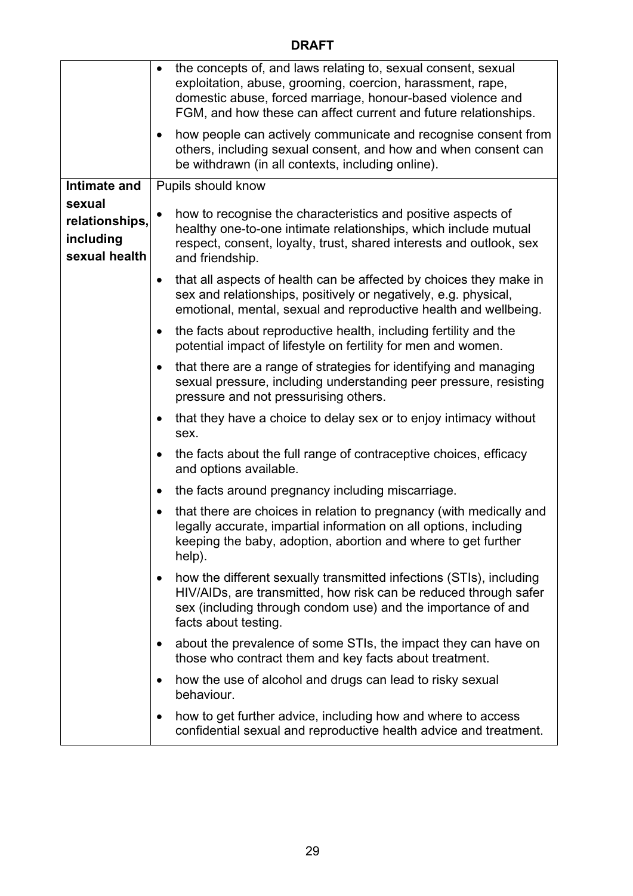**DRAFT**

| | |
|---|---|
| | • the concepts of, and laws relating to, sexual consent, sexual exploitation, abuse, grooming, coercion, harassment, rape, domestic abuse, forced marriage, honour-based violence and FGM, and how these can affect current and future relationships.<br>• how people can actively communicate and recognise consent from others, including sexual consent, and how and when consent can be withdrawn (in all contexts, including online). |
| **Intimate and sexual relationships, including sexual health** | Pupils should know<br>• how to recognise the characteristics and positive aspects of healthy one-to-one intimate relationships, which include mutual respect, consent, loyalty, trust, shared interests and outlook, sex and friendship.<br>• that all aspects of health can be affected by choices they make in sex and relationships, positively or negatively, e.g. physical, emotional, mental, sexual and reproductive health and wellbeing.<br>• the facts about reproductive health, including fertility and the potential impact of lifestyle on fertility for men and women.<br>• that there are a range of strategies for identifying and managing sexual pressure, including understanding peer pressure, resisting pressure and not pressurising others.<br>• that they have a choice to delay sex or to enjoy intimacy without sex.<br>• the facts about the full range of contraceptive choices, efficacy and options available.<br>• the facts around pregnancy including miscarriage.<br>• that there are choices in relation to pregnancy (with medically and legally accurate, impartial information on all options, including keeping the baby, adoption, abortion and where to get further help).<br>• how the different sexually transmitted infections (STIs), including HIV/AIDs, are transmitted, how risk can be reduced through safer sex (including through condom use) and the importance of and facts about testing.<br>• about the prevalence of some STIs, the impact they can have on those who contract them and key facts about treatment.<br>• how the use of alcohol and drugs can lead to risky sexual behaviour.<br>• how to get further advice, including how and where to access confidential sexual and reproductive health advice and treatment. |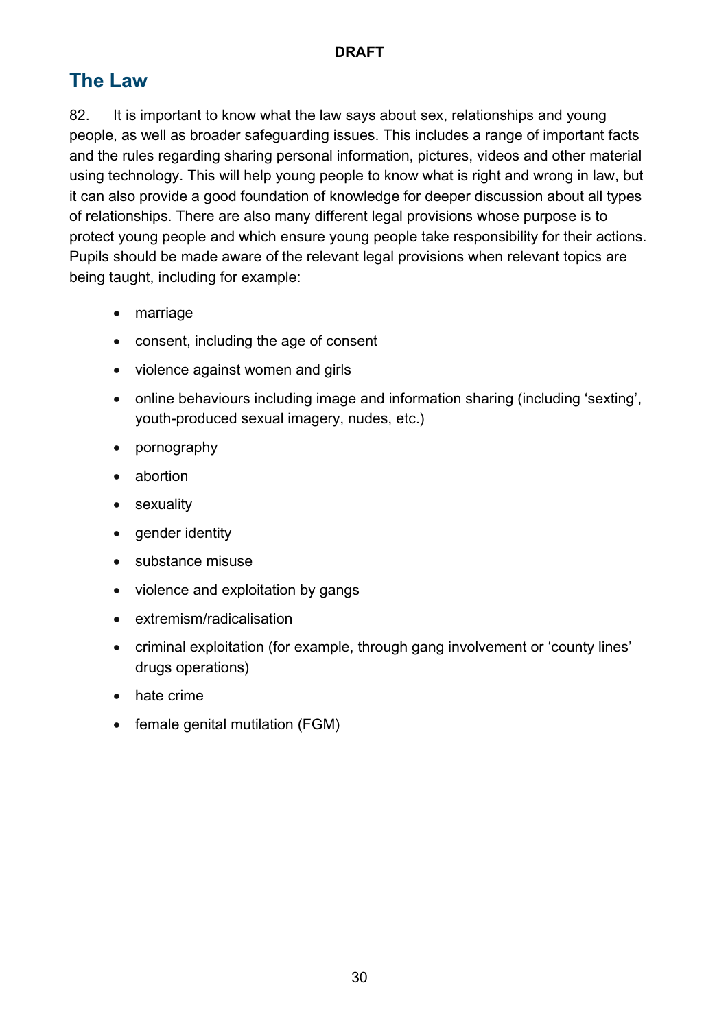## The Law

82. It is important to know what the law says about sex, relationships and young people, as well as broader safeguarding issues. This includes a range of important facts and the rules regarding sharing personal information, pictures, videos and other material using technology. This will help young people to know what is right and wrong in law, but it can also provide a good foundation of knowledge for deeper discussion about all types of relationships. There are also many different legal provisions whose purpose is to protect young people and which ensure young people take responsibility for their actions. Pupils should be made aware of the relevant legal provisions when relevant topics are being taught, including for example:

- marriage
- consent, including the age of consent
- violence against women and girls
- online behaviours including image and information sharing (including 'sexting', youth-produced sexual imagery, nudes, etc.)
- pornography
- abortion
- sexuality
- gender identity
- substance misuse
- violence and exploitation by gangs
- extremism/radicalisation
- criminal exploitation (for example, through gang involvement or 'county lines' drugs operations)
- hate crime
- female genital mutilation (FGM)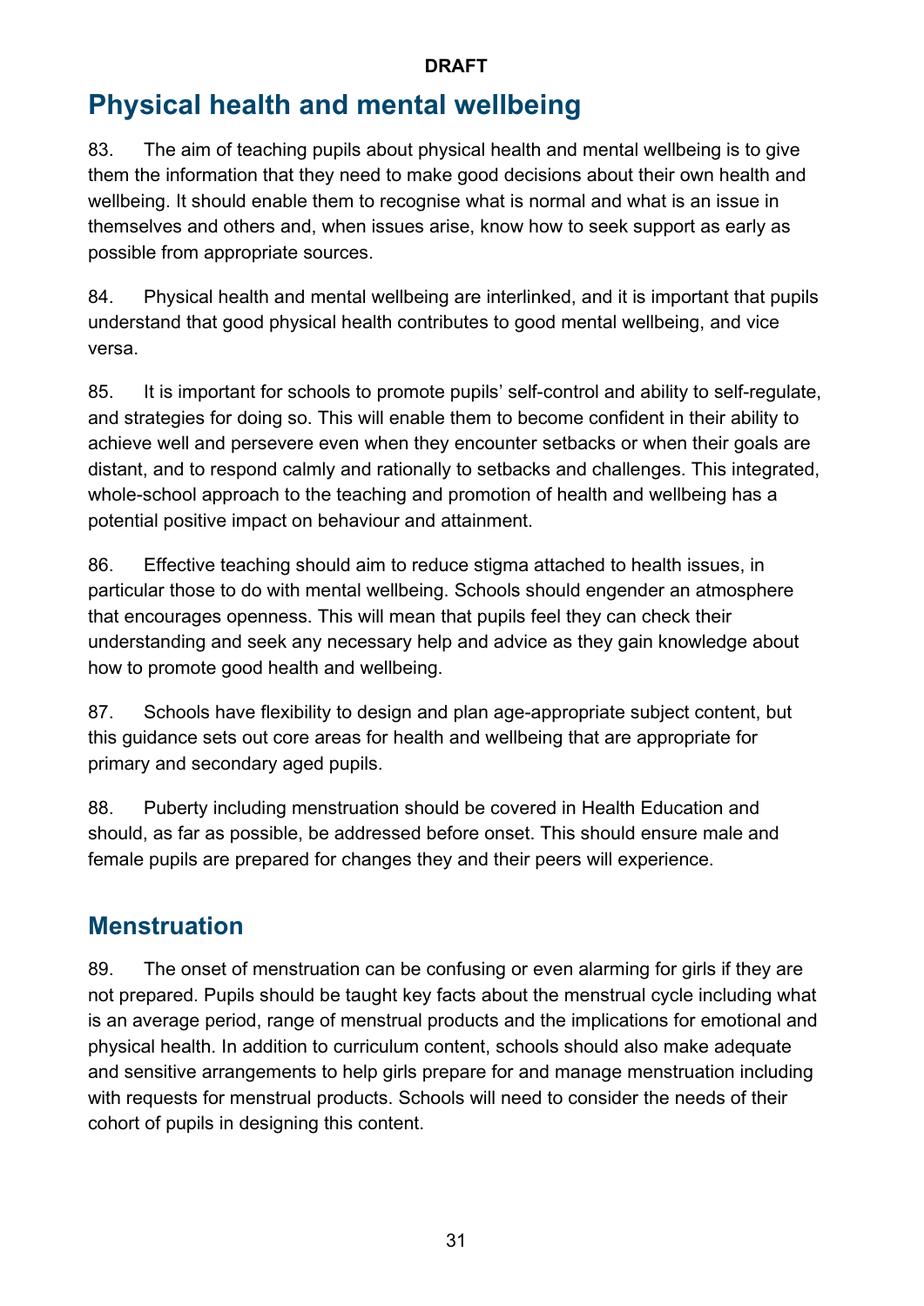## Physical health and mental wellbeing

83. The aim of teaching pupils about physical health and mental wellbeing is to give them the information that they need to make good decisions about their own health and wellbeing. It should enable them to recognise what is normal and what is an issue in themselves and others and, when issues arise, know how to seek support as early as possible from appropriate sources.

84. Physical health and mental wellbeing are interlinked, and it is important that pupils understand that good physical health contributes to good mental wellbeing, and vice versa.

85. It is important for schools to promote pupils' self-control and ability to self-regulate, and strategies for doing so. This will enable them to become confident in their ability to achieve well and persevere even when they encounter setbacks or when their goals are distant, and to respond calmly and rationally to setbacks and challenges. This integrated, whole-school approach to the teaching and promotion of health and wellbeing has a potential positive impact on behaviour and attainment.

86. Effective teaching should aim to reduce stigma attached to health issues, in particular those to do with mental wellbeing. Schools should engender an atmosphere that encourages openness. This will mean that pupils feel they can check their understanding and seek any necessary help and advice as they gain knowledge about how to promote good health and wellbeing.

87. Schools have flexibility to design and plan age-appropriate subject content, but this guidance sets out core areas for health and wellbeing that are appropriate for primary and secondary aged pupils.

88. Puberty including menstruation should be covered in Health Education and should, as far as possible, be addressed before onset. This should ensure male and female pupils are prepared for changes they and their peers will experience.

## Menstruation

89. The onset of menstruation can be confusing or even alarming for girls if they are not prepared. Pupils should be taught key facts about the menstrual cycle including what is an average period, range of menstrual products and the implications for emotional and physical health. In addition to curriculum content, schools should also make adequate and sensitive arrangements to help girls prepare for and manage menstruation including with requests for menstrual products. Schools will need to consider the needs of their cohort of pupils in designing this content.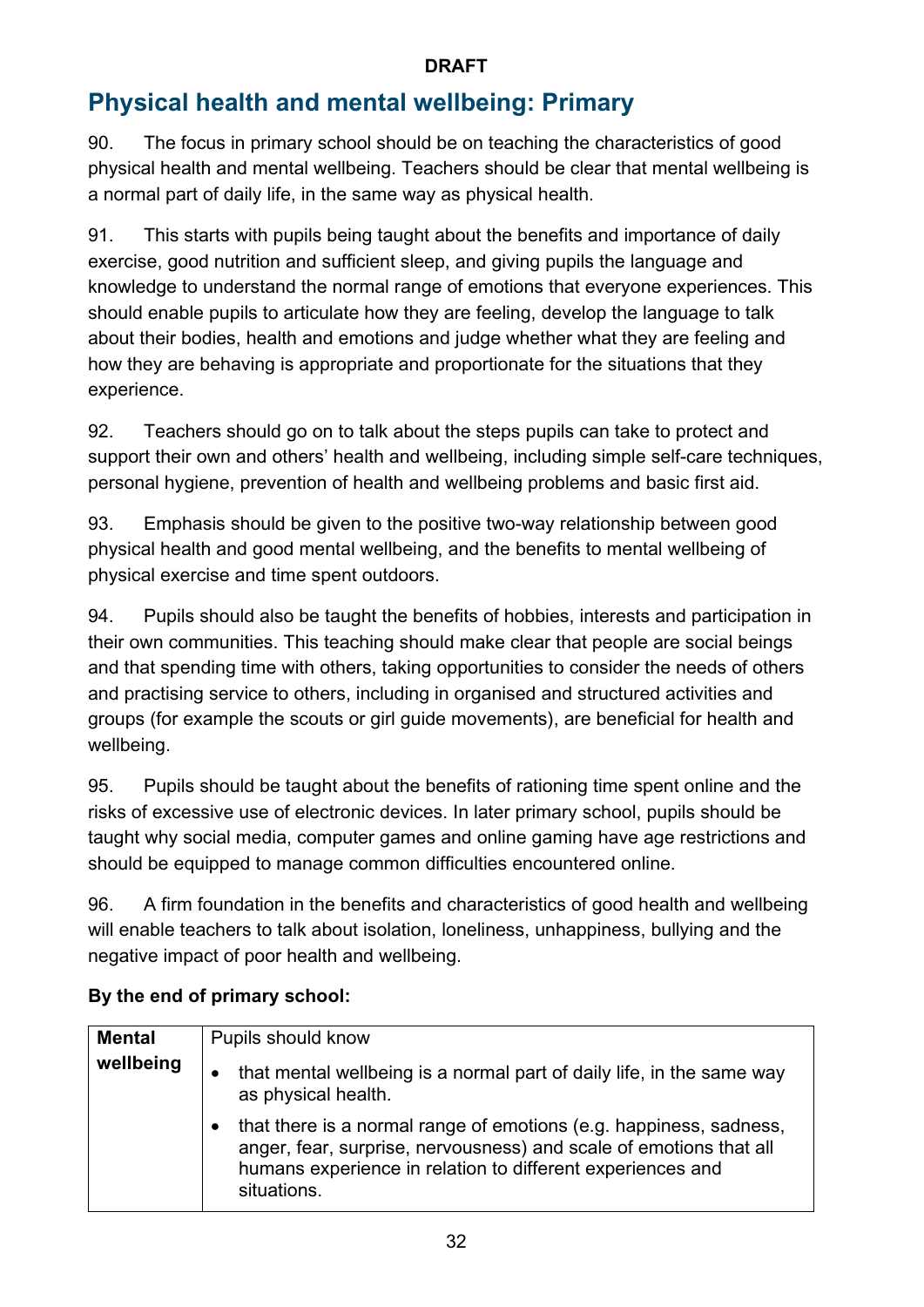## Physical health and mental wellbeing: Primary

90. The focus in primary school should be on teaching the characteristics of good physical health and mental wellbeing. Teachers should be clear that mental wellbeing is a normal part of daily life, in the same way as physical health.

91. This starts with pupils being taught about the benefits and importance of daily exercise, good nutrition and sufficient sleep, and giving pupils the language and knowledge to understand the normal range of emotions that everyone experiences. This should enable pupils to articulate how they are feeling, develop the language to talk about their bodies, health and emotions and judge whether what they are feeling and how they are behaving is appropriate and proportionate for the situations that they experience.

92. Teachers should go on to talk about the steps pupils can take to protect and support their own and others' health and wellbeing, including simple self-care techniques, personal hygiene, prevention of health and wellbeing problems and basic first aid.

93. Emphasis should be given to the positive two-way relationship between good physical health and good mental wellbeing, and the benefits to mental wellbeing of physical exercise and time spent outdoors.

94. Pupils should also be taught the benefits of hobbies, interests and participation in their own communities. This teaching should make clear that people are social beings and that spending time with others, taking opportunities to consider the needs of others and practising service to others, including in organised and structured activities and groups (for example the scouts or girl guide movements), are beneficial for health and wellbeing.

95. Pupils should be taught about the benefits of rationing time spent online and the risks of excessive use of electronic devices. In later primary school, pupils should be taught why social media, computer games and online gaming have age restrictions and should be equipped to manage common difficulties encountered online.

96. A firm foundation in the benefits and characteristics of good health and wellbeing will enable teachers to talk about isolation, loneliness, unhappiness, bullying and the negative impact of poor health and wellbeing.

**By the end of primary school:**

| | |
|---|---|
| **Mental wellbeing** | Pupils should know<br>• that mental wellbeing is a normal part of daily life, in the same way as physical health.<br>• that there is a normal range of emotions (e.g. happiness, sadness, anger, fear, surprise, nervousness) and scale of emotions that all humans experience in relation to different experiences and situations. |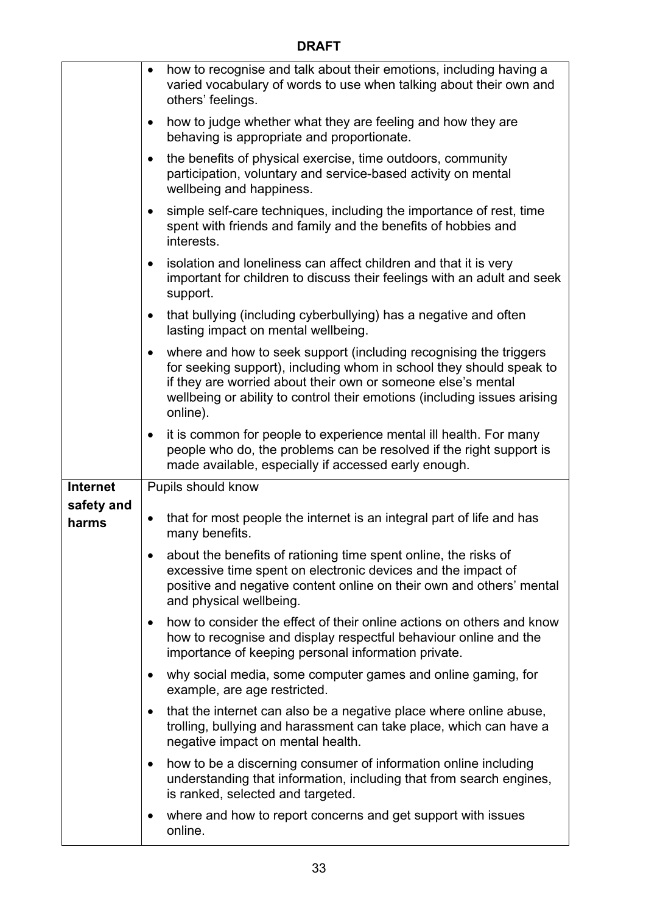**DRAFT**

| | |
|---|---|
| | • how to recognise and talk about their emotions, including having a varied vocabulary of words to use when talking about their own and others' feelings.<br>• how to judge whether what they are feeling and how they are behaving is appropriate and proportionate.<br>• the benefits of physical exercise, time outdoors, community participation, voluntary and service-based activity on mental wellbeing and happiness.<br>• simple self-care techniques, including the importance of rest, time spent with friends and family and the benefits of hobbies and interests.<br>• isolation and loneliness can affect children and that it is very important for children to discuss their feelings with an adult and seek support.<br>• that bullying (including cyberbullying) has a negative and often lasting impact on mental wellbeing.<br>• where and how to seek support (including recognising the triggers for seeking support), including whom in school they should speak to if they are worried about their own or someone else's mental wellbeing or ability to control their emotions (including issues arising online).<br>• it is common for people to experience mental ill health. For many people who do, the problems can be resolved if the right support is made available, especially if accessed early enough. |
| **Internet safety and harms** | Pupils should know<br>• that for most people the internet is an integral part of life and has many benefits.<br>• about the benefits of rationing time spent online, the risks of excessive time spent on electronic devices and the impact of positive and negative content online on their own and others' mental and physical wellbeing.<br>• how to consider the effect of their online actions on others and know how to recognise and display respectful behaviour online and the importance of keeping personal information private.<br>• why social media, some computer games and online gaming, for example, are age restricted.<br>• that the internet can also be a negative place where online abuse, trolling, bullying and harassment can take place, which can have a negative impact on mental health.<br>• how to be a discerning consumer of information online including understanding that information, including that from search engines, is ranked, selected and targeted.<br>• where and how to report concerns and get support with issues online. |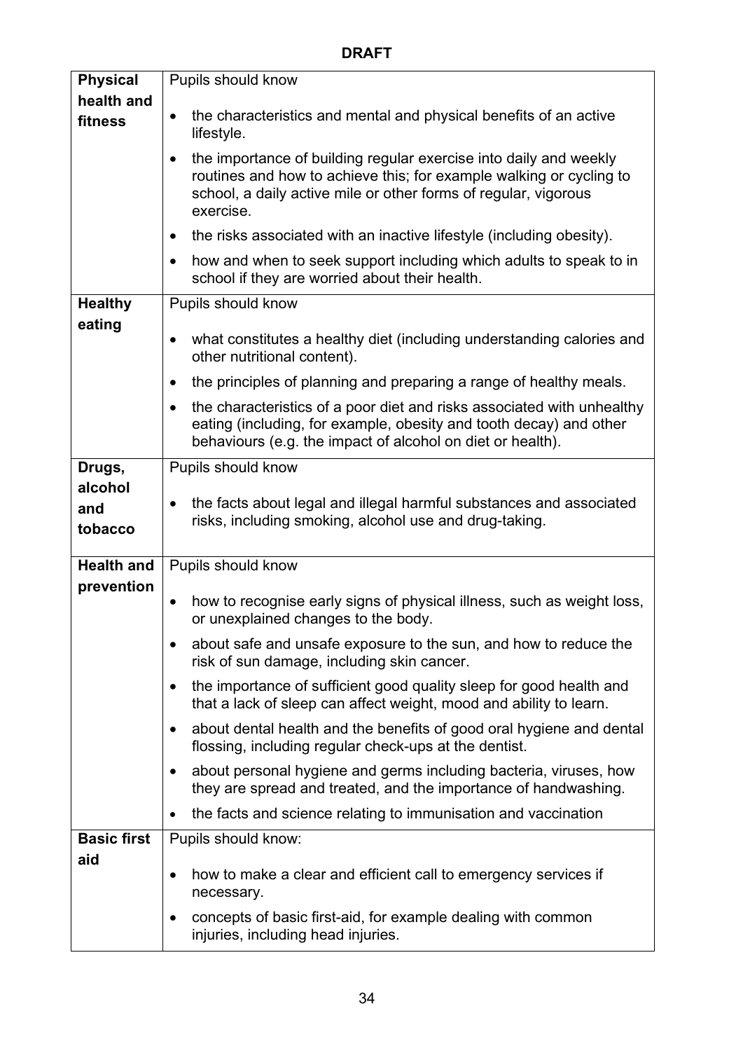**DRAFT**

| | |
|---|---|
| **Physical health and fitness** | Pupils should know<br>• the characteristics and mental and physical benefits of an active lifestyle.<br>• the importance of building regular exercise into daily and weekly routines and how to achieve this; for example walking or cycling to school, a daily active mile or other forms of regular, vigorous exercise.<br>• the risks associated with an inactive lifestyle (including obesity).<br>• how and when to seek support including which adults to speak to in school if they are worried about their health. |
| **Healthy eating** | Pupils should know<br>• what constitutes a healthy diet (including understanding calories and other nutritional content).<br>• the principles of planning and preparing a range of healthy meals.<br>• the characteristics of a poor diet and risks associated with unhealthy eating (including, for example, obesity and tooth decay) and other behaviours (e.g. the impact of alcohol on diet or health). |
| **Drugs, alcohol and tobacco** | Pupils should know<br>• the facts about legal and illegal harmful substances and associated risks, including smoking, alcohol use and drug-taking. |
| **Health and prevention** | Pupils should know<br>• how to recognise early signs of physical illness, such as weight loss, or unexplained changes to the body.<br>• about safe and unsafe exposure to the sun, and how to reduce the risk of sun damage, including skin cancer.<br>• the importance of sufficient good quality sleep for good health and that a lack of sleep can affect weight, mood and ability to learn.<br>• about dental health and the benefits of good oral hygiene and dental flossing, including regular check-ups at the dentist.<br>• about personal hygiene and germs including bacteria, viruses, how they are spread and treated, and the importance of handwashing.<br>• the facts and science relating to immunisation and vaccination |
| **Basic first aid** | Pupils should know:<br>• how to make a clear and efficient call to emergency services if necessary.<br>• concepts of basic first-aid, for example dealing with common injuries, including head injuries. |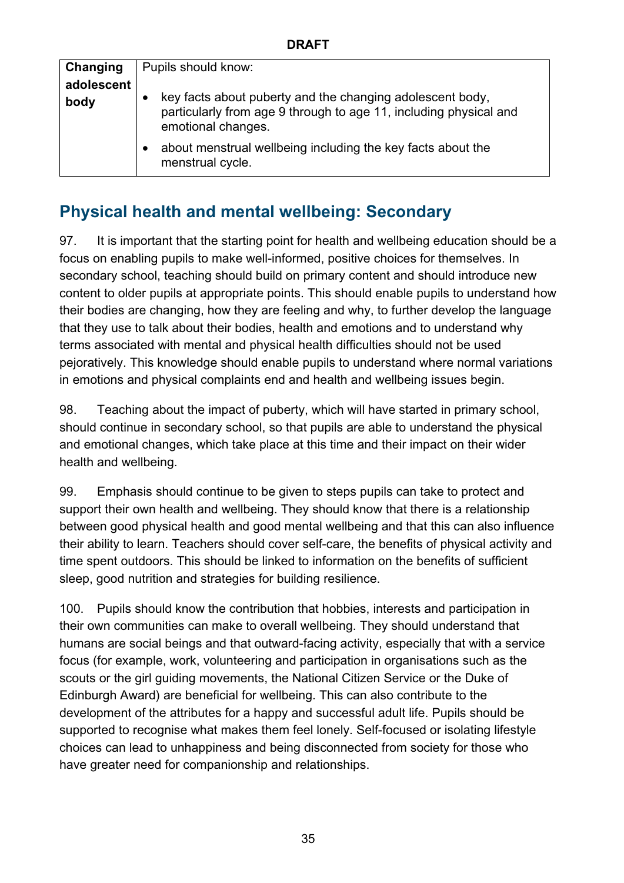**DRAFT**

| | |
|---|---|
| **Changing adolescent body** | Pupils should know:<br><br>• key facts about puberty and the changing adolescent body, particularly from age 9 through to age 11, including physical and emotional changes.<br>• about menstrual wellbeing including the key facts about the menstrual cycle. |

## Physical health and mental wellbeing: Secondary

97. It is important that the starting point for health and wellbeing education should be a focus on enabling pupils to make well-informed, positive choices for themselves. In secondary school, teaching should build on primary content and should introduce new content to older pupils at appropriate points. This should enable pupils to understand how their bodies are changing, how they are feeling and why, to further develop the language that they use to talk about their bodies, health and emotions and to understand why terms associated with mental and physical health difficulties should not be used pejoratively. This knowledge should enable pupils to understand where normal variations in emotions and physical complaints end and health and wellbeing issues begin.

98. Teaching about the impact of puberty, which will have started in primary school, should continue in secondary school, so that pupils are able to understand the physical and emotional changes, which take place at this time and their impact on their wider health and wellbeing.

99. Emphasis should continue to be given to steps pupils can take to protect and support their own health and wellbeing. They should know that there is a relationship between good physical health and good mental wellbeing and that this can also influence their ability to learn. Teachers should cover self-care, the benefits of physical activity and time spent outdoors. This should be linked to information on the benefits of sufficient sleep, good nutrition and strategies for building resilience.

100. Pupils should know the contribution that hobbies, interests and participation in their own communities can make to overall wellbeing. They should understand that humans are social beings and that outward-facing activity, especially that with a service focus (for example, work, volunteering and participation in organisations such as the scouts or the girl guiding movements, the National Citizen Service or the Duke of Edinburgh Award) are beneficial for wellbeing. This can also contribute to the development of the attributes for a happy and successful adult life. Pupils should be supported to recognise what makes them feel lonely. Self-focused or isolating lifestyle choices can lead to unhappiness and being disconnected from society for those who have greater need for companionship and relationships.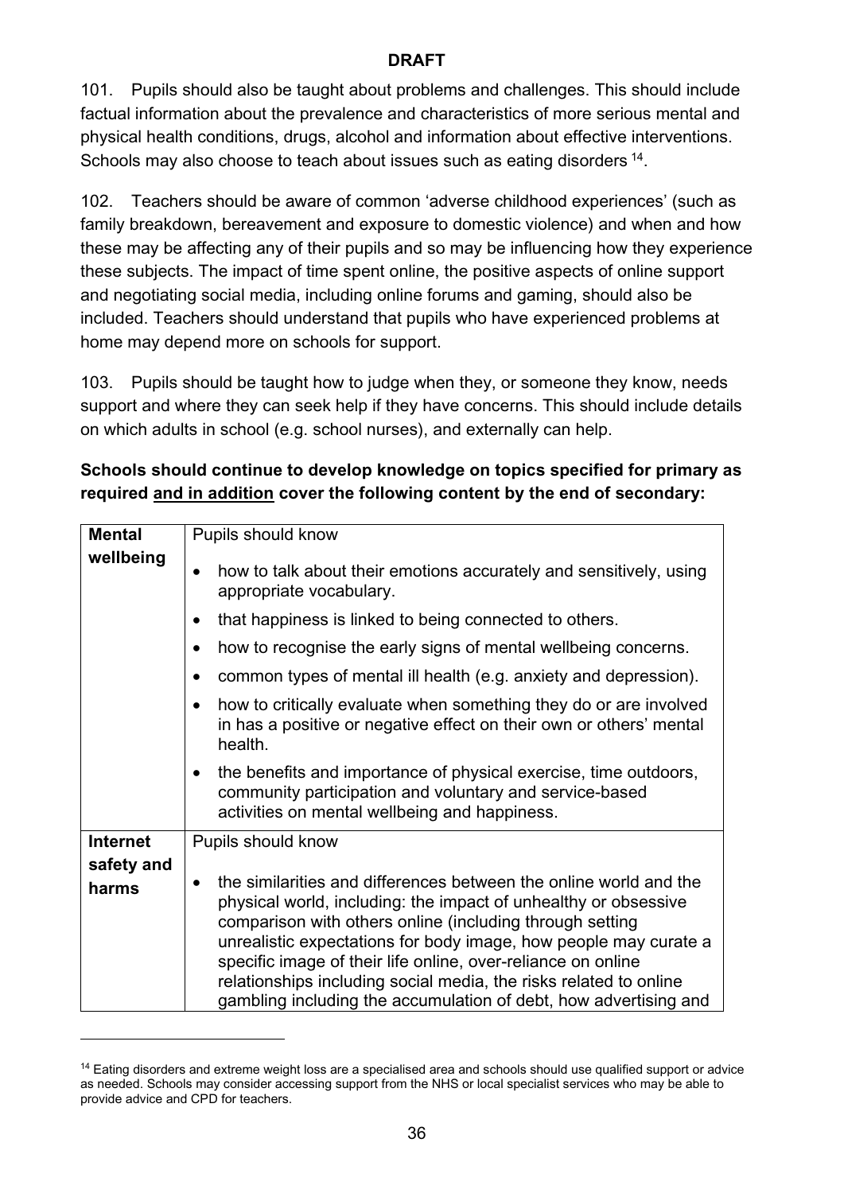**DRAFT**

101. Pupils should also be taught about problems and challenges. This should include factual information about the prevalence and characteristics of more serious mental and physical health conditions, drugs, alcohol and information about effective interventions. Schools may also choose to teach about issues such as eating disorders [14].

102. Teachers should be aware of common 'adverse childhood experiences' (such as family breakdown, bereavement and exposure to domestic violence) and when and how these may be affecting any of their pupils and so may be influencing how they experience these subjects. The impact of time spent online, the positive aspects of online support and negotiating social media, including online forums and gaming, should also be included. Teachers should understand that pupils who have experienced problems at home may depend more on schools for support.

103. Pupils should be taught how to judge when they, or someone they know, needs support and where they can seek help if they have concerns. This should include details on which adults in school (e.g. school nurses), and externally can help.

**Schools should continue to develop knowledge on topics specified for primary as required <u>and in addition</u> cover the following content by the end of secondary:**

| | |
|---|---|
| **Mental wellbeing** | Pupils should know<br>• how to talk about their emotions accurately and sensitively, using appropriate vocabulary.<br>• that happiness is linked to being connected to others.<br>• how to recognise the early signs of mental wellbeing concerns.<br>• common types of mental ill health (e.g. anxiety and depression).<br>• how to critically evaluate when something they do or are involved in has a positive or negative effect on their own or others' mental health.<br>• the benefits and importance of physical exercise, time outdoors, community participation and voluntary and service-based activities on mental wellbeing and happiness. |
| **Internet safety and harms** | Pupils should know<br>• the similarities and differences between the online world and the physical world, including: the impact of unhealthy or obsessive comparison with others online (including through setting unrealistic expectations for body image, how people may curate a specific image of their life online, over-reliance on online relationships including social media, the risks related to online gambling including the accumulation of debt, how advertising and |

[14] Eating disorders and extreme weight loss are a specialised area and schools should use qualified support or advice as needed. Schools may consider accessing support from the NHS or local specialist services who may be able to provide advice and CPD for teachers.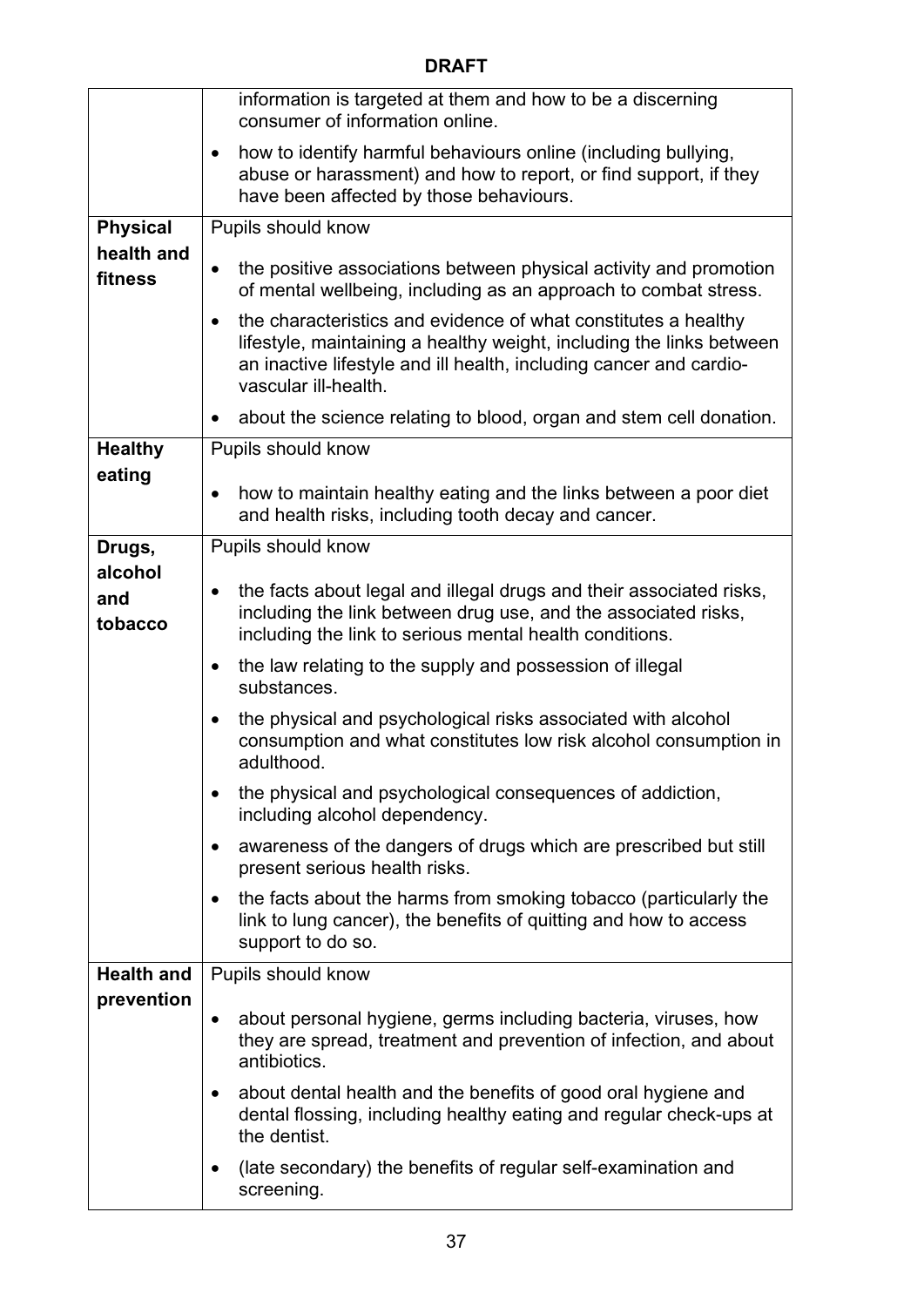**DRAFT**

| | |
|---|---|
| | information is targeted at them and how to be a discerning consumer of information online.<br>• how to identify harmful behaviours online (including bullying, abuse or harassment) and how to report, or find support, if they have been affected by those behaviours. |
| **Physical health and fitness** | Pupils should know<br>• the positive associations between physical activity and promotion of mental wellbeing, including as an approach to combat stress.<br>• the characteristics and evidence of what constitutes a healthy lifestyle, maintaining a healthy weight, including the links between an inactive lifestyle and ill health, including cancer and cardio-vascular ill-health.<br>• about the science relating to blood, organ and stem cell donation. |
| **Healthy eating** | Pupils should know<br>• how to maintain healthy eating and the links between a poor diet and health risks, including tooth decay and cancer. |
| **Drugs, alcohol and tobacco** | Pupils should know<br>• the facts about legal and illegal drugs and their associated risks, including the link between drug use, and the associated risks, including the link to serious mental health conditions.<br>• the law relating to the supply and possession of illegal substances.<br>• the physical and psychological risks associated with alcohol consumption and what constitutes low risk alcohol consumption in adulthood.<br>• the physical and psychological consequences of addiction, including alcohol dependency.<br>• awareness of the dangers of drugs which are prescribed but still present serious health risks.<br>• the facts about the harms from smoking tobacco (particularly the link to lung cancer), the benefits of quitting and how to access support to do so. |
| **Health and prevention** | Pupils should know<br>• about personal hygiene, germs including bacteria, viruses, how they are spread, treatment and prevention of infection, and about antibiotics.<br>• about dental health and the benefits of good oral hygiene and dental flossing, including healthy eating and regular check-ups at the dentist.<br>• (late secondary) the benefits of regular self-examination and screening. |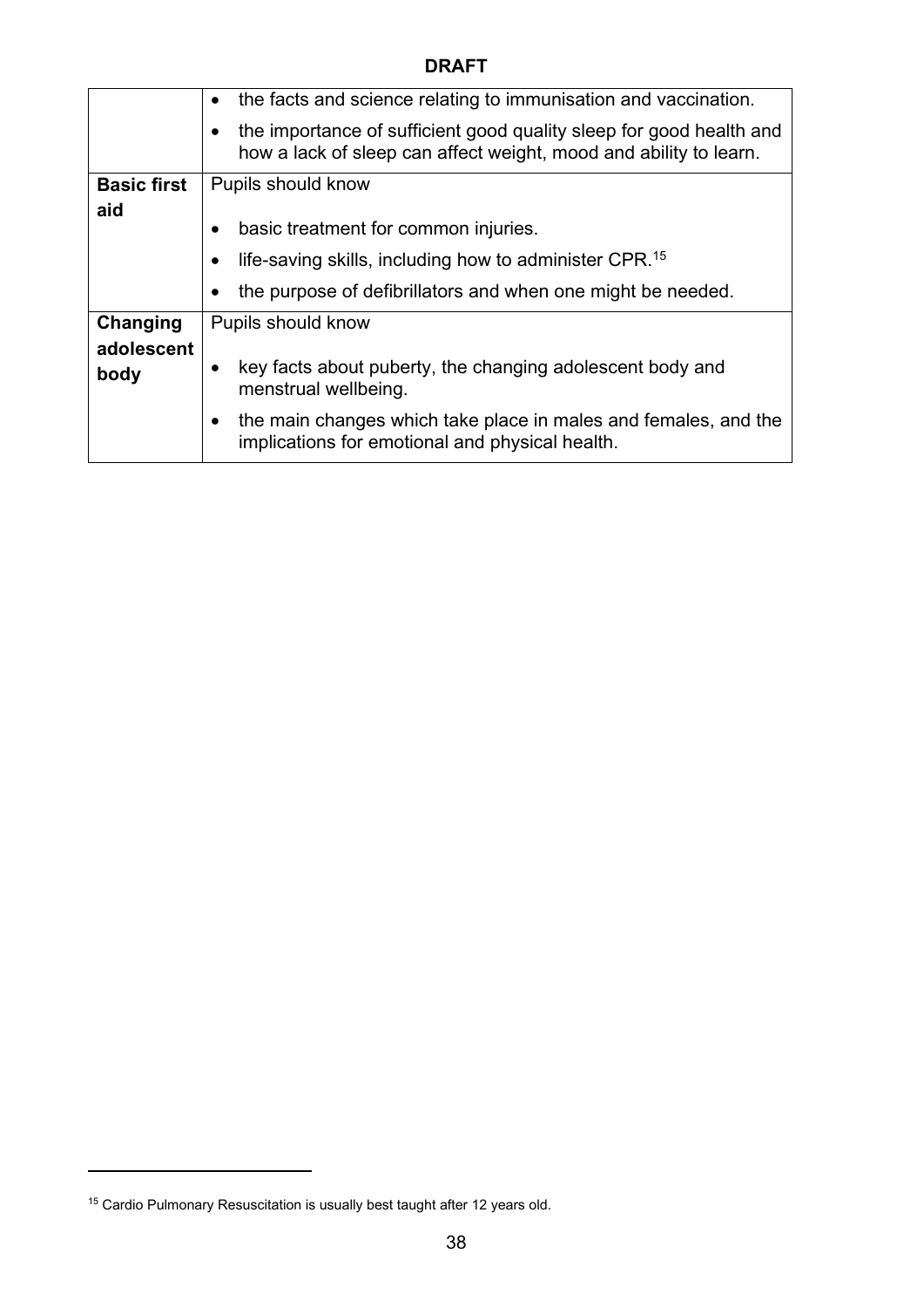**DRAFT**

| | |
|---|---|
| | • the facts and science relating to immunisation and vaccination.<br>• the importance of sufficient good quality sleep for good health and how a lack of sleep can affect weight, mood and ability to learn. |
| **Basic first aid** | Pupils should know<br>• basic treatment for common injuries.<br>• life-saving skills, including how to administer CPR.[15]<br>• the purpose of defibrillators and when one might be needed. |
| **Changing adolescent body** | Pupils should know<br>• key facts about puberty, the changing adolescent body and menstrual wellbeing.<br>• the main changes which take place in males and females, and the implications for emotional and physical health. |

[15] Cardio Pulmonary Resuscitation is usually best taught after 12 years old.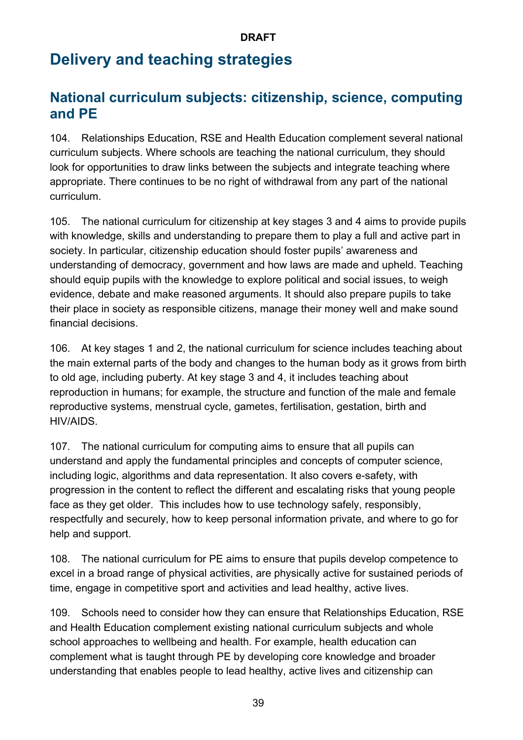# Delivery and teaching strategies

## National curriculum subjects: citizenship, science, computing and PE

104. Relationships Education, RSE and Health Education complement several national curriculum subjects. Where schools are teaching the national curriculum, they should look for opportunities to draw links between the subjects and integrate teaching where appropriate. There continues to be no right of withdrawal from any part of the national curriculum.

105. The national curriculum for citizenship at key stages 3 and 4 aims to provide pupils with knowledge, skills and understanding to prepare them to play a full and active part in society. In particular, citizenship education should foster pupils' awareness and understanding of democracy, government and how laws are made and upheld. Teaching should equip pupils with the knowledge to explore political and social issues, to weigh evidence, debate and make reasoned arguments. It should also prepare pupils to take their place in society as responsible citizens, manage their money well and make sound financial decisions.

106. At key stages 1 and 2, the national curriculum for science includes teaching about the main external parts of the body and changes to the human body as it grows from birth to old age, including puberty. At key stage 3 and 4, it includes teaching about reproduction in humans; for example, the structure and function of the male and female reproductive systems, menstrual cycle, gametes, fertilisation, gestation, birth and HIV/AIDS.

107. The national curriculum for computing aims to ensure that all pupils can understand and apply the fundamental principles and concepts of computer science, including logic, algorithms and data representation. It also covers e-safety, with progression in the content to reflect the different and escalating risks that young people face as they get older. This includes how to use technology safely, responsibly, respectfully and securely, how to keep personal information private, and where to go for help and support.

108. The national curriculum for PE aims to ensure that pupils develop competence to excel in a broad range of physical activities, are physically active for sustained periods of time, engage in competitive sport and activities and lead healthy, active lives.

109. Schools need to consider how they can ensure that Relationships Education, RSE and Health Education complement existing national curriculum subjects and whole school approaches to wellbeing and health. For example, health education can complement what is taught through PE by developing core knowledge and broader understanding that enables people to lead healthy, active lives and citizenship can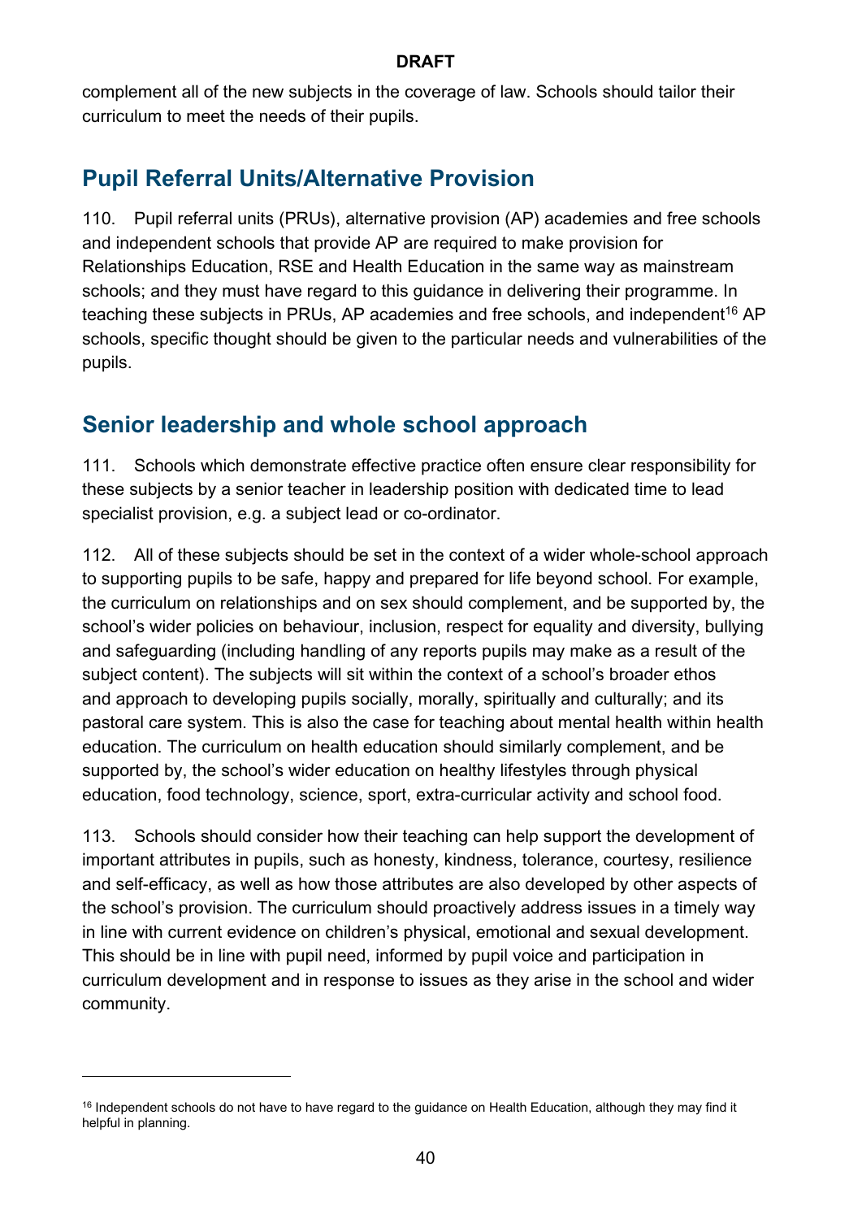complement all of the new subjects in the coverage of law. Schools should tailor their curriculum to meet the needs of their pupils.

## Pupil Referral Units/Alternative Provision

110. Pupil referral units (PRUs), alternative provision (AP) academies and free schools and independent schools that provide AP are required to make provision for Relationships Education, RSE and Health Education in the same way as mainstream schools; and they must have regard to this guidance in delivering their programme. In teaching these subjects in PRUs, AP academies and free schools, and independent[16] AP schools, specific thought should be given to the particular needs and vulnerabilities of the pupils.

## Senior leadership and whole school approach

111. Schools which demonstrate effective practice often ensure clear responsibility for these subjects by a senior teacher in leadership position with dedicated time to lead specialist provision, e.g. a subject lead or co-ordinator.

112. All of these subjects should be set in the context of a wider whole-school approach to supporting pupils to be safe, happy and prepared for life beyond school. For example, the curriculum on relationships and on sex should complement, and be supported by, the school's wider policies on behaviour, inclusion, respect for equality and diversity, bullying and safeguarding (including handling of any reports pupils may make as a result of the subject content). The subjects will sit within the context of a school's broader ethos and approach to developing pupils socially, morally, spiritually and culturally; and its pastoral care system. This is also the case for teaching about mental health within health education. The curriculum on health education should similarly complement, and be supported by, the school's wider education on healthy lifestyles through physical education, food technology, science, sport, extra-curricular activity and school food.

113. Schools should consider how their teaching can help support the development of important attributes in pupils, such as honesty, kindness, tolerance, courtesy, resilience and self-efficacy, as well as how those attributes are also developed by other aspects of the school's provision. The curriculum should proactively address issues in a timely way in line with current evidence on children's physical, emotional and sexual development. This should be in line with pupil need, informed by pupil voice and participation in curriculum development and in response to issues as they arise in the school and wider community.

---

[16] Independent schools do not have to have regard to the guidance on Health Education, although they may find it helpful in planning.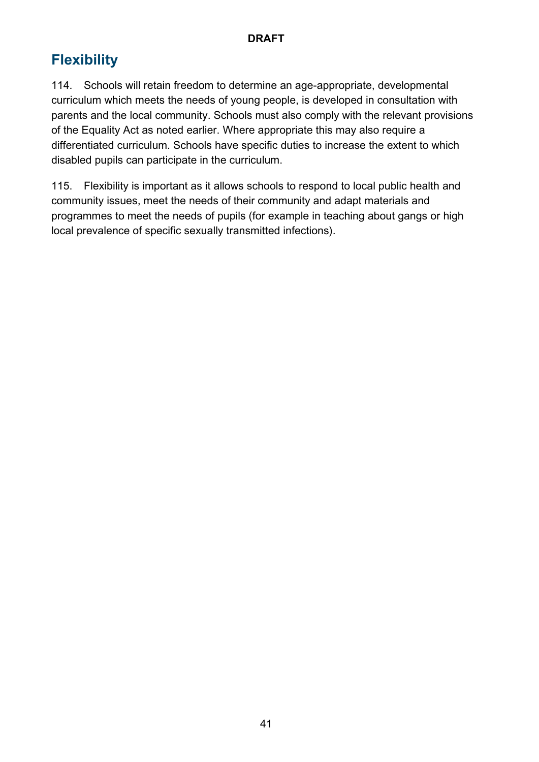## Flexibility

114. Schools will retain freedom to determine an age-appropriate, developmental curriculum which meets the needs of young people, is developed in consultation with parents and the local community. Schools must also comply with the relevant provisions of the Equality Act as noted earlier. Where appropriate this may also require a differentiated curriculum. Schools have specific duties to increase the extent to which disabled pupils can participate in the curriculum.

115. Flexibility is important as it allows schools to respond to local public health and community issues, meet the needs of their community and adapt materials and programmes to meet the needs of pupils (for example in teaching about gangs or high local prevalence of specific sexually transmitted infections).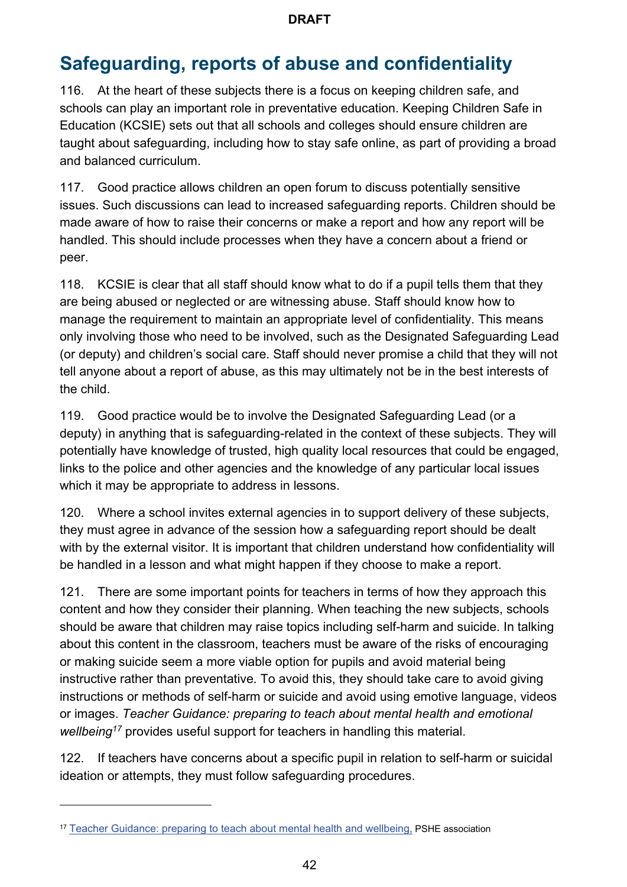## Safeguarding, reports of abuse and confidentiality

116. At the heart of these subjects there is a focus on keeping children safe, and schools can play an important role in preventative education. Keeping Children Safe in Education (KCSIE) sets out that all schools and colleges should ensure children are taught about safeguarding, including how to stay safe online, as part of providing a broad and balanced curriculum.

117. Good practice allows children an open forum to discuss potentially sensitive issues. Such discussions can lead to increased safeguarding reports. Children should be made aware of how to raise their concerns or make a report and how any report will be handled. This should include processes when they have a concern about a friend or peer.

118. KCSIE is clear that all staff should know what to do if a pupil tells them that they are being abused or neglected or are witnessing abuse. Staff should know how to manage the requirement to maintain an appropriate level of confidentiality. This means only involving those who need to be involved, such as the Designated Safeguarding Lead (or deputy) and children's social care. Staff should never promise a child that they will not tell anyone about a report of abuse, as this may ultimately not be in the best interests of the child.

119. Good practice would be to involve the Designated Safeguarding Lead (or a deputy) in anything that is safeguarding-related in the context of these subjects. They will potentially have knowledge of trusted, high quality local resources that could be engaged, links to the police and other agencies and the knowledge of any particular local issues which it may be appropriate to address in lessons.

120. Where a school invites external agencies in to support delivery of these subjects, they must agree in advance of the session how a safeguarding report should be dealt with by the external visitor. It is important that children understand how confidentiality will be handled in a lesson and what might happen if they choose to make a report.

121. There are some important points for teachers in terms of how they approach this content and how they consider their planning. When teaching the new subjects, schools should be aware that children may raise topics including self-harm and suicide. In talking about this content in the classroom, teachers must be aware of the risks of encouraging or making suicide seem a more viable option for pupils and avoid material being instructive rather than preventative. To avoid this, they should take care to avoid giving instructions or methods of self-harm or suicide and avoid using emotive language, videos or images. *Teacher Guidance: preparing to teach about mental health and emotional wellbeing*[17] provides useful support for teachers in handling this material.

122. If teachers have concerns about a specific pupil in relation to self-harm or suicidal ideation or attempts, they must follow safeguarding procedures.

---

[17] Teacher Guidance: preparing to teach about mental health and wellbeing, PSHE association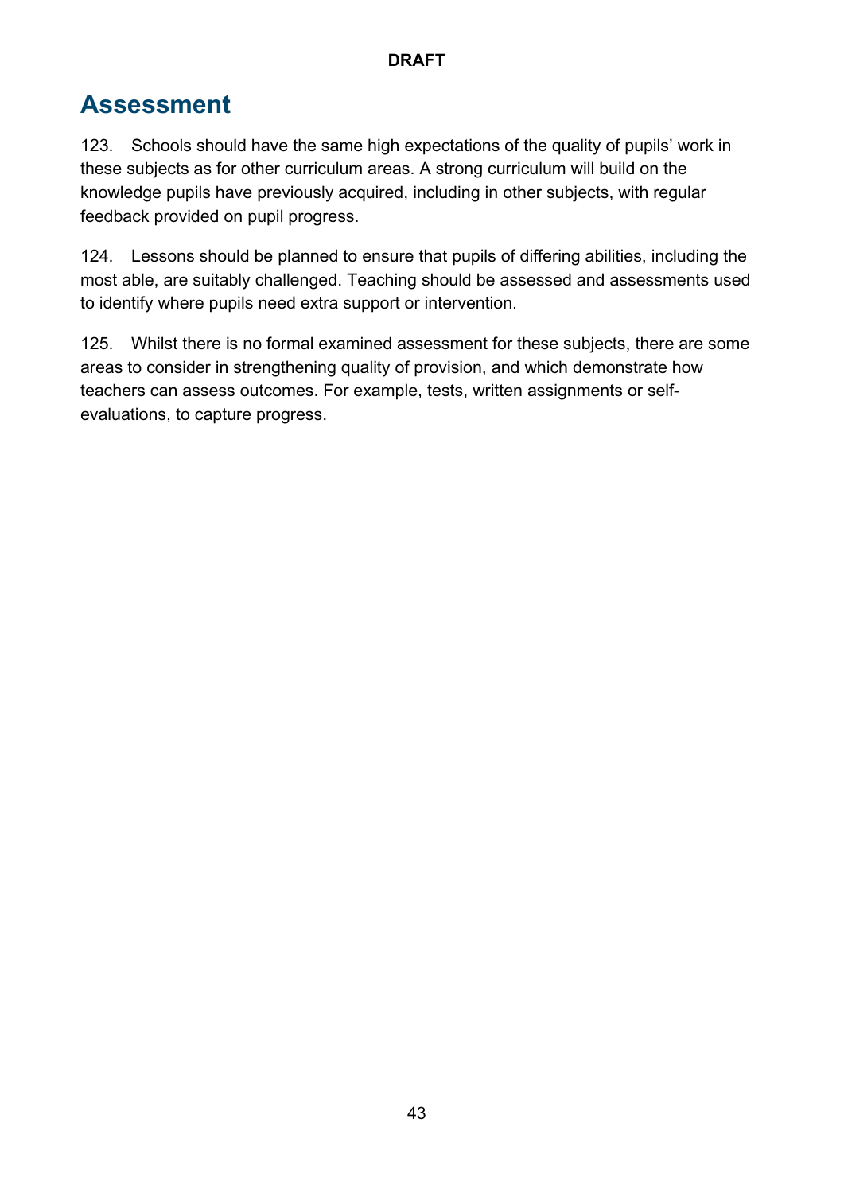# Assessment

123. Schools should have the same high expectations of the quality of pupils' work in these subjects as for other curriculum areas. A strong curriculum will build on the knowledge pupils have previously acquired, including in other subjects, with regular feedback provided on pupil progress.

124. Lessons should be planned to ensure that pupils of differing abilities, including the most able, are suitably challenged. Teaching should be assessed and assessments used to identify where pupils need extra support or intervention.

125. Whilst there is no formal examined assessment for these subjects, there are some areas to consider in strengthening quality of provision, and which demonstrate how teachers can assess outcomes. For example, tests, written assignments or self-evaluations, to capture progress.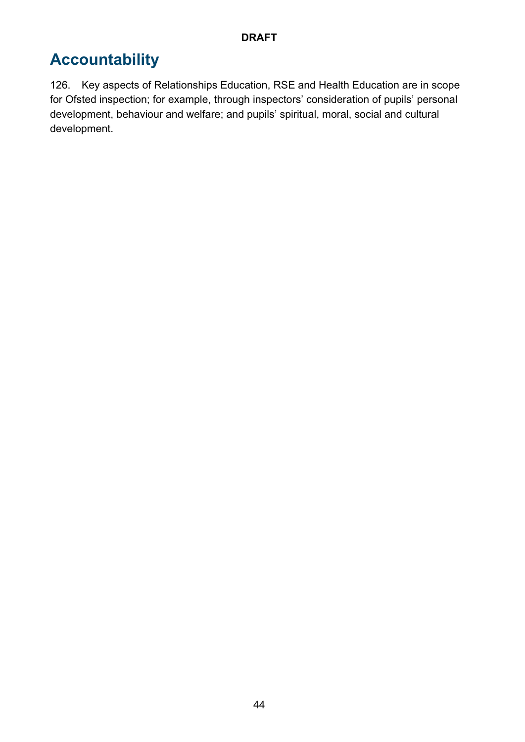# Accountability

126. Key aspects of Relationships Education, RSE and Health Education are in scope for Ofsted inspection; for example, through inspectors' consideration of pupils' personal development, behaviour and welfare; and pupils' spiritual, moral, social and cultural development.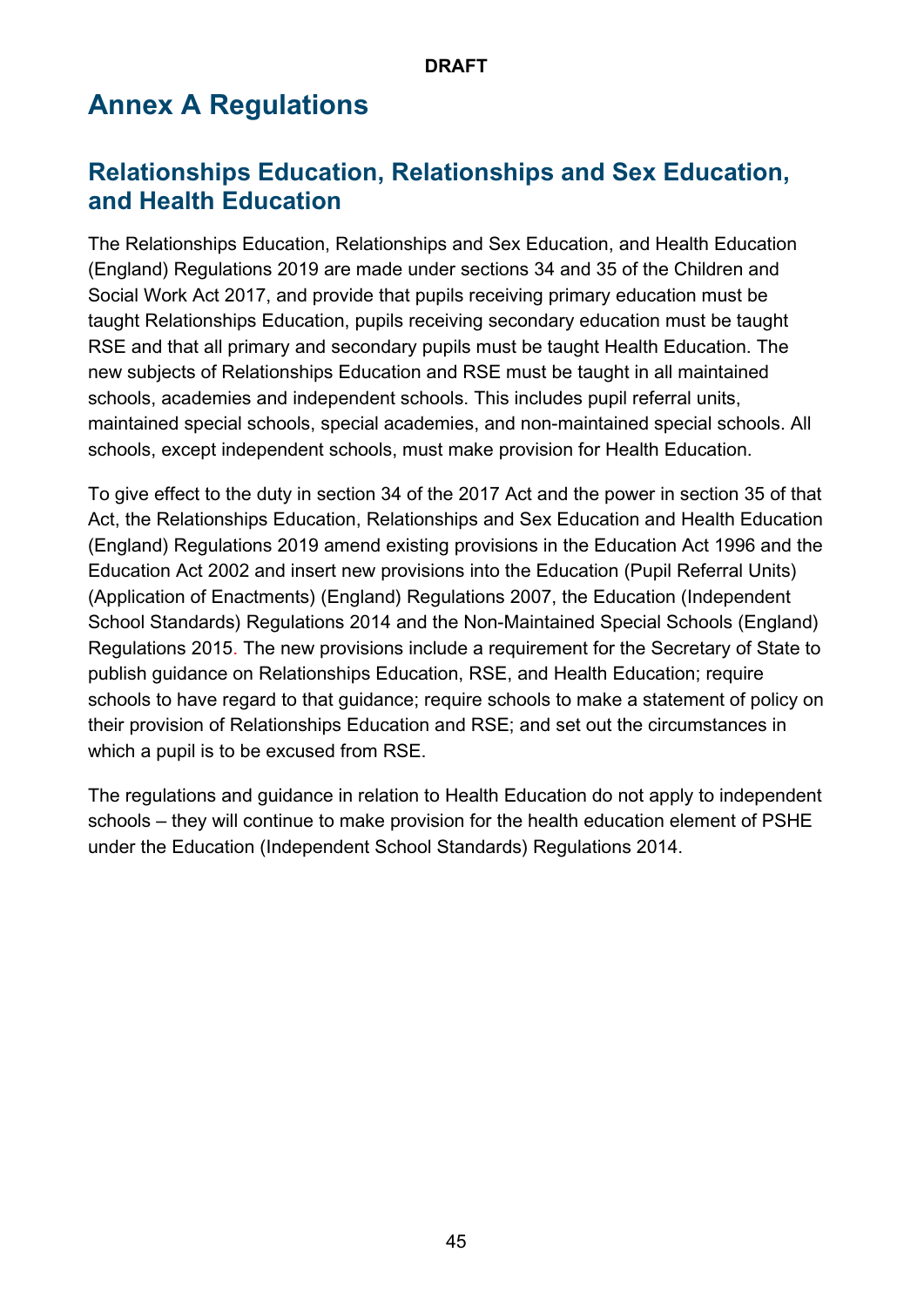# Annex A Regulations

## Relationships Education, Relationships and Sex Education, and Health Education

The Relationships Education, Relationships and Sex Education, and Health Education (England) Regulations 2019 are made under sections 34 and 35 of the Children and Social Work Act 2017, and provide that pupils receiving primary education must be taught Relationships Education, pupils receiving secondary education must be taught RSE and that all primary and secondary pupils must be taught Health Education. The new subjects of Relationships Education and RSE must be taught in all maintained schools, academies and independent schools. This includes pupil referral units, maintained special schools, special academies, and non-maintained special schools. All schools, except independent schools, must make provision for Health Education.

To give effect to the duty in section 34 of the 2017 Act and the power in section 35 of that Act, the Relationships Education, Relationships and Sex Education and Health Education (England) Regulations 2019 amend existing provisions in the Education Act 1996 and the Education Act 2002 and insert new provisions into the Education (Pupil Referral Units) (Application of Enactments) (England) Regulations 2007, the Education (Independent School Standards) Regulations 2014 and the Non-Maintained Special Schools (England) Regulations 2015. The new provisions include a requirement for the Secretary of State to publish guidance on Relationships Education, RSE, and Health Education; require schools to have regard to that guidance; require schools to make a statement of policy on their provision of Relationships Education and RSE; and set out the circumstances in which a pupil is to be excused from RSE.

The regulations and guidance in relation to Health Education do not apply to independent schools – they will continue to make provision for the health education element of PSHE under the Education (Independent School Standards) Regulations 2014.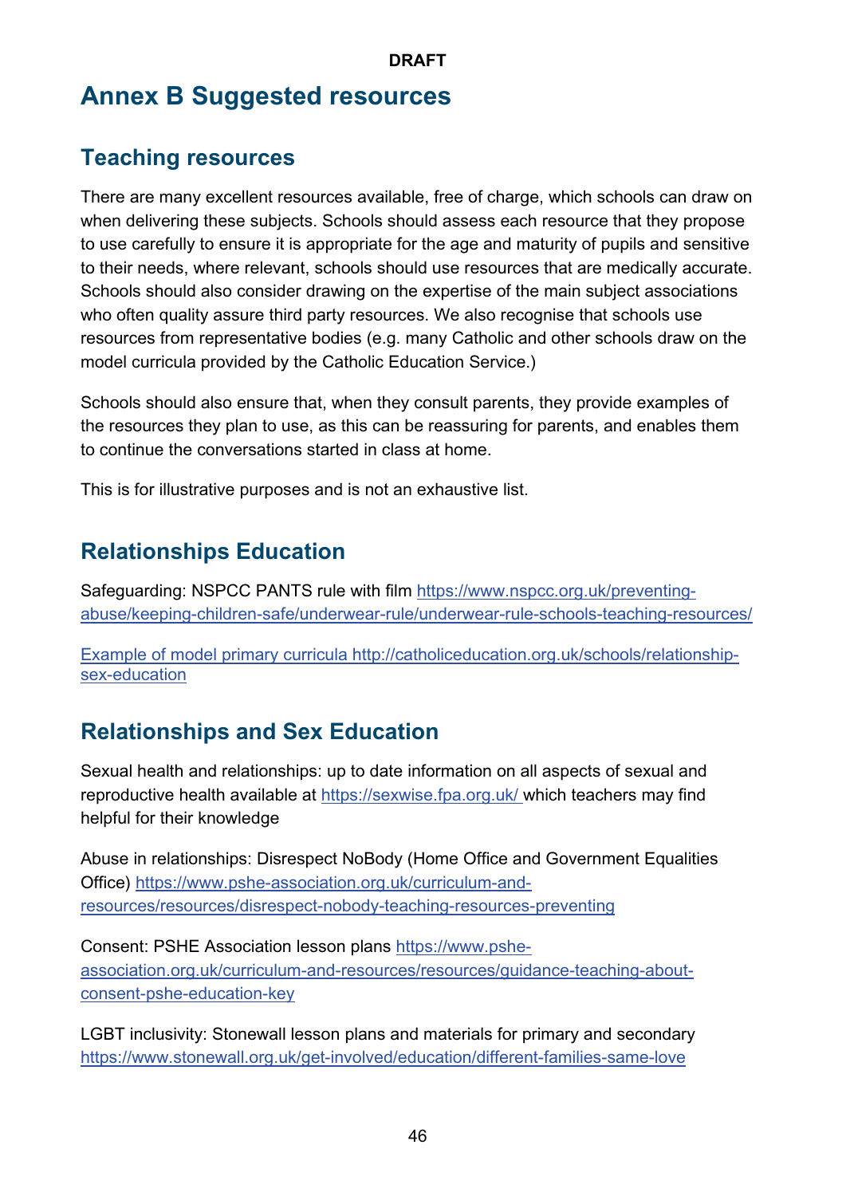DRAFT

# Annex B Suggested resources

## Teaching resources

There are many excellent resources available, free of charge, which schools can draw on when delivering these subjects. Schools should assess each resource that they propose to use carefully to ensure it is appropriate for the age and maturity of pupils and sensitive to their needs, where relevant, schools should use resources that are medically accurate. Schools should also consider drawing on the expertise of the main subject associations who often quality assure third party resources. We also recognise that schools use resources from representative bodies (e.g. many Catholic and other schools draw on the model curricula provided by the Catholic Education Service.)

Schools should also ensure that, when they consult parents, they provide examples of the resources they plan to use, as this can be reassuring for parents, and enables them to continue the conversations started in class at home.

This is for illustrative purposes and is not an exhaustive list.

## Relationships Education

Safeguarding: NSPCC PANTS rule with film https://www.nspcc.org.uk/preventing-abuse/keeping-children-safe/underwear-rule/underwear-rule-schools-teaching-resources/

Example of model primary curricula http://catholiceducation.org.uk/schools/relationship-sex-education

## Relationships and Sex Education

Sexual health and relationships: up to date information on all aspects of sexual and reproductive health available at https://sexwise.fpa.org.uk/ which teachers may find helpful for their knowledge

Abuse in relationships: Disrespect NoBody (Home Office and Government Equalities Office) https://www.pshe-association.org.uk/curriculum-and-resources/resources/disrespect-nobody-teaching-resources-preventing

Consent: PSHE Association lesson plans https://www.pshe-association.org.uk/curriculum-and-resources/resources/guidance-teaching-about-consent-pshe-education-key

LGBT inclusivity: Stonewall lesson plans and materials for primary and secondary https://www.stonewall.org.uk/get-involved/education/different-families-same-love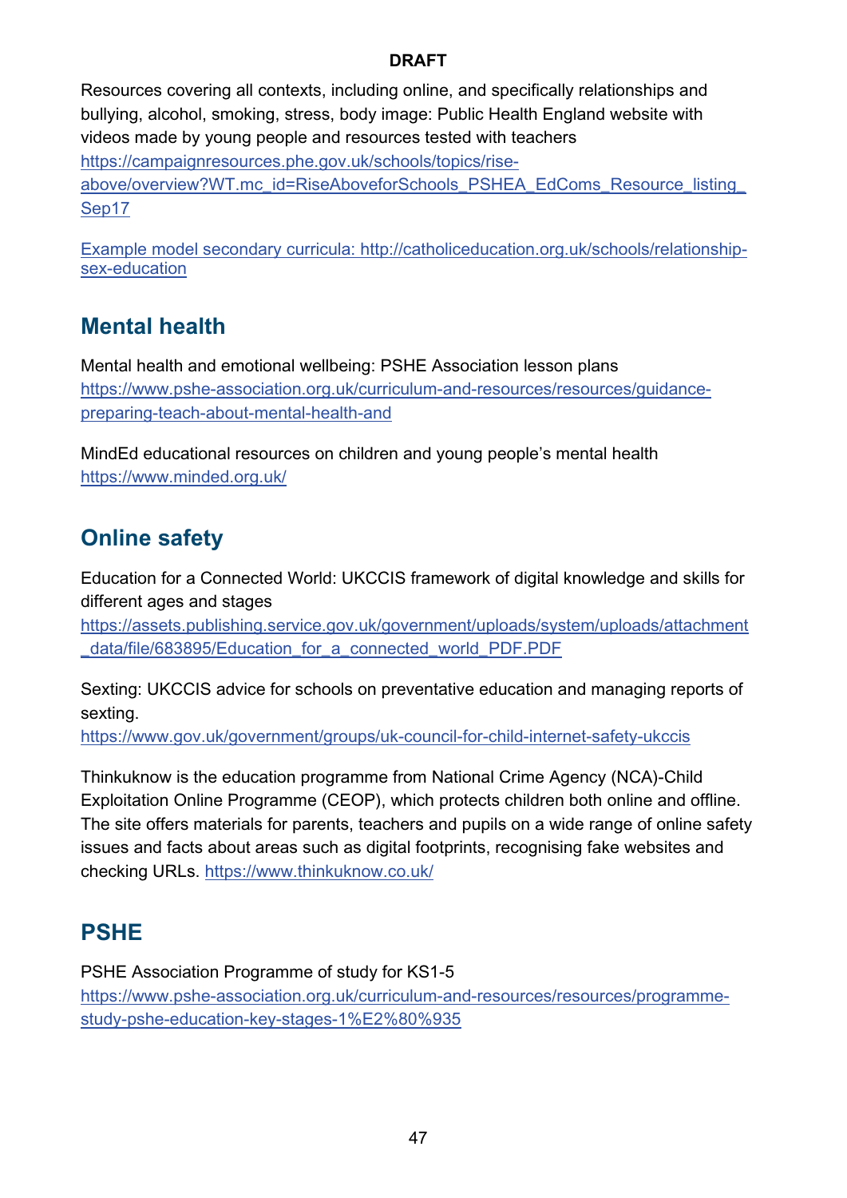Resources covering all contexts, including online, and specifically relationships and bullying, alcohol, smoking, stress, body image: Public Health England website with videos made by young people and resources tested with teachers https://campaignresources.phe.gov.uk/schools/topics/rise-above/overview?WT.mc_id=RiseAboveforSchools_PSHEA_EdComs_Resource_listing_Sep17

Example model secondary curricula: http://catholiceducation.org.uk/schools/relationship-sex-education

## Mental health

Mental health and emotional wellbeing: PSHE Association lesson plans https://www.pshe-association.org.uk/curriculum-and-resources/resources/guidance-preparing-teach-about-mental-health-and

MindEd educational resources on children and young people's mental health https://www.minded.org.uk/

## Online safety

Education for a Connected World: UKCCIS framework of digital knowledge and skills for different ages and stages https://assets.publishing.service.gov.uk/government/uploads/system/uploads/attachment_data/file/683895/Education_for_a_connected_world_PDF.PDF

Sexting: UKCCIS advice for schools on preventative education and managing reports of sexting. https://www.gov.uk/government/groups/uk-council-for-child-internet-safety-ukccis

Thinkuknow is the education programme from National Crime Agency (NCA)-Child Exploitation Online Programme (CEOP), which protects children both online and offline. The site offers materials for parents, teachers and pupils on a wide range of online safety issues and facts about areas such as digital footprints, recognising fake websites and checking URLs. https://www.thinkuknow.co.uk/

## PSHE

PSHE Association Programme of study for KS1-5 https://www.pshe-association.org.uk/curriculum-and-resources/resources/programme-study-pshe-education-key-stages-1%E2%80%935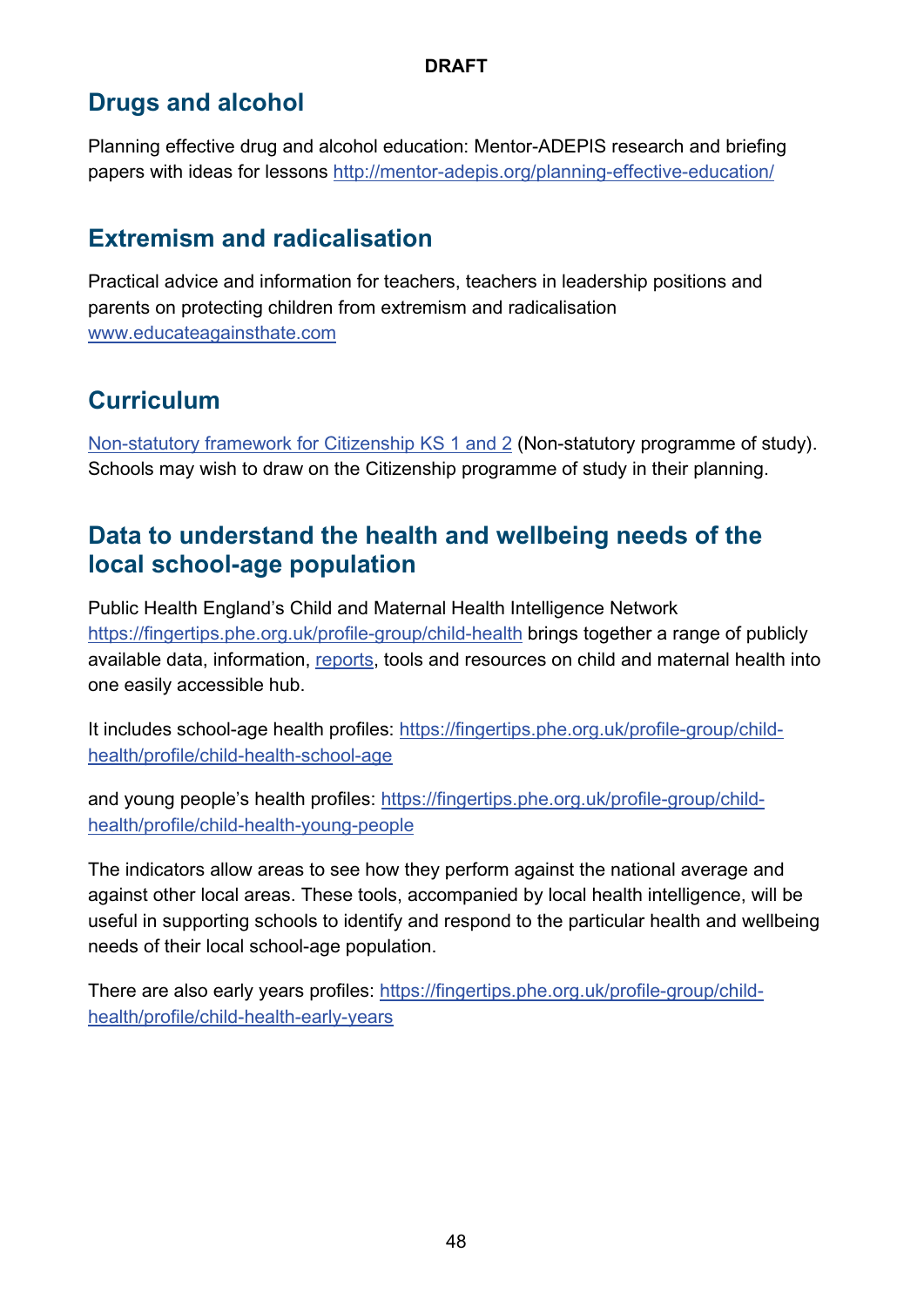DRAFT

## Drugs and alcohol

Planning effective drug and alcohol education: Mentor-ADEPIS research and briefing papers with ideas for lessons http://mentor-adepis.org/planning-effective-education/

## Extremism and radicalisation

Practical advice and information for teachers, teachers in leadership positions and parents on protecting children from extremism and radicalisation www.educateagainsthate.com

## Curriculum

Non-statutory framework for Citizenship KS 1 and 2 (Non-statutory programme of study). Schools may wish to draw on the Citizenship programme of study in their planning.

## Data to understand the health and wellbeing needs of the local school-age population

Public Health England's Child and Maternal Health Intelligence Network https://fingertips.phe.org.uk/profile-group/child-health brings together a range of publicly available data, information, reports, tools and resources on child and maternal health into one easily accessible hub.

It includes school-age health profiles: https://fingertips.phe.org.uk/profile-group/child-health/profile/child-health-school-age

and young people's health profiles: https://fingertips.phe.org.uk/profile-group/child-health/profile/child-health-young-people

The indicators allow areas to see how they perform against the national average and against other local areas. These tools, accompanied by local health intelligence, will be useful in supporting schools to identify and respond to the particular health and wellbeing needs of their local school-age population.

There are also early years profiles: https://fingertips.phe.org.uk/profile-group/child-health/profile/child-health-early-years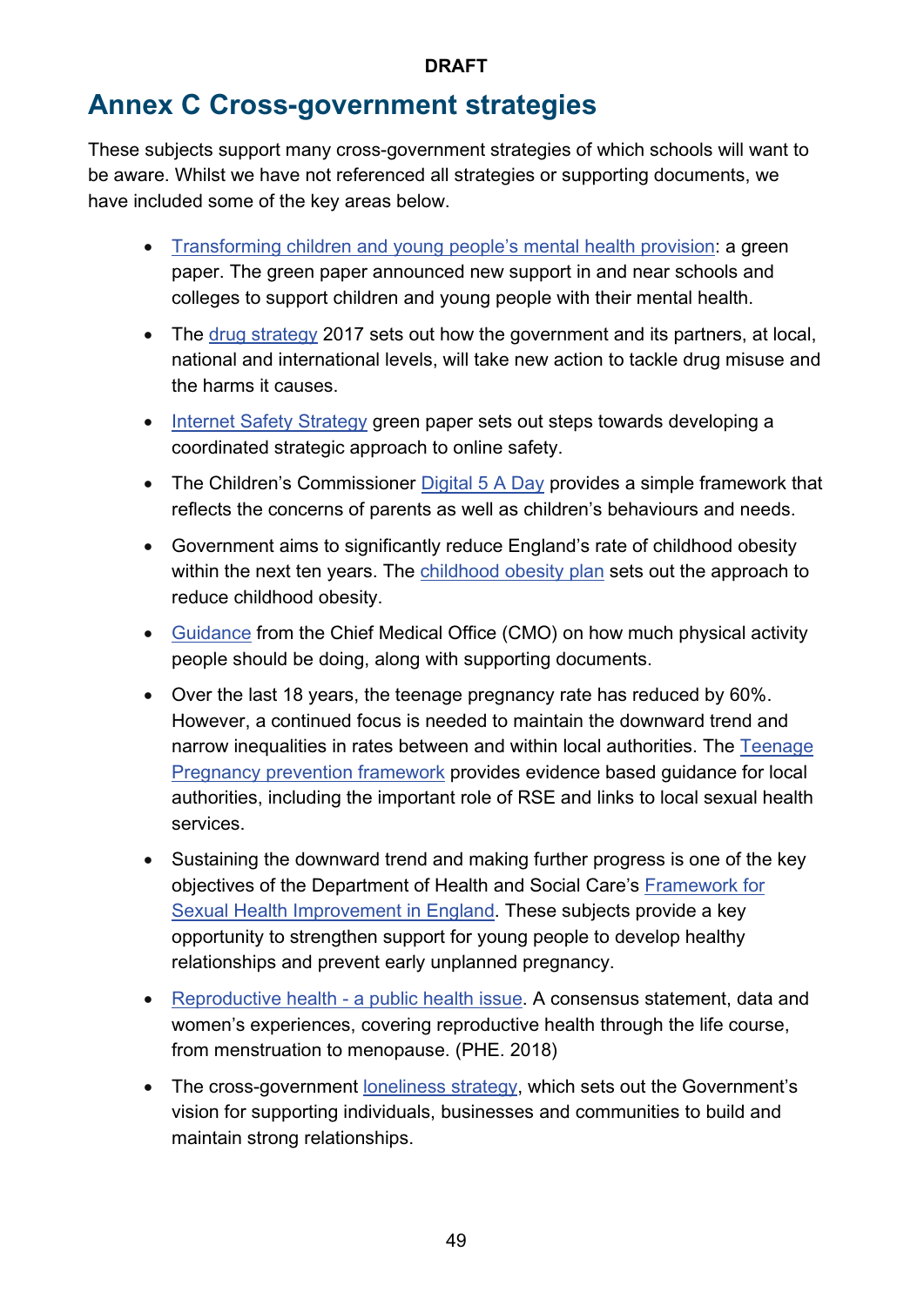# Annex C Cross-government strategies

These subjects support many cross-government strategies of which schools will want to be aware. Whilst we have not referenced all strategies or supporting documents, we have included some of the key areas below.

- Transforming children and young people's mental health provision: a green paper. The green paper announced new support in and near schools and colleges to support children and young people with their mental health.
- The drug strategy 2017 sets out how the government and its partners, at local, national and international levels, will take new action to tackle drug misuse and the harms it causes.
- Internet Safety Strategy green paper sets out steps towards developing a coordinated strategic approach to online safety.
- The Children's Commissioner Digital 5 A Day provides a simple framework that reflects the concerns of parents as well as children's behaviours and needs.
- Government aims to significantly reduce England's rate of childhood obesity within the next ten years. The childhood obesity plan sets out the approach to reduce childhood obesity.
- Guidance from the Chief Medical Office (CMO) on how much physical activity people should be doing, along with supporting documents.
- Over the last 18 years, the teenage pregnancy rate has reduced by 60%. However, a continued focus is needed to maintain the downward trend and narrow inequalities in rates between and within local authorities. The Teenage Pregnancy prevention framework provides evidence based guidance for local authorities, including the important role of RSE and links to local sexual health services.
- Sustaining the downward trend and making further progress is one of the key objectives of the Department of Health and Social Care's Framework for Sexual Health Improvement in England. These subjects provide a key opportunity to strengthen support for young people to develop healthy relationships and prevent early unplanned pregnancy.
- Reproductive health - a public health issue. A consensus statement, data and women's experiences, covering reproductive health through the life course, from menstruation to menopause. (PHE. 2018)
- The cross-government loneliness strategy, which sets out the Government's vision for supporting individuals, businesses and communities to build and maintain strong relationships.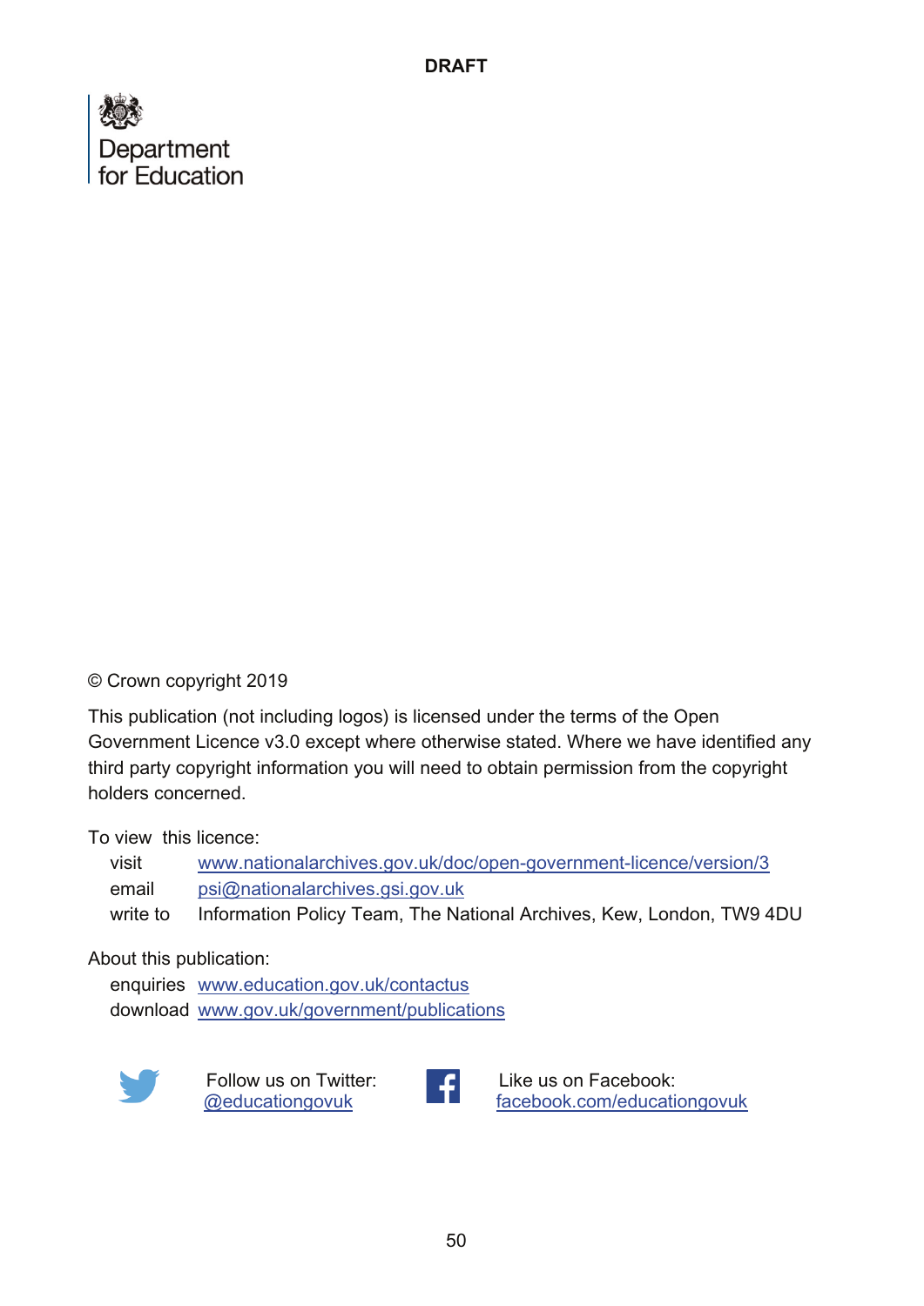DRAFT

Department for Education

© Crown copyright 2019

This publication (not including logos) is licensed under the terms of the Open Government Licence v3.0 except where otherwise stated. Where we have identified any third party copyright information you will need to obtain permission from the copyright holders concerned.

To view this licence:

visit www.nationalarchives.gov.uk/doc/open-government-licence/version/3
email psi@nationalarchives.gsi.gov.uk
write to Information Policy Team, The National Archives, Kew, London, TW9 4DU

About this publication:

enquiries www.education.gov.uk/contactus
download www.gov.uk/government/publications

Follow us on Twitter: @educationgovuk

Like us on Facebook: facebook.com/educationgovuk